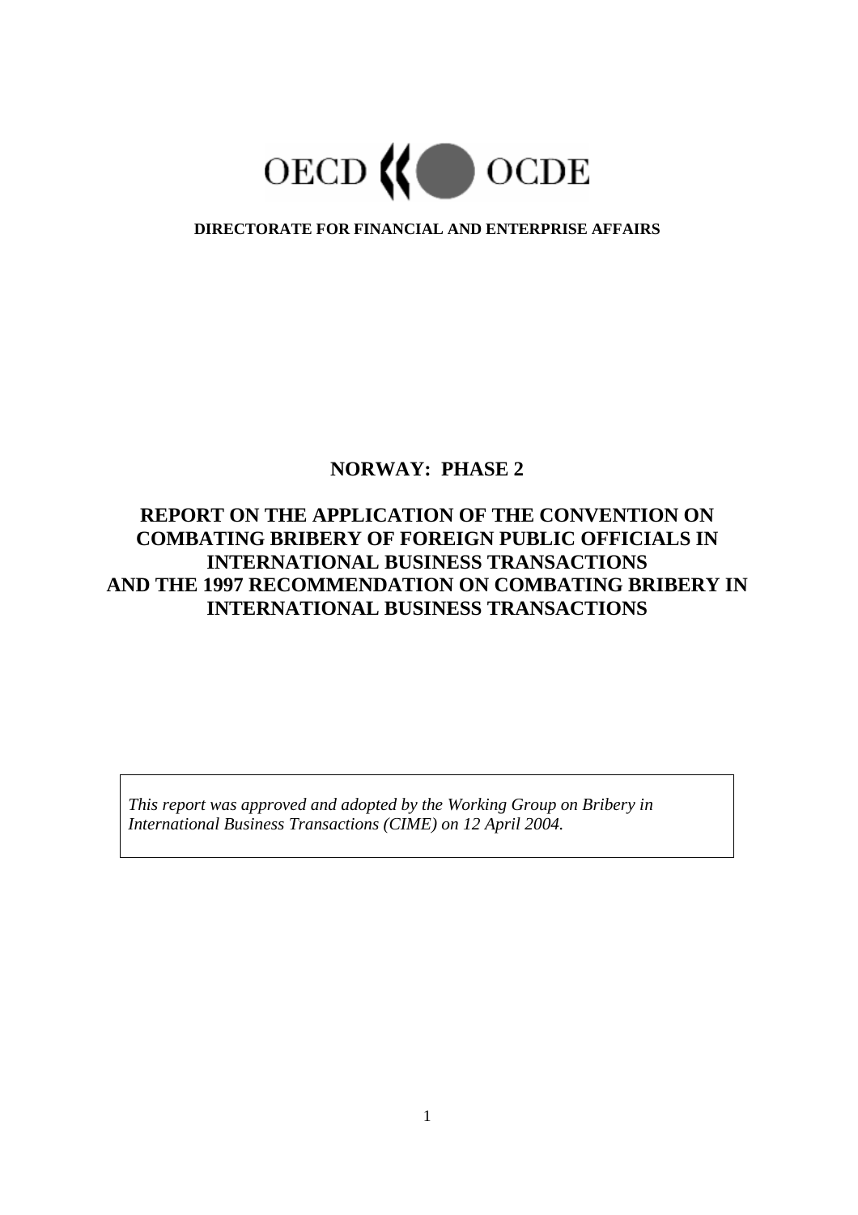OECD OCDE

**DIRECTORATE FOR FINANCIAL AND ENTERPRISE AFFAIRS**

# NORWAY: PHASE 2

# REPORT ON THE APPLICATION OF THE CONVENTION ON COMBATING BRIBERY OF FOREIGN PUBLIC OFFICIALS IN INTERNATIONAL BUSINESS TRANSACTIONS AND THE 1997 RECOMMENDATION ON COMBATING BRIBERY IN INTERNATIONAL BUSINESS TRANSACTIONS

*This report was approved and adopted by the Working Group on Bribery in International Business Transactions (CIME) on 12 April 2004.*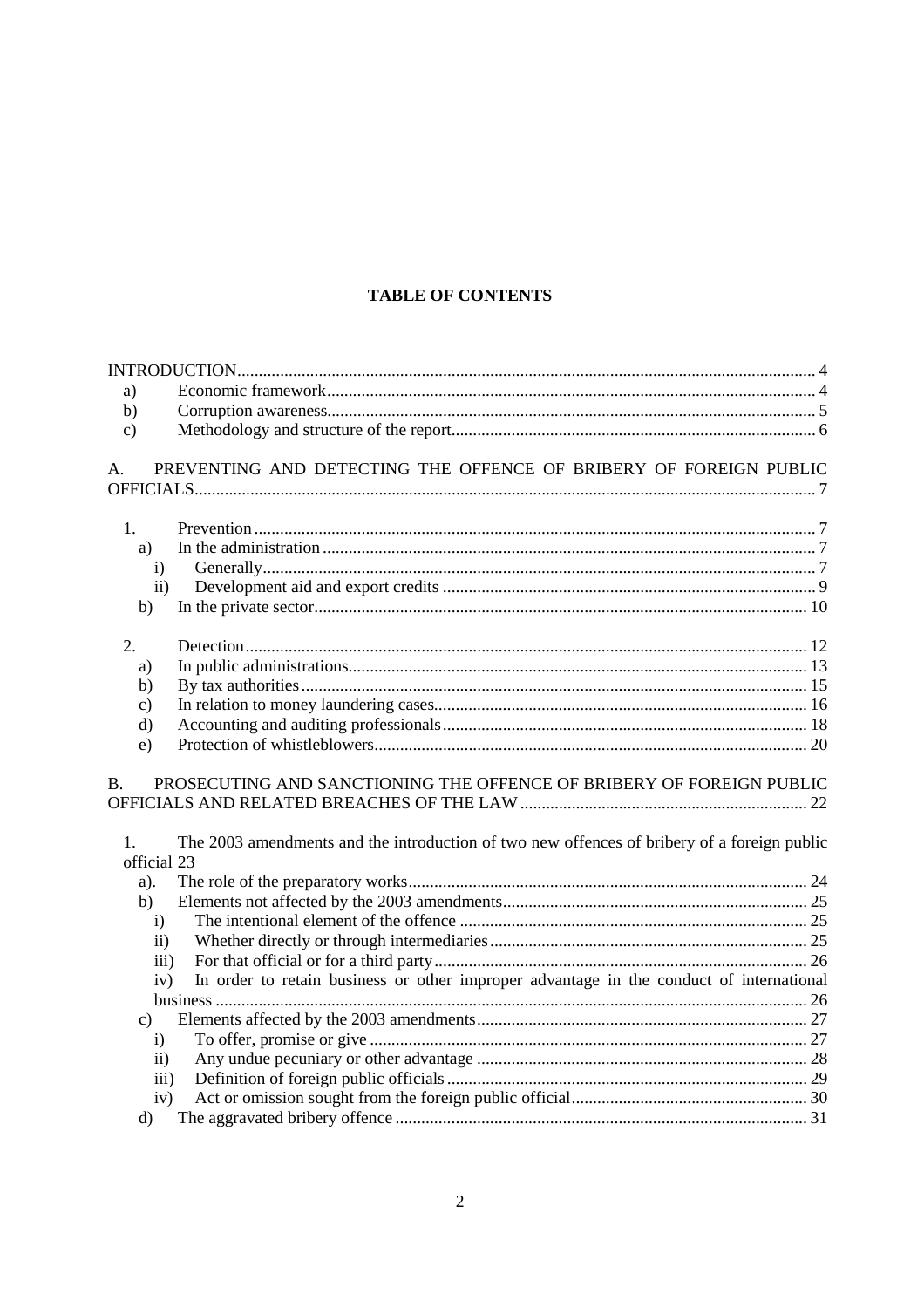**TABLE OF CONTENTS**

INTRODUCTION ..... 4
- a) Economic framework ..... 4
- b) Corruption awareness ..... 5
- c) Methodology and structure of the report ..... 6

A. PREVENTING AND DETECTING THE OFFENCE OF BRIBERY OF FOREIGN PUBLIC OFFICIALS ..... 7

1. Prevention ..... 7
   - a) In the administration ..... 7
     - i) Generally ..... 7
     - ii) Development aid and export credits ..... 9
   - b) In the private sector ..... 10

2. Detection ..... 12
   - a) In public administrations ..... 13
   - b) By tax authorities ..... 15
   - c) In relation to money laundering cases ..... 16
   - d) Accounting and auditing professionals ..... 18
   - e) Protection of whistleblowers ..... 20

B. PROSECUTING AND SANCTIONING THE OFFENCE OF BRIBERY OF FOREIGN PUBLIC OFFICIALS AND RELATED BREACHES OF THE LAW ..... 22

1. The 2003 amendments and the introduction of two new offences of bribery of a foreign public official 23
   - a). The role of the preparatory works ..... 24
   - b) Elements not affected by the 2003 amendments ..... 25
     - i) The intentional element of the offence ..... 25
     - ii) Whether directly or through intermediaries ..... 25
     - iii) For that official or for a third party ..... 26
     - iv) In order to retain business or other improper advantage in the conduct of international business ..... 26
   - c) Elements affected by the 2003 amendments ..... 27
     - i) To offer, promise or give ..... 27
     - ii) Any undue pecuniary or other advantage ..... 28
     - iii) Definition of foreign public officials ..... 29
     - iv) Act or omission sought from the foreign public official ..... 30
   - d) The aggravated bribery offence ..... 31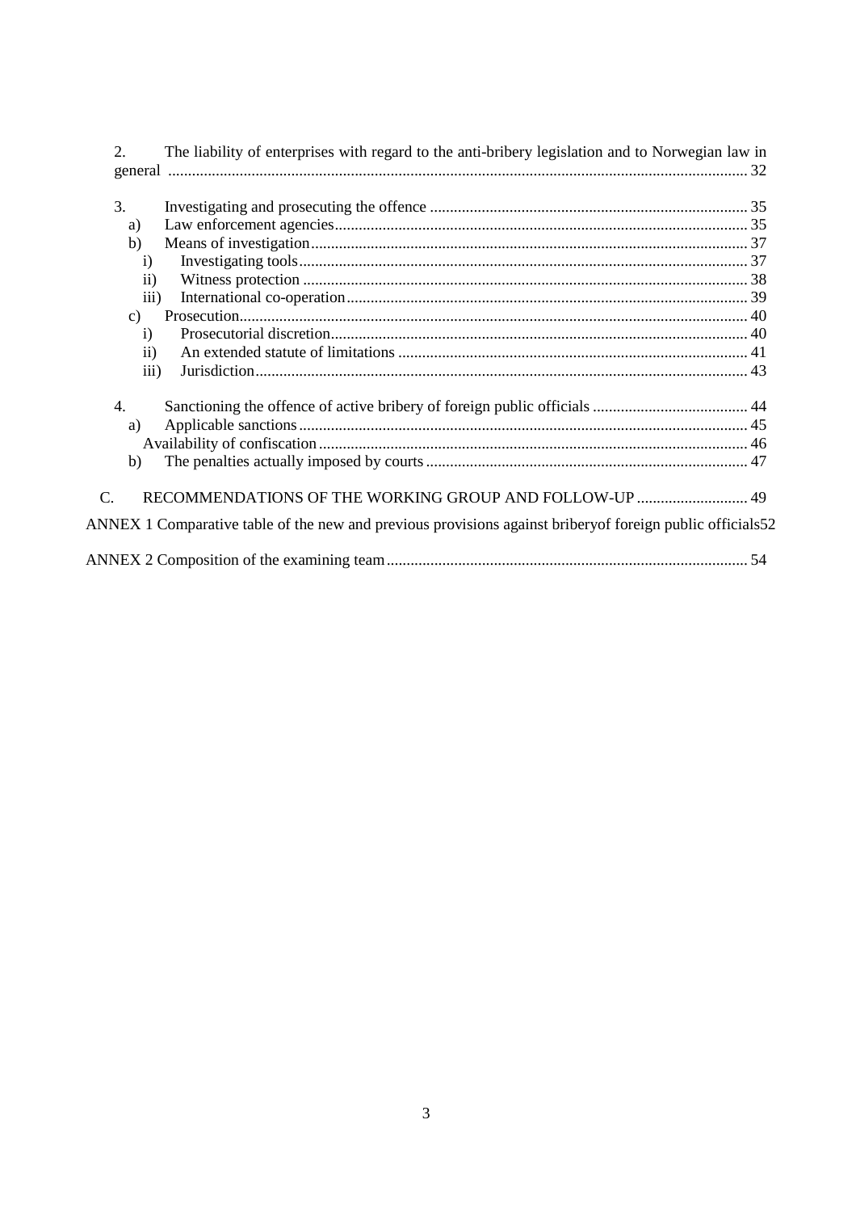2. The liability of enterprises with regard to the anti-bribery legislation and to Norwegian law in general ... 32

3. Investigating and prosecuting the offence ... 35
   - a) Law enforcement agencies ... 35
   - b) Means of investigation ... 37
     - i) Investigating tools ... 37
     - ii) Witness protection ... 38
     - iii) International co-operation ... 39
   - c) Prosecution ... 40
     - i) Prosecutorial discretion ... 40
     - ii) An extended statute of limitations ... 41
     - iii) Jurisdiction ... 43

4. Sanctioning the offence of active bribery of foreign public officials ... 44
   - a) Applicable sanctions ... 45
   - Availability of confiscation ... 46
   - b) The penalties actually imposed by courts ... 47

C. RECOMMENDATIONS OF THE WORKING GROUP AND FOLLOW-UP ... 49

ANNEX 1 Comparative table of the new and previous provisions against briberyof foreign public officials 52

ANNEX 2 Composition of the examining team ... 54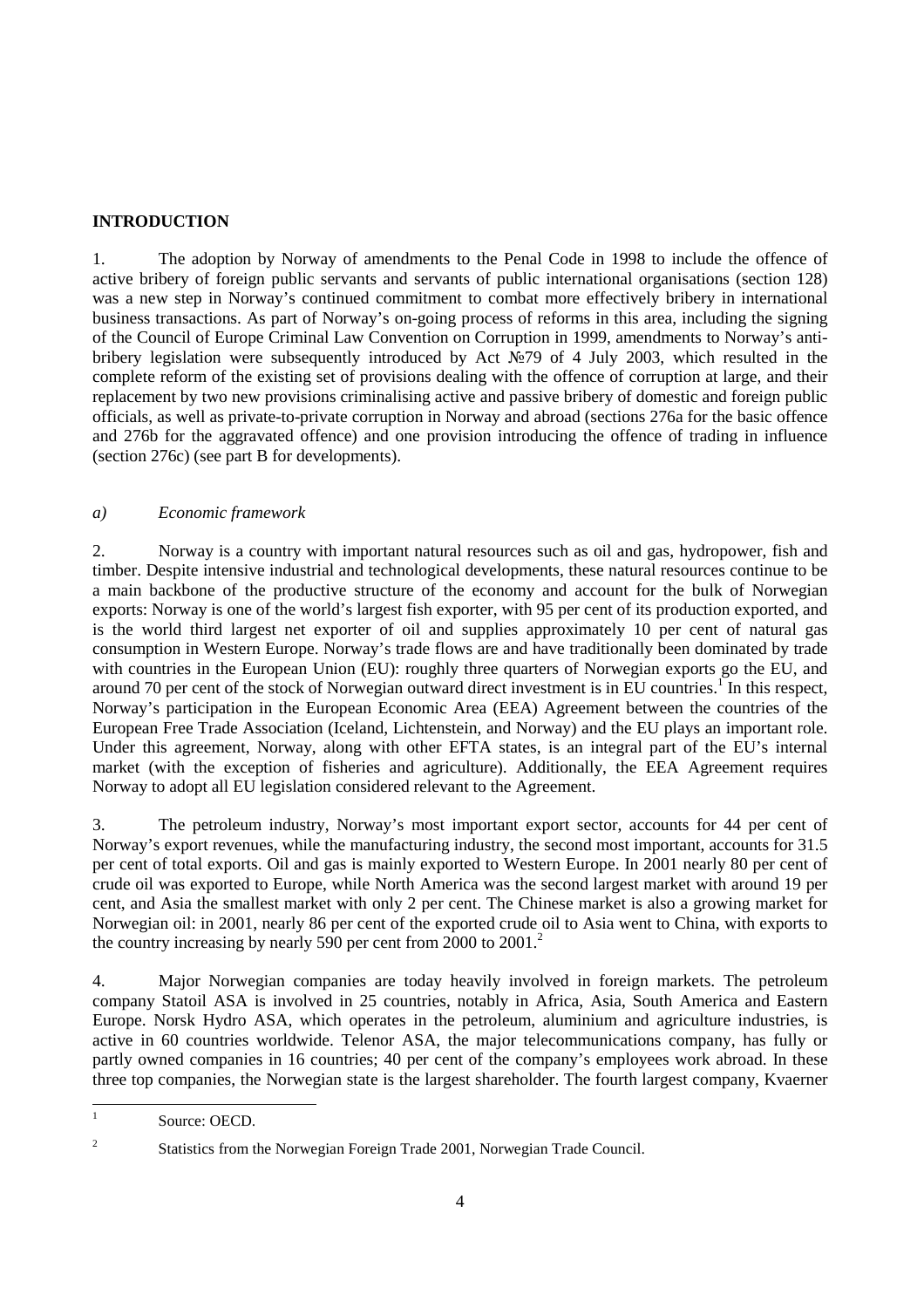## INTRODUCTION

1. The adoption by Norway of amendments to the Penal Code in 1998 to include the offence of active bribery of foreign public servants and servants of public international organisations (section 128) was a new step in Norway's continued commitment to combat more effectively bribery in international business transactions. As part of Norway's on-going process of reforms in this area, including the signing of the Council of Europe Criminal Law Convention on Corruption in 1999, amendments to Norway's anti-bribery legislation were subsequently introduced by Act №79 of 4 July 2003, which resulted in the complete reform of the existing set of provisions dealing with the offence of corruption at large, and their replacement by two new provisions criminalising active and passive bribery of domestic and foreign public officials, as well as private-to-private corruption in Norway and abroad (sections 276a for the basic offence and 276b for the aggravated offence) and one provision introducing the offence of trading in influence (section 276c) (see part B for developments).

### *a) Economic framework*

2. Norway is a country with important natural resources such as oil and gas, hydropower, fish and timber. Despite intensive industrial and technological developments, these natural resources continue to be a main backbone of the productive structure of the economy and account for the bulk of Norwegian exports: Norway is one of the world's largest fish exporter, with 95 per cent of its production exported, and is the world third largest net exporter of oil and supplies approximately 10 per cent of natural gas consumption in Western Europe. Norway's trade flows are and have traditionally been dominated by trade with countries in the European Union (EU): roughly three quarters of Norwegian exports go the EU, and around 70 per cent of the stock of Norwegian outward direct investment is in EU countries.[1] In this respect, Norway's participation in the European Economic Area (EEA) Agreement between the countries of the European Free Trade Association (Iceland, Lichtenstein, and Norway) and the EU plays an important role. Under this agreement, Norway, along with other EFTA states, is an integral part of the EU's internal market (with the exception of fisheries and agriculture). Additionally, the EEA Agreement requires Norway to adopt all EU legislation considered relevant to the Agreement.

3. The petroleum industry, Norway's most important export sector, accounts for 44 per cent of Norway's export revenues, while the manufacturing industry, the second most important, accounts for 31.5 per cent of total exports. Oil and gas is mainly exported to Western Europe. In 2001 nearly 80 per cent of crude oil was exported to Europe, while North America was the second largest market with around 19 per cent, and Asia the smallest market with only 2 per cent. The Chinese market is also a growing market for Norwegian oil: in 2001, nearly 86 per cent of the exported crude oil to Asia went to China, with exports to the country increasing by nearly 590 per cent from 2000 to 2001.[2]

4. Major Norwegian companies are today heavily involved in foreign markets. The petroleum company Statoil ASA is involved in 25 countries, notably in Africa, Asia, South America and Eastern Europe. Norsk Hydro ASA, which operates in the petroleum, aluminium and agriculture industries, is active in 60 countries worldwide. Telenor ASA, the major telecommunications company, has fully or partly owned companies in 16 countries; 40 per cent of the company's employees work abroad. In these three top companies, the Norwegian state is the largest shareholder. The fourth largest company, Kvaerner

---

[1] Source: OECD.

[2] Statistics from the Norwegian Foreign Trade 2001, Norwegian Trade Council.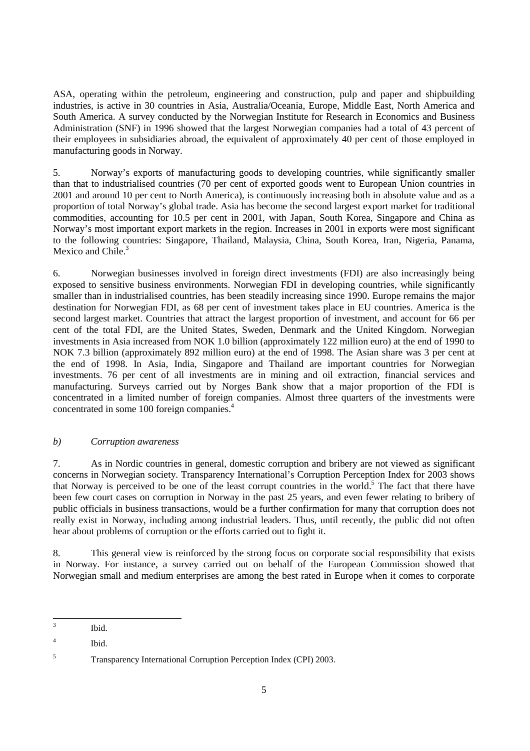ASA, operating within the petroleum, engineering and construction, pulp and paper and shipbuilding industries, is active in 30 countries in Asia, Australia/Oceania, Europe, Middle East, North America and South America. A survey conducted by the Norwegian Institute for Research in Economics and Business Administration (SNF) in 1996 showed that the largest Norwegian companies had a total of 43 percent of their employees in subsidiaries abroad, the equivalent of approximately 40 per cent of those employed in manufacturing goods in Norway.

5. Norway's exports of manufacturing goods to developing countries, while significantly smaller than that to industrialised countries (70 per cent of exported goods went to European Union countries in 2001 and around 10 per cent to North America), is continuously increasing both in absolute value and as a proportion of total Norway's global trade. Asia has become the second largest export market for traditional commodities, accounting for 10.5 per cent in 2001, with Japan, South Korea, Singapore and China as Norway's most important export markets in the region. Increases in 2001 in exports were most significant to the following countries: Singapore, Thailand, Malaysia, China, South Korea, Iran, Nigeria, Panama, Mexico and Chile.[3]

6. Norwegian businesses involved in foreign direct investments (FDI) are also increasingly being exposed to sensitive business environments. Norwegian FDI in developing countries, while significantly smaller than in industrialised countries, has been steadily increasing since 1990. Europe remains the major destination for Norwegian FDI, as 68 per cent of investment takes place in EU countries. America is the second largest market. Countries that attract the largest proportion of investment, and account for 66 per cent of the total FDI, are the United States, Sweden, Denmark and the United Kingdom. Norwegian investments in Asia increased from NOK 1.0 billion (approximately 122 million euro) at the end of 1990 to NOK 7.3 billion (approximately 892 million euro) at the end of 1998. The Asian share was 3 per cent at the end of 1998. In Asia, India, Singapore and Thailand are important countries for Norwegian investments. 76 per cent of all investments are in mining and oil extraction, financial services and manufacturing. Surveys carried out by Norges Bank show that a major proportion of the FDI is concentrated in a limited number of foreign companies. Almost three quarters of the investments were concentrated in some 100 foreign companies.[4]

### *b) Corruption awareness*

7. As in Nordic countries in general, domestic corruption and bribery are not viewed as significant concerns in Norwegian society. Transparency International's Corruption Perception Index for 2003 shows that Norway is perceived to be one of the least corrupt countries in the world.[5] The fact that there have been few court cases on corruption in Norway in the past 25 years, and even fewer relating to bribery of public officials in business transactions, would be a further confirmation for many that corruption does not really exist in Norway, including among industrial leaders. Thus, until recently, the public did not often hear about problems of corruption or the efforts carried out to fight it.

8. This general view is reinforced by the strong focus on corporate social responsibility that exists in Norway. For instance, a survey carried out on behalf of the European Commission showed that Norwegian small and medium enterprises are among the best rated in Europe when it comes to corporate

---

[3] Ibid.

[4] Ibid.

[5] Transparency International Corruption Perception Index (CPI) 2003.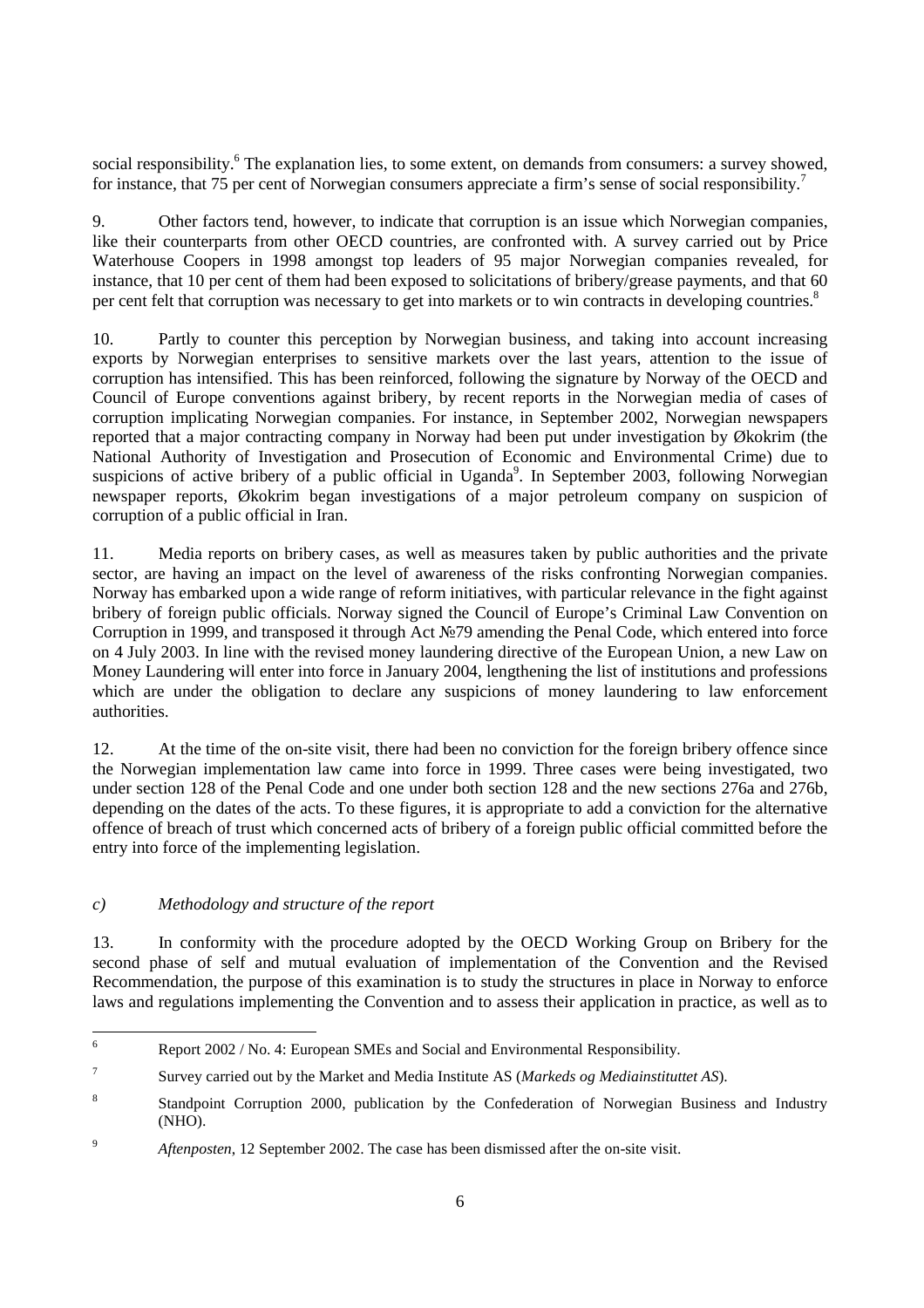social responsibility.[6] The explanation lies, to some extent, on demands from consumers: a survey showed, for instance, that 75 per cent of Norwegian consumers appreciate a firm's sense of social responsibility.[7]

9. Other factors tend, however, to indicate that corruption is an issue which Norwegian companies, like their counterparts from other OECD countries, are confronted with. A survey carried out by Price Waterhouse Coopers in 1998 amongst top leaders of 95 major Norwegian companies revealed, for instance, that 10 per cent of them had been exposed to solicitations of bribery/grease payments, and that 60 per cent felt that corruption was necessary to get into markets or to win contracts in developing countries.[8]

10. Partly to counter this perception by Norwegian business, and taking into account increasing exports by Norwegian enterprises to sensitive markets over the last years, attention to the issue of corruption has intensified. This has been reinforced, following the signature by Norway of the OECD and Council of Europe conventions against bribery, by recent reports in the Norwegian media of cases of corruption implicating Norwegian companies. For instance, in September 2002, Norwegian newspapers reported that a major contracting company in Norway had been put under investigation by Økokrim (the National Authority of Investigation and Prosecution of Economic and Environmental Crime) due to suspicions of active bribery of a public official in Uganda[9]. In September 2003, following Norwegian newspaper reports, Økokrim began investigations of a major petroleum company on suspicion of corruption of a public official in Iran.

11. Media reports on bribery cases, as well as measures taken by public authorities and the private sector, are having an impact on the level of awareness of the risks confronting Norwegian companies. Norway has embarked upon a wide range of reform initiatives, with particular relevance in the fight against bribery of foreign public officials. Norway signed the Council of Europe's Criminal Law Convention on Corruption in 1999, and transposed it through Act №79 amending the Penal Code, which entered into force on 4 July 2003. In line with the revised money laundering directive of the European Union, a new Law on Money Laundering will enter into force in January 2004, lengthening the list of institutions and professions which are under the obligation to declare any suspicions of money laundering to law enforcement authorities.

12. At the time of the on-site visit, there had been no conviction for the foreign bribery offence since the Norwegian implementation law came into force in 1999. Three cases were being investigated, two under section 128 of the Penal Code and one under both section 128 and the new sections 276a and 276b, depending on the dates of the acts. To these figures, it is appropriate to add a conviction for the alternative offence of breach of trust which concerned acts of bribery of a foreign public official committed before the entry into force of the implementing legislation.

### *c) Methodology and structure of the report*

13. In conformity with the procedure adopted by the OECD Working Group on Bribery for the second phase of self and mutual evaluation of implementation of the Convention and the Revised Recommendation, the purpose of this examination is to study the structures in place in Norway to enforce laws and regulations implementing the Convention and to assess their application in practice, as well as to

---

[6] Report 2002 / No. 4: European SMEs and Social and Environmental Responsibility.

[7] Survey carried out by the Market and Media Institute AS (*Markeds og Mediainstituttet AS*).

[8] Standpoint Corruption 2000, publication by the Confederation of Norwegian Business and Industry (NHO).

[9] *Aftenposten*, 12 September 2002. The case has been dismissed after the on-site visit.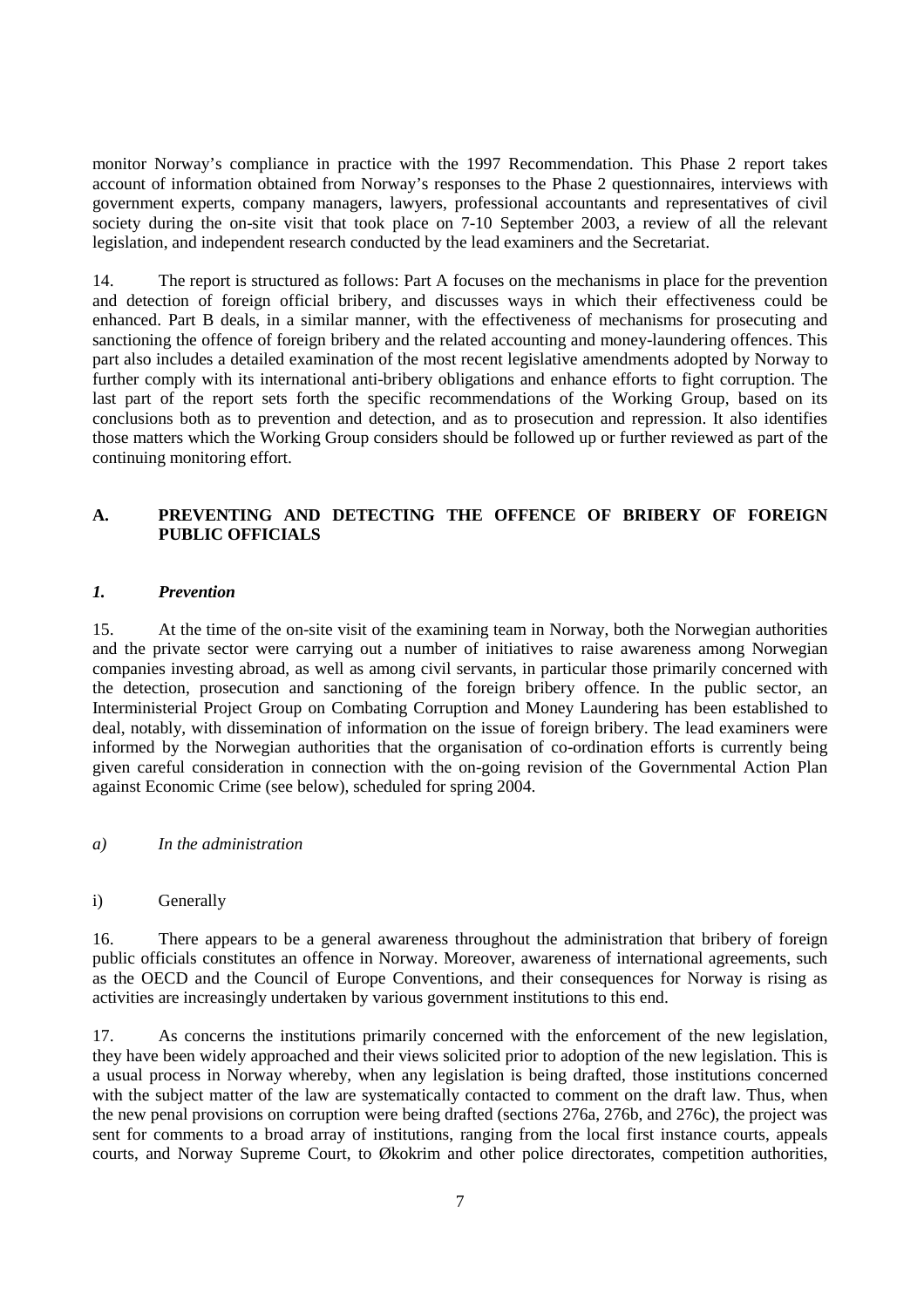monitor Norway's compliance in practice with the 1997 Recommendation. This Phase 2 report takes account of information obtained from Norway's responses to the Phase 2 questionnaires, interviews with government experts, company managers, lawyers, professional accountants and representatives of civil society during the on-site visit that took place on 7-10 September 2003, a review of all the relevant legislation, and independent research conducted by the lead examiners and the Secretariat.

14. The report is structured as follows: Part A focuses on the mechanisms in place for the prevention and detection of foreign official bribery, and discusses ways in which their effectiveness could be enhanced. Part B deals, in a similar manner, with the effectiveness of mechanisms for prosecuting and sanctioning the offence of foreign bribery and the related accounting and money-laundering offences. This part also includes a detailed examination of the most recent legislative amendments adopted by Norway to further comply with its international anti-bribery obligations and enhance efforts to fight corruption. The last part of the report sets forth the specific recommendations of the Working Group, based on its conclusions both as to prevention and detection, and as to prosecution and repression. It also identifies those matters which the Working Group considers should be followed up or further reviewed as part of the continuing monitoring effort.

## A. PREVENTING AND DETECTING THE OFFENCE OF BRIBERY OF FOREIGN PUBLIC OFFICIALS

### *1. Prevention*

15. At the time of the on-site visit of the examining team in Norway, both the Norwegian authorities and the private sector were carrying out a number of initiatives to raise awareness among Norwegian companies investing abroad, as well as among civil servants, in particular those primarily concerned with the detection, prosecution and sanctioning of the foreign bribery offence. In the public sector, an Interministerial Project Group on Combating Corruption and Money Laundering has been established to deal, notably, with dissemination of information on the issue of foreign bribery. The lead examiners were informed by the Norwegian authorities that the organisation of co-ordination efforts is currently being given careful consideration in connection with the on-going revision of the Governmental Action Plan against Economic Crime (see below), scheduled for spring 2004.

#### *a) In the administration*

i) Generally

16. There appears to be a general awareness throughout the administration that bribery of foreign public officials constitutes an offence in Norway. Moreover, awareness of international agreements, such as the OECD and the Council of Europe Conventions, and their consequences for Norway is rising as activities are increasingly undertaken by various government institutions to this end.

17. As concerns the institutions primarily concerned with the enforcement of the new legislation, they have been widely approached and their views solicited prior to adoption of the new legislation. This is a usual process in Norway whereby, when any legislation is being drafted, those institutions concerned with the subject matter of the law are systematically contacted to comment on the draft law. Thus, when the new penal provisions on corruption were being drafted (sections 276a, 276b, and 276c), the project was sent for comments to a broad array of institutions, ranging from the local first instance courts, appeals courts, and Norway Supreme Court, to Økokrim and other police directorates, competition authorities,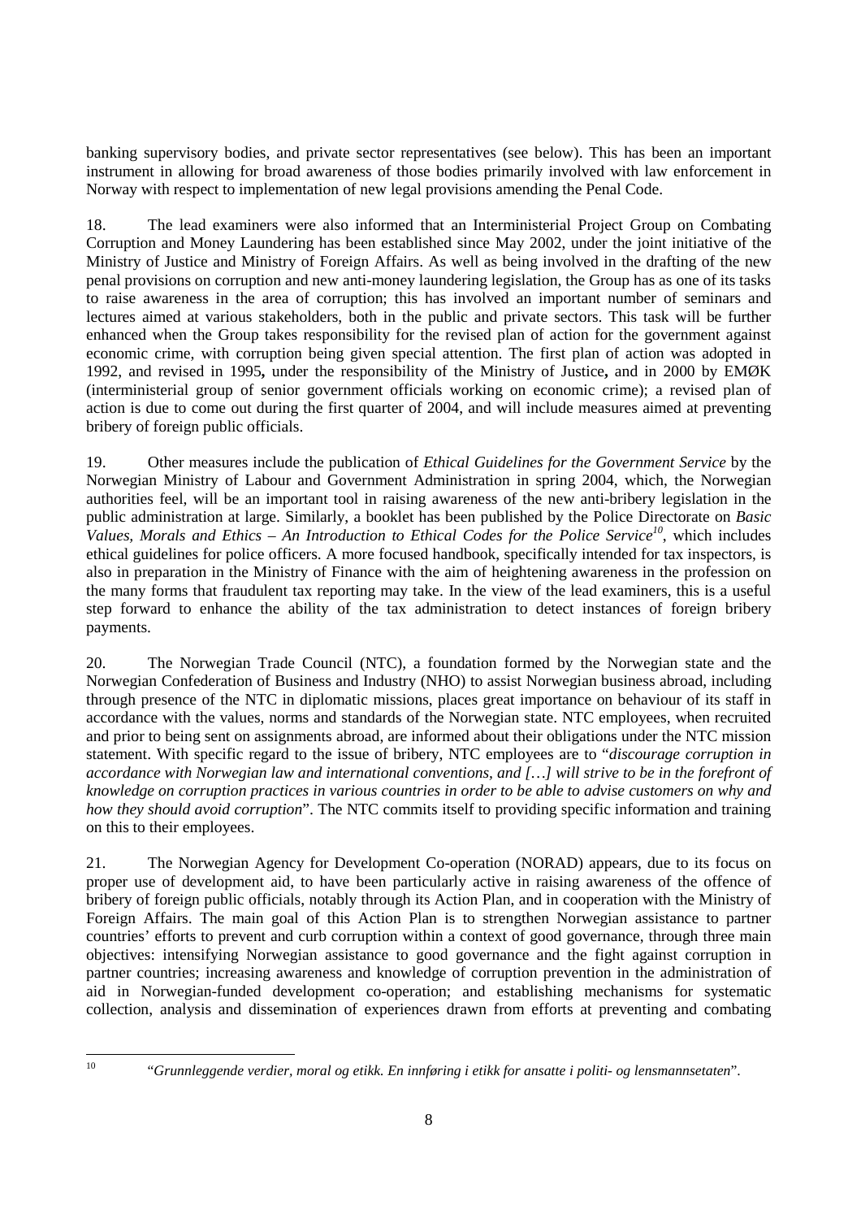banking supervisory bodies, and private sector representatives (see below). This has been an important instrument in allowing for broad awareness of those bodies primarily involved with law enforcement in Norway with respect to implementation of new legal provisions amending the Penal Code.

18. The lead examiners were also informed that an Interministerial Project Group on Combating Corruption and Money Laundering has been established since May 2002, under the joint initiative of the Ministry of Justice and Ministry of Foreign Affairs. As well as being involved in the drafting of the new penal provisions on corruption and new anti-money laundering legislation, the Group has as one of its tasks to raise awareness in the area of corruption; this has involved an important number of seminars and lectures aimed at various stakeholders, both in the public and private sectors. This task will be further enhanced when the Group takes responsibility for the revised plan of action for the government against economic crime, with corruption being given special attention. The first plan of action was adopted in 1992, and revised in 1995**,** under the responsibility of the Ministry of Justice**,** and in 2000 by EMØK (interministerial group of senior government officials working on economic crime); a revised plan of action is due to come out during the first quarter of 2004, and will include measures aimed at preventing bribery of foreign public officials.

19. Other measures include the publication of *Ethical Guidelines for the Government Service* by the Norwegian Ministry of Labour and Government Administration in spring 2004, which, the Norwegian authorities feel, will be an important tool in raising awareness of the new anti-bribery legislation in the public administration at large. Similarly, a booklet has been published by the Police Directorate on *Basic Values, Morals and Ethics – An Introduction to Ethical Codes for the Police Service*[10], which includes ethical guidelines for police officers. A more focused handbook, specifically intended for tax inspectors, is also in preparation in the Ministry of Finance with the aim of heightening awareness in the profession on the many forms that fraudulent tax reporting may take. In the view of the lead examiners, this is a useful step forward to enhance the ability of the tax administration to detect instances of foreign bribery payments.

20. The Norwegian Trade Council (NTC), a foundation formed by the Norwegian state and the Norwegian Confederation of Business and Industry (NHO) to assist Norwegian business abroad, including through presence of the NTC in diplomatic missions, places great importance on behaviour of its staff in accordance with the values, norms and standards of the Norwegian state. NTC employees, when recruited and prior to being sent on assignments abroad, are informed about their obligations under the NTC mission statement. With specific regard to the issue of bribery, NTC employees are to "*discourage corruption in accordance with Norwegian law and international conventions, and […] will strive to be in the forefront of knowledge on corruption practices in various countries in order to be able to advise customers on why and how they should avoid corruption*". The NTC commits itself to providing specific information and training on this to their employees.

21. The Norwegian Agency for Development Co-operation (NORAD) appears, due to its focus on proper use of development aid, to have been particularly active in raising awareness of the offence of bribery of foreign public officials, notably through its Action Plan, and in cooperation with the Ministry of Foreign Affairs. The main goal of this Action Plan is to strengthen Norwegian assistance to partner countries' efforts to prevent and curb corruption within a context of good governance, through three main objectives: intensifying Norwegian assistance to good governance and the fight against corruption in partner countries; increasing awareness and knowledge of corruption prevention in the administration of aid in Norwegian-funded development co-operation; and establishing mechanisms for systematic collection, analysis and dissemination of experiences drawn from efforts at preventing and combating

---

[10] "*Grunnleggende verdier, moral og etikk. En innføring i etikk for ansatte i politi- og lensmannsetaten*".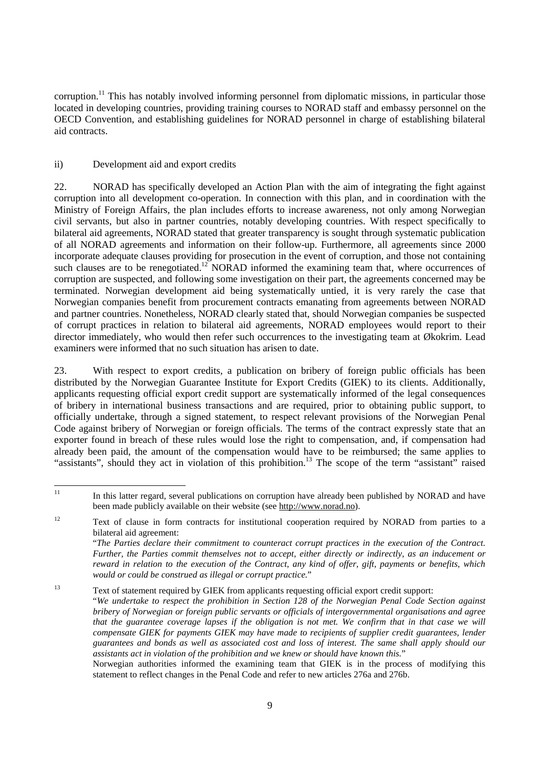corruption.[11] This has notably involved informing personnel from diplomatic missions, in particular those located in developing countries, providing training courses to NORAD staff and embassy personnel on the OECD Convention, and establishing guidelines for NORAD personnel in charge of establishing bilateral aid contracts.

ii) Development aid and export credits

22. NORAD has specifically developed an Action Plan with the aim of integrating the fight against corruption into all development co-operation. In connection with this plan, and in coordination with the Ministry of Foreign Affairs, the plan includes efforts to increase awareness, not only among Norwegian civil servants, but also in partner countries, notably developing countries. With respect specifically to bilateral aid agreements, NORAD stated that greater transparency is sought through systematic publication of all NORAD agreements and information on their follow-up. Furthermore, all agreements since 2000 incorporate adequate clauses providing for prosecution in the event of corruption, and those not containing such clauses are to be renegotiated.[12] NORAD informed the examining team that, where occurrences of corruption are suspected, and following some investigation on their part, the agreements concerned may be terminated. Norwegian development aid being systematically untied, it is very rarely the case that Norwegian companies benefit from procurement contracts emanating from agreements between NORAD and partner countries. Nonetheless, NORAD clearly stated that, should Norwegian companies be suspected of corrupt practices in relation to bilateral aid agreements, NORAD employees would report to their director immediately, who would then refer such occurrences to the investigating team at Økokrim. Lead examiners were informed that no such situation has arisen to date.

23. With respect to export credits, a publication on bribery of foreign public officials has been distributed by the Norwegian Guarantee Institute for Export Credits (GIEK) to its clients. Additionally, applicants requesting official export credit support are systematically informed of the legal consequences of bribery in international business transactions and are required, prior to obtaining public support, to officially undertake, through a signed statement, to respect relevant provisions of the Norwegian Penal Code against bribery of Norwegian or foreign officials. The terms of the contract expressly state that an exporter found in breach of these rules would lose the right to compensation, and, if compensation had already been paid, the amount of the compensation would have to be reimbursed; the same applies to "assistants", should they act in violation of this prohibition.[13] The scope of the term "assistant" raised

---

[11] In this latter regard, several publications on corruption have already been published by NORAD and have been made publicly available on their website (see http://www.norad.no).

[12] Text of clause in form contracts for institutional cooperation required by NORAD from parties to a bilateral aid agreement:
"*The Parties declare their commitment to counteract corrupt practices in the execution of the Contract. Further, the Parties commit themselves not to accept, either directly or indirectly, as an inducement or reward in relation to the execution of the Contract, any kind of offer, gift, payments or benefits, which would or could be construed as illegal or corrupt practice.*"

[13] Text of statement required by GIEK from applicants requesting official export credit support:
"*We undertake to respect the prohibition in Section 128 of the Norwegian Penal Code Section against bribery of Norwegian or foreign public servants or officials of intergovernmental organisations and agree that the guarantee coverage lapses if the obligation is not met. We confirm that in that case we will compensate GIEK for payments GIEK may have made to recipients of supplier credit guarantees, lender guarantees and bonds as well as associated cost and loss of interest. The same shall apply should our assistants act in violation of the prohibition and we knew or should have known this.*"
Norwegian authorities informed the examining team that GIEK is in the process of modifying this statement to reflect changes in the Penal Code and refer to new articles 276a and 276b.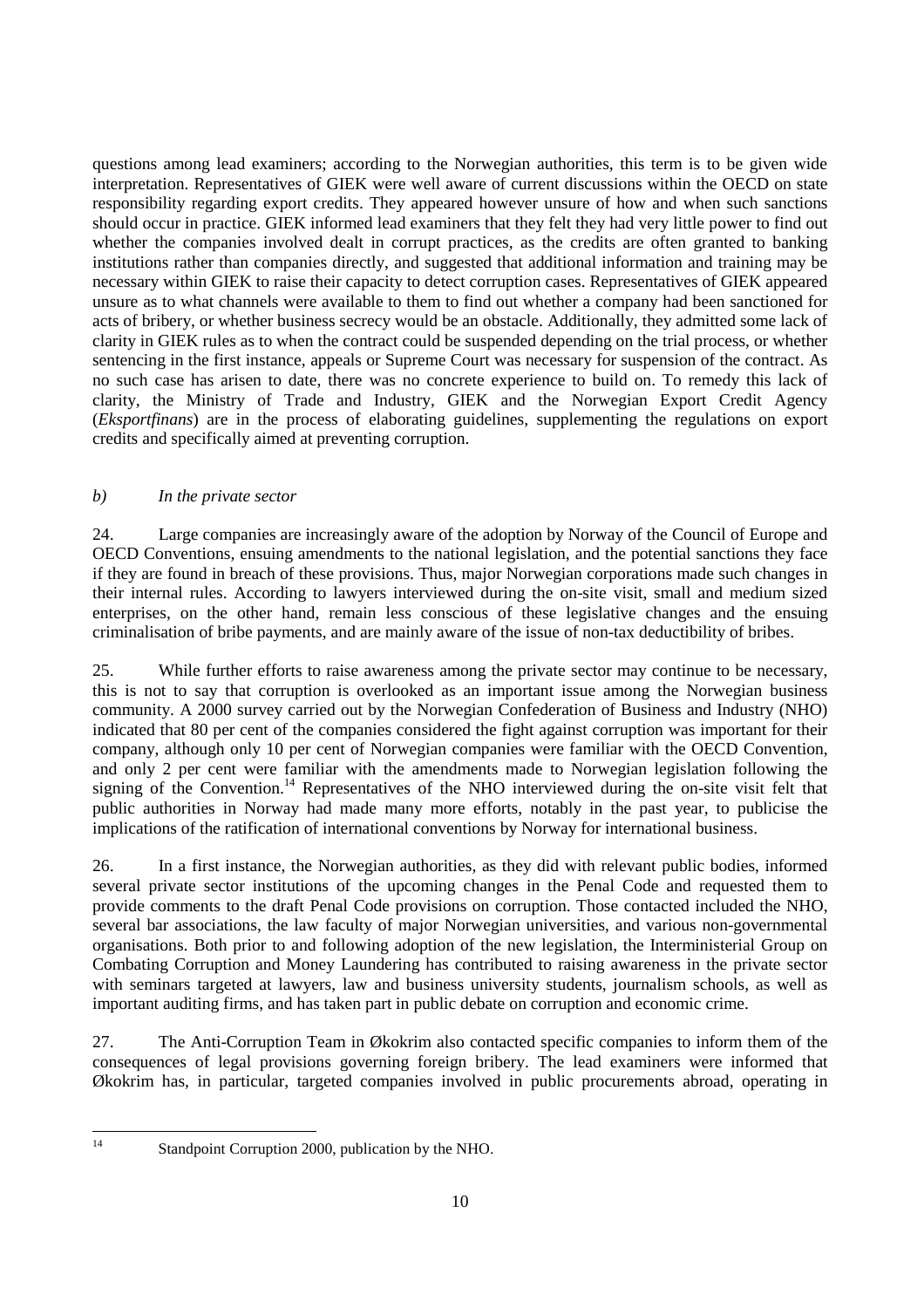questions among lead examiners; according to the Norwegian authorities, this term is to be given wide interpretation. Representatives of GIEK were well aware of current discussions within the OECD on state responsibility regarding export credits. They appeared however unsure of how and when such sanctions should occur in practice. GIEK informed lead examiners that they felt they had very little power to find out whether the companies involved dealt in corrupt practices, as the credits are often granted to banking institutions rather than companies directly, and suggested that additional information and training may be necessary within GIEK to raise their capacity to detect corruption cases. Representatives of GIEK appeared unsure as to what channels were available to them to find out whether a company had been sanctioned for acts of bribery, or whether business secrecy would be an obstacle. Additionally, they admitted some lack of clarity in GIEK rules as to when the contract could be suspended depending on the trial process, or whether sentencing in the first instance, appeals or Supreme Court was necessary for suspension of the contract. As no such case has arisen to date, there was no concrete experience to build on. To remedy this lack of clarity, the Ministry of Trade and Industry, GIEK and the Norwegian Export Credit Agency (*Eksportfinans*) are in the process of elaborating guidelines, supplementing the regulations on export credits and specifically aimed at preventing corruption.

*b) In the private sector*

24. Large companies are increasingly aware of the adoption by Norway of the Council of Europe and OECD Conventions, ensuing amendments to the national legislation, and the potential sanctions they face if they are found in breach of these provisions. Thus, major Norwegian corporations made such changes in their internal rules. According to lawyers interviewed during the on-site visit, small and medium sized enterprises, on the other hand, remain less conscious of these legislative changes and the ensuing criminalisation of bribe payments, and are mainly aware of the issue of non-tax deductibility of bribes.

25. While further efforts to raise awareness among the private sector may continue to be necessary, this is not to say that corruption is overlooked as an important issue among the Norwegian business community. A 2000 survey carried out by the Norwegian Confederation of Business and Industry (NHO) indicated that 80 per cent of the companies considered the fight against corruption was important for their company, although only 10 per cent of Norwegian companies were familiar with the OECD Convention, and only 2 per cent were familiar with the amendments made to Norwegian legislation following the signing of the Convention.[14] Representatives of the NHO interviewed during the on-site visit felt that public authorities in Norway had made many more efforts, notably in the past year, to publicise the implications of the ratification of international conventions by Norway for international business.

26. In a first instance, the Norwegian authorities, as they did with relevant public bodies, informed several private sector institutions of the upcoming changes in the Penal Code and requested them to provide comments to the draft Penal Code provisions on corruption. Those contacted included the NHO, several bar associations, the law faculty of major Norwegian universities, and various non-governmental organisations. Both prior to and following adoption of the new legislation, the Interministerial Group on Combating Corruption and Money Laundering has contributed to raising awareness in the private sector with seminars targeted at lawyers, law and business university students, journalism schools, as well as important auditing firms, and has taken part in public debate on corruption and economic crime.

27. The Anti-Corruption Team in Økokrim also contacted specific companies to inform them of the consequences of legal provisions governing foreign bribery. The lead examiners were informed that Økokrim has, in particular, targeted companies involved in public procurements abroad, operating in

[14] Standpoint Corruption 2000, publication by the NHO.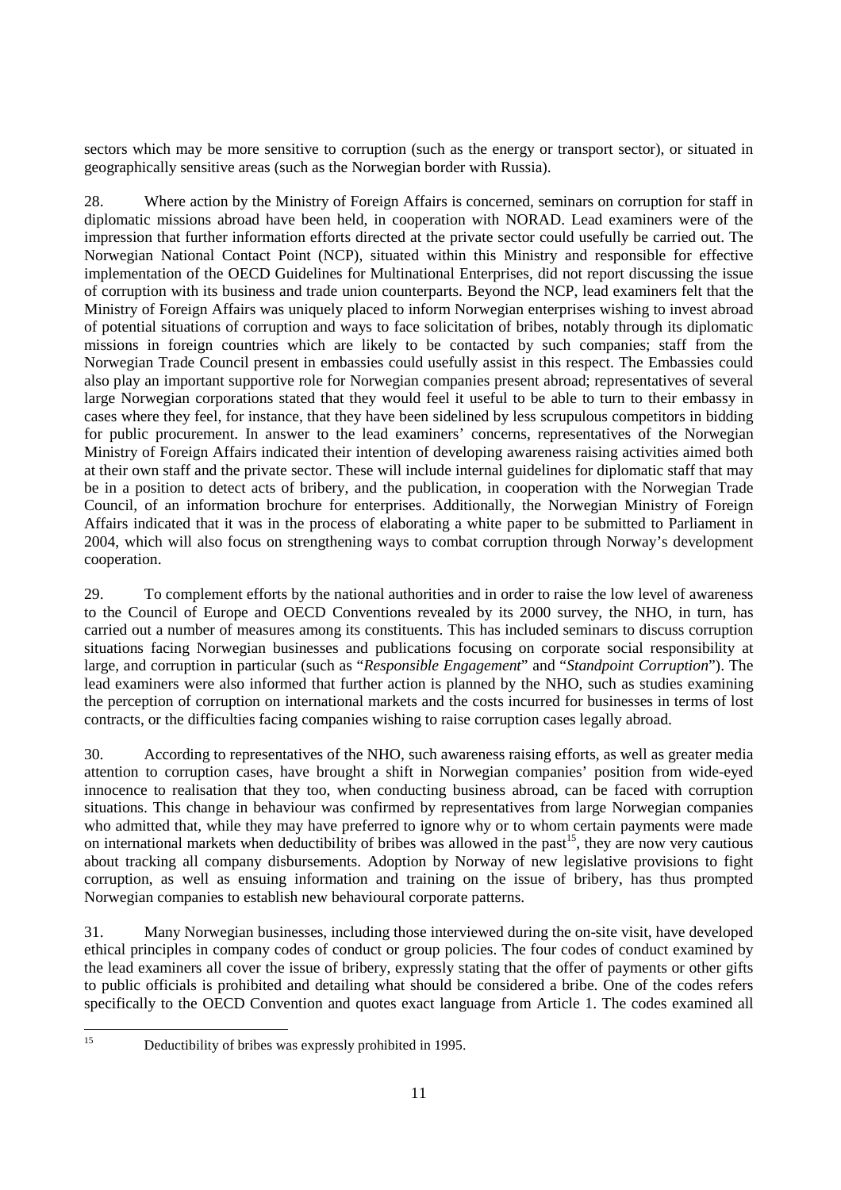sectors which may be more sensitive to corruption (such as the energy or transport sector), or situated in geographically sensitive areas (such as the Norwegian border with Russia).

28. Where action by the Ministry of Foreign Affairs is concerned, seminars on corruption for staff in diplomatic missions abroad have been held, in cooperation with NORAD. Lead examiners were of the impression that further information efforts directed at the private sector could usefully be carried out. The Norwegian National Contact Point (NCP), situated within this Ministry and responsible for effective implementation of the OECD Guidelines for Multinational Enterprises, did not report discussing the issue of corruption with its business and trade union counterparts. Beyond the NCP, lead examiners felt that the Ministry of Foreign Affairs was uniquely placed to inform Norwegian enterprises wishing to invest abroad of potential situations of corruption and ways to face solicitation of bribes, notably through its diplomatic missions in foreign countries which are likely to be contacted by such companies; staff from the Norwegian Trade Council present in embassies could usefully assist in this respect. The Embassies could also play an important supportive role for Norwegian companies present abroad; representatives of several large Norwegian corporations stated that they would feel it useful to be able to turn to their embassy in cases where they feel, for instance, that they have been sidelined by less scrupulous competitors in bidding for public procurement. In answer to the lead examiners' concerns, representatives of the Norwegian Ministry of Foreign Affairs indicated their intention of developing awareness raising activities aimed both at their own staff and the private sector. These will include internal guidelines for diplomatic staff that may be in a position to detect acts of bribery, and the publication, in cooperation with the Norwegian Trade Council, of an information brochure for enterprises. Additionally, the Norwegian Ministry of Foreign Affairs indicated that it was in the process of elaborating a white paper to be submitted to Parliament in 2004, which will also focus on strengthening ways to combat corruption through Norway's development cooperation.

29. To complement efforts by the national authorities and in order to raise the low level of awareness to the Council of Europe and OECD Conventions revealed by its 2000 survey, the NHO, in turn, has carried out a number of measures among its constituents. This has included seminars to discuss corruption situations facing Norwegian businesses and publications focusing on corporate social responsibility at large, and corruption in particular (such as "*Responsible Engagement*" and "*Standpoint Corruption*"). The lead examiners were also informed that further action is planned by the NHO, such as studies examining the perception of corruption on international markets and the costs incurred for businesses in terms of lost contracts, or the difficulties facing companies wishing to raise corruption cases legally abroad.

30. According to representatives of the NHO, such awareness raising efforts, as well as greater media attention to corruption cases, have brought a shift in Norwegian companies' position from wide-eyed innocence to realisation that they too, when conducting business abroad, can be faced with corruption situations. This change in behaviour was confirmed by representatives from large Norwegian companies who admitted that, while they may have preferred to ignore why or to whom certain payments were made on international markets when deductibility of bribes was allowed in the past[15], they are now very cautious about tracking all company disbursements. Adoption by Norway of new legislative provisions to fight corruption, as well as ensuing information and training on the issue of bribery, has thus prompted Norwegian companies to establish new behavioural corporate patterns.

31. Many Norwegian businesses, including those interviewed during the on-site visit, have developed ethical principles in company codes of conduct or group policies. The four codes of conduct examined by the lead examiners all cover the issue of bribery, expressly stating that the offer of payments or other gifts to public officials is prohibited and detailing what should be considered a bribe. One of the codes refers specifically to the OECD Convention and quotes exact language from Article 1. The codes examined all

[15] Deductibility of bribes was expressly prohibited in 1995.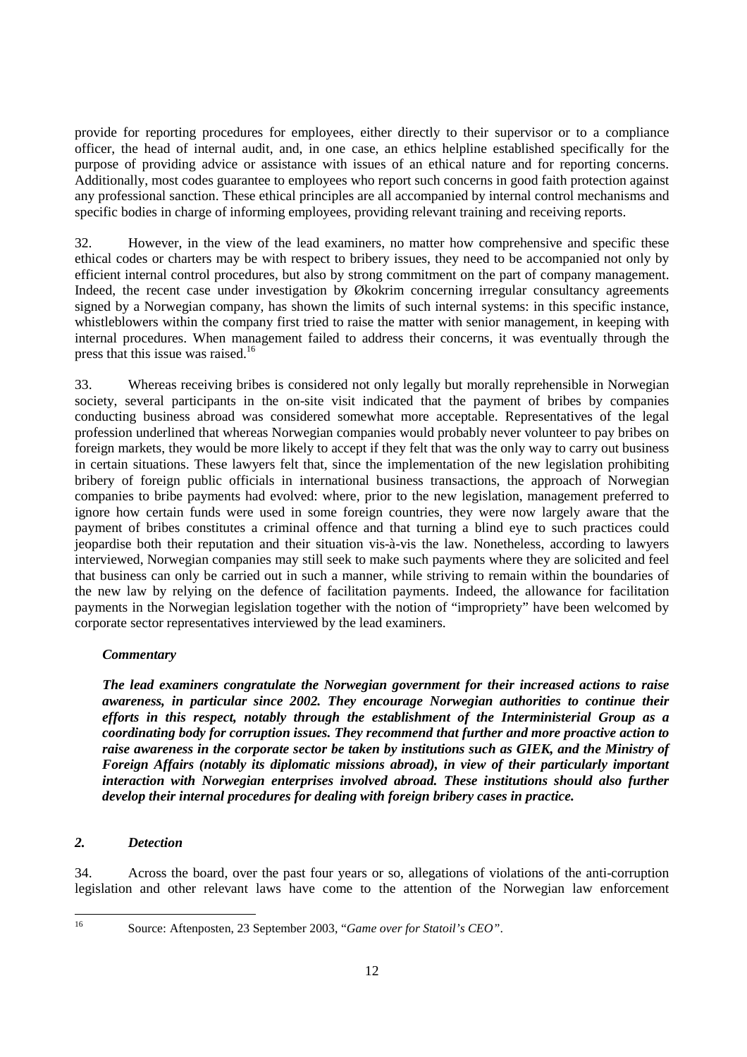provide for reporting procedures for employees, either directly to their supervisor or to a compliance officer, the head of internal audit, and, in one case, an ethics helpline established specifically for the purpose of providing advice or assistance with issues of an ethical nature and for reporting concerns. Additionally, most codes guarantee to employees who report such concerns in good faith protection against any professional sanction. These ethical principles are all accompanied by internal control mechanisms and specific bodies in charge of informing employees, providing relevant training and receiving reports.

32. However, in the view of the lead examiners, no matter how comprehensive and specific these ethical codes or charters may be with respect to bribery issues, they need to be accompanied not only by efficient internal control procedures, but also by strong commitment on the part of company management. Indeed, the recent case under investigation by Økokrim concerning irregular consultancy agreements signed by a Norwegian company, has shown the limits of such internal systems: in this specific instance, whistleblowers within the company first tried to raise the matter with senior management, in keeping with internal procedures. When management failed to address their concerns, it was eventually through the press that this issue was raised.[16]

33. Whereas receiving bribes is considered not only legally but morally reprehensible in Norwegian society, several participants in the on-site visit indicated that the payment of bribes by companies conducting business abroad was considered somewhat more acceptable. Representatives of the legal profession underlined that whereas Norwegian companies would probably never volunteer to pay bribes on foreign markets, they would be more likely to accept if they felt that was the only way to carry out business in certain situations. These lawyers felt that, since the implementation of the new legislation prohibiting bribery of foreign public officials in international business transactions, the approach of Norwegian companies to bribe payments had evolved: where, prior to the new legislation, management preferred to ignore how certain funds were used in some foreign countries, they were now largely aware that the payment of bribes constitutes a criminal offence and that turning a blind eye to such practices could jeopardise both their reputation and their situation vis-à-vis the law. Nonetheless, according to lawyers interviewed, Norwegian companies may still seek to make such payments where they are solicited and feel that business can only be carried out in such a manner, while striving to remain within the boundaries of the new law by relying on the defence of facilitation payments. Indeed, the allowance for facilitation payments in the Norwegian legislation together with the notion of "impropriety" have been welcomed by corporate sector representatives interviewed by the lead examiners.

***Commentary***

***The lead examiners congratulate the Norwegian government for their increased actions to raise awareness, in particular since 2002. They encourage Norwegian authorities to continue their efforts in this respect, notably through the establishment of the Interministerial Group as a coordinating body for corruption issues. They recommend that further and more proactive action to raise awareness in the corporate sector be taken by institutions such as GIEK, and the Ministry of Foreign Affairs (notably its diplomatic missions abroad), in view of their particularly important interaction with Norwegian enterprises involved abroad. These institutions should also further develop their internal procedures for dealing with foreign bribery cases in practice.***

## *2. Detection*

34. Across the board, over the past four years or so, allegations of violations of the anti-corruption legislation and other relevant laws have come to the attention of the Norwegian law enforcement

[16] Source: Aftenposten, 23 September 2003, "*Game over for Statoil's CEO*".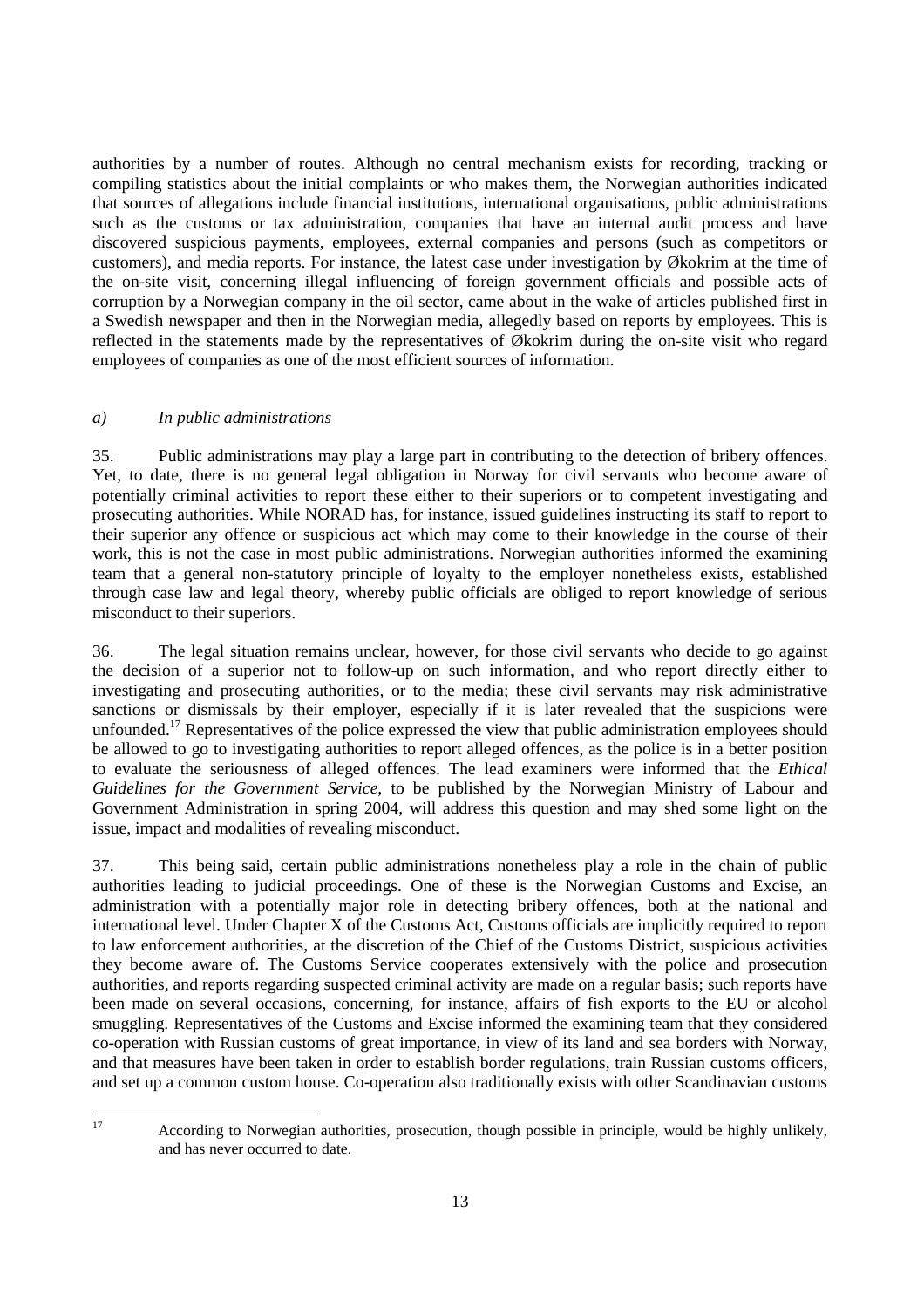authorities by a number of routes. Although no central mechanism exists for recording, tracking or compiling statistics about the initial complaints or who makes them, the Norwegian authorities indicated that sources of allegations include financial institutions, international organisations, public administrations such as the customs or tax administration, companies that have an internal audit process and have discovered suspicious payments, employees, external companies and persons (such as competitors or customers), and media reports. For instance, the latest case under investigation by Økokrim at the time of the on-site visit, concerning illegal influencing of foreign government officials and possible acts of corruption by a Norwegian company in the oil sector, came about in the wake of articles published first in a Swedish newspaper and then in the Norwegian media, allegedly based on reports by employees. This is reflected in the statements made by the representatives of Økokrim during the on-site visit who regard employees of companies as one of the most efficient sources of information.

*a) In public administrations*

35. Public administrations may play a large part in contributing to the detection of bribery offences. Yet, to date, there is no general legal obligation in Norway for civil servants who become aware of potentially criminal activities to report these either to their superiors or to competent investigating and prosecuting authorities. While NORAD has, for instance, issued guidelines instructing its staff to report to their superior any offence or suspicious act which may come to their knowledge in the course of their work, this is not the case in most public administrations. Norwegian authorities informed the examining team that a general non-statutory principle of loyalty to the employer nonetheless exists, established through case law and legal theory, whereby public officials are obliged to report knowledge of serious misconduct to their superiors.

36. The legal situation remains unclear, however, for those civil servants who decide to go against the decision of a superior not to follow-up on such information, and who report directly either to investigating and prosecuting authorities, or to the media; these civil servants may risk administrative sanctions or dismissals by their employer, especially if it is later revealed that the suspicions were unfounded.[17] Representatives of the police expressed the view that public administration employees should be allowed to go to investigating authorities to report alleged offences, as the police is in a better position to evaluate the seriousness of alleged offences. The lead examiners were informed that the *Ethical Guidelines for the Government Service*, to be published by the Norwegian Ministry of Labour and Government Administration in spring 2004, will address this question and may shed some light on the issue, impact and modalities of revealing misconduct.

37. This being said, certain public administrations nonetheless play a role in the chain of public authorities leading to judicial proceedings. One of these is the Norwegian Customs and Excise, an administration with a potentially major role in detecting bribery offences, both at the national and international level. Under Chapter X of the Customs Act, Customs officials are implicitly required to report to law enforcement authorities, at the discretion of the Chief of the Customs District, suspicious activities they become aware of. The Customs Service cooperates extensively with the police and prosecution authorities, and reports regarding suspected criminal activity are made on a regular basis; such reports have been made on several occasions, concerning, for instance, affairs of fish exports to the EU or alcohol smuggling. Representatives of the Customs and Excise informed the examining team that they considered co-operation with Russian customs of great importance, in view of its land and sea borders with Norway, and that measures have been taken in order to establish border regulations, train Russian customs officers, and set up a common custom house. Co-operation also traditionally exists with other Scandinavian customs

[17] According to Norwegian authorities, prosecution, though possible in principle, would be highly unlikely, and has never occurred to date.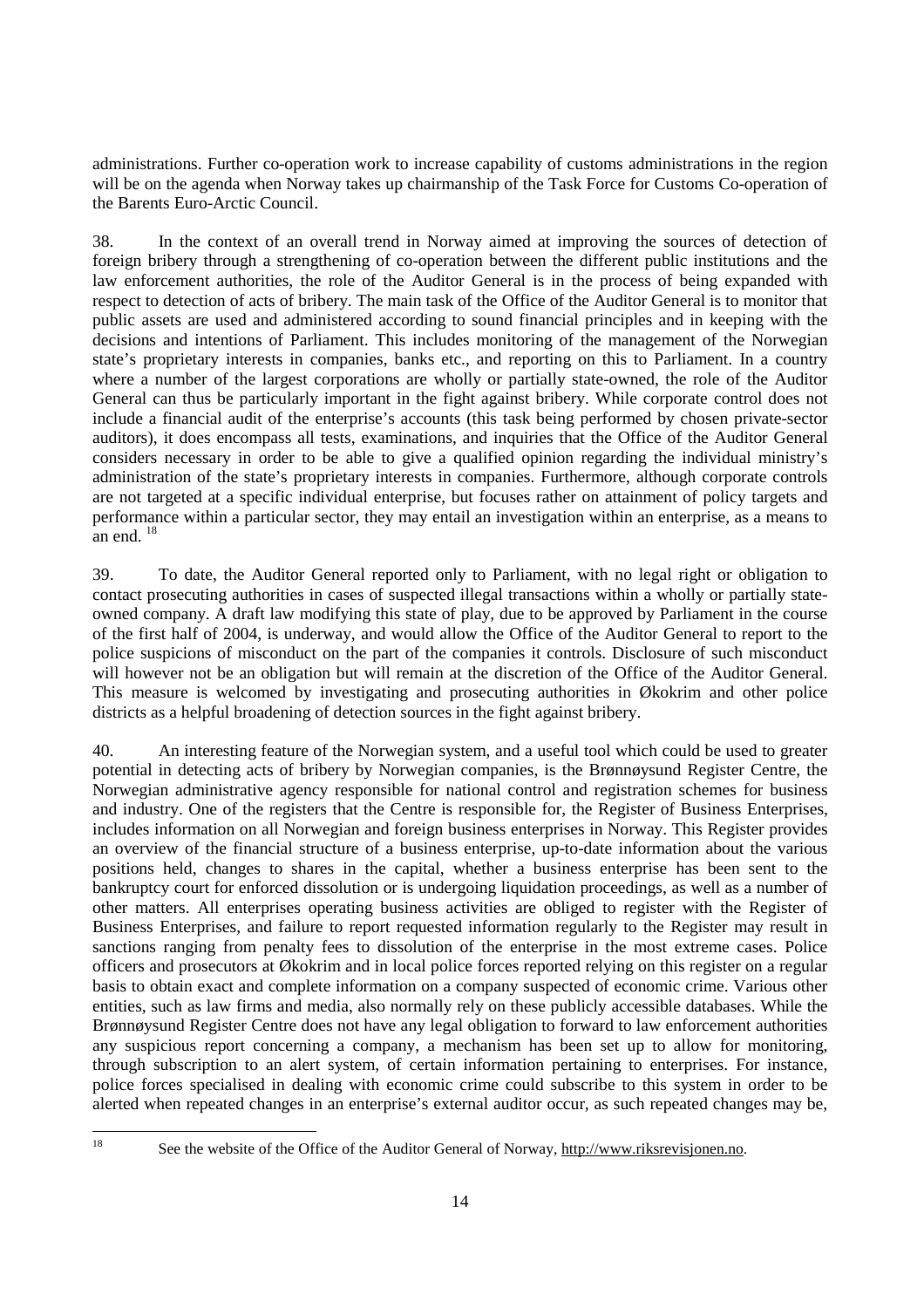administrations. Further co-operation work to increase capability of customs administrations in the region will be on the agenda when Norway takes up chairmanship of the Task Force for Customs Co-operation of the Barents Euro-Arctic Council.

38. In the context of an overall trend in Norway aimed at improving the sources of detection of foreign bribery through a strengthening of co-operation between the different public institutions and the law enforcement authorities, the role of the Auditor General is in the process of being expanded with respect to detection of acts of bribery. The main task of the Office of the Auditor General is to monitor that public assets are used and administered according to sound financial principles and in keeping with the decisions and intentions of Parliament. This includes monitoring of the management of the Norwegian state's proprietary interests in companies, banks etc., and reporting on this to Parliament. In a country where a number of the largest corporations are wholly or partially state-owned, the role of the Auditor General can thus be particularly important in the fight against bribery. While corporate control does not include a financial audit of the enterprise's accounts (this task being performed by chosen private-sector auditors), it does encompass all tests, examinations, and inquiries that the Office of the Auditor General considers necessary in order to be able to give a qualified opinion regarding the individual ministry's administration of the state's proprietary interests in companies. Furthermore, although corporate controls are not targeted at a specific individual enterprise, but focuses rather on attainment of policy targets and performance within a particular sector, they may entail an investigation within an enterprise, as a means to an end. [18]

39. To date, the Auditor General reported only to Parliament, with no legal right or obligation to contact prosecuting authorities in cases of suspected illegal transactions within a wholly or partially state-owned company. A draft law modifying this state of play, due to be approved by Parliament in the course of the first half of 2004, is underway, and would allow the Office of the Auditor General to report to the police suspicions of misconduct on the part of the companies it controls. Disclosure of such misconduct will however not be an obligation but will remain at the discretion of the Office of the Auditor General. This measure is welcomed by investigating and prosecuting authorities in Økokrim and other police districts as a helpful broadening of detection sources in the fight against bribery.

40. An interesting feature of the Norwegian system, and a useful tool which could be used to greater potential in detecting acts of bribery by Norwegian companies, is the Brønnøysund Register Centre, the Norwegian administrative agency responsible for national control and registration schemes for business and industry. One of the registers that the Centre is responsible for, the Register of Business Enterprises, includes information on all Norwegian and foreign business enterprises in Norway. This Register provides an overview of the financial structure of a business enterprise, up-to-date information about the various positions held, changes to shares in the capital, whether a business enterprise has been sent to the bankruptcy court for enforced dissolution or is undergoing liquidation proceedings, as well as a number of other matters. All enterprises operating business activities are obliged to register with the Register of Business Enterprises, and failure to report requested information regularly to the Register may result in sanctions ranging from penalty fees to dissolution of the enterprise in the most extreme cases. Police officers and prosecutors at Økokrim and in local police forces reported relying on this register on a regular basis to obtain exact and complete information on a company suspected of economic crime. Various other entities, such as law firms and media, also normally rely on these publicly accessible databases. While the Brønnøysund Register Centre does not have any legal obligation to forward to law enforcement authorities any suspicious report concerning a company, a mechanism has been set up to allow for monitoring, through subscription to an alert system, of certain information pertaining to enterprises. For instance, police forces specialised in dealing with economic crime could subscribe to this system in order to be alerted when repeated changes in an enterprise's external auditor occur, as such repeated changes may be,

---

[18] See the website of the Office of the Auditor General of Norway, http://www.riksrevisjonen.no.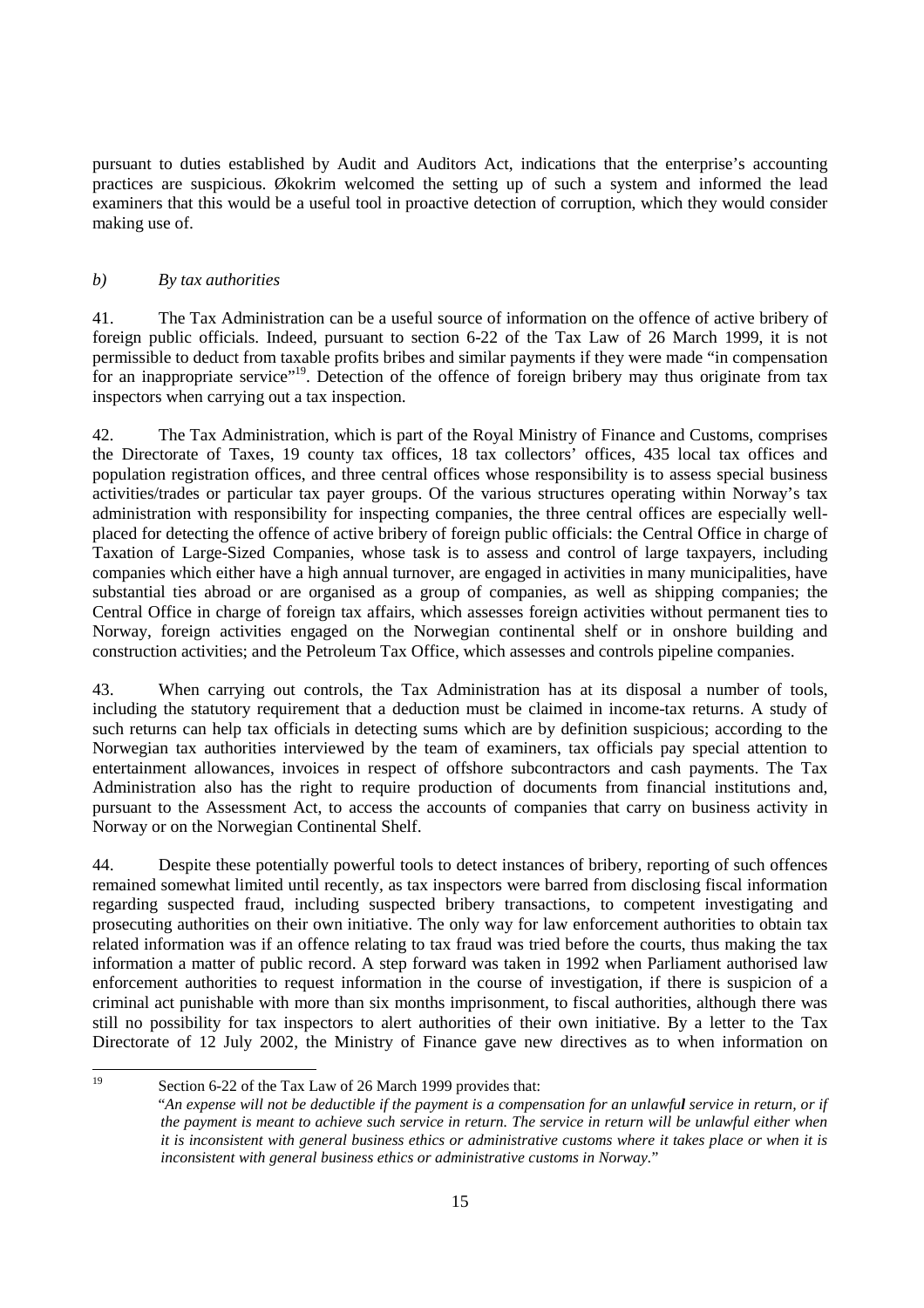pursuant to duties established by Audit and Auditors Act, indications that the enterprise's accounting practices are suspicious. Økokrim welcomed the setting up of such a system and informed the lead examiners that this would be a useful tool in proactive detection of corruption, which they would consider making use of.

### *b) By tax authorities*

41. The Tax Administration can be a useful source of information on the offence of active bribery of foreign public officials. Indeed, pursuant to section 6-22 of the Tax Law of 26 March 1999, it is not permissible to deduct from taxable profits bribes and similar payments if they were made "in compensation for an inappropriate service"[19]. Detection of the offence of foreign bribery may thus originate from tax inspectors when carrying out a tax inspection.

42. The Tax Administration, which is part of the Royal Ministry of Finance and Customs, comprises the Directorate of Taxes, 19 county tax offices, 18 tax collectors' offices, 435 local tax offices and population registration offices, and three central offices whose responsibility is to assess special business activities/trades or particular tax payer groups. Of the various structures operating within Norway's tax administration with responsibility for inspecting companies, the three central offices are especially well-placed for detecting the offence of active bribery of foreign public officials: the Central Office in charge of Taxation of Large-Sized Companies, whose task is to assess and control of large taxpayers, including companies which either have a high annual turnover, are engaged in activities in many municipalities, have substantial ties abroad or are organised as a group of companies, as well as shipping companies; the Central Office in charge of foreign tax affairs, which assesses foreign activities without permanent ties to Norway, foreign activities engaged on the Norwegian continental shelf or in onshore building and construction activities; and the Petroleum Tax Office, which assesses and controls pipeline companies.

43. When carrying out controls, the Tax Administration has at its disposal a number of tools, including the statutory requirement that a deduction must be claimed in income-tax returns. A study of such returns can help tax officials in detecting sums which are by definition suspicious; according to the Norwegian tax authorities interviewed by the team of examiners, tax officials pay special attention to entertainment allowances, invoices in respect of offshore subcontractors and cash payments. The Tax Administration also has the right to require production of documents from financial institutions and, pursuant to the Assessment Act, to access the accounts of companies that carry on business activity in Norway or on the Norwegian Continental Shelf.

44. Despite these potentially powerful tools to detect instances of bribery, reporting of such offences remained somewhat limited until recently, as tax inspectors were barred from disclosing fiscal information regarding suspected fraud, including suspected bribery transactions, to competent investigating and prosecuting authorities on their own initiative. The only way for law enforcement authorities to obtain tax related information was if an offence relating to tax fraud was tried before the courts, thus making the tax information a matter of public record. A step forward was taken in 1992 when Parliament authorised law enforcement authorities to request information in the course of investigation, if there is suspicion of a criminal act punishable with more than six months imprisonment, to fiscal authorities, although there was still no possibility for tax inspectors to alert authorities of their own initiative. By a letter to the Tax Directorate of 12 July 2002, the Ministry of Finance gave new directives as to when information on

---

[19] Section 6-22 of the Tax Law of 26 March 1999 provides that:

"*An expense will not be deductible if the payment is a compensation for an unlawful service in return, or if the payment is meant to achieve such service in return. The service in return will be unlawful either when it is inconsistent with general business ethics or administrative customs where it takes place or when it is inconsistent with general business ethics or administrative customs in Norway.*"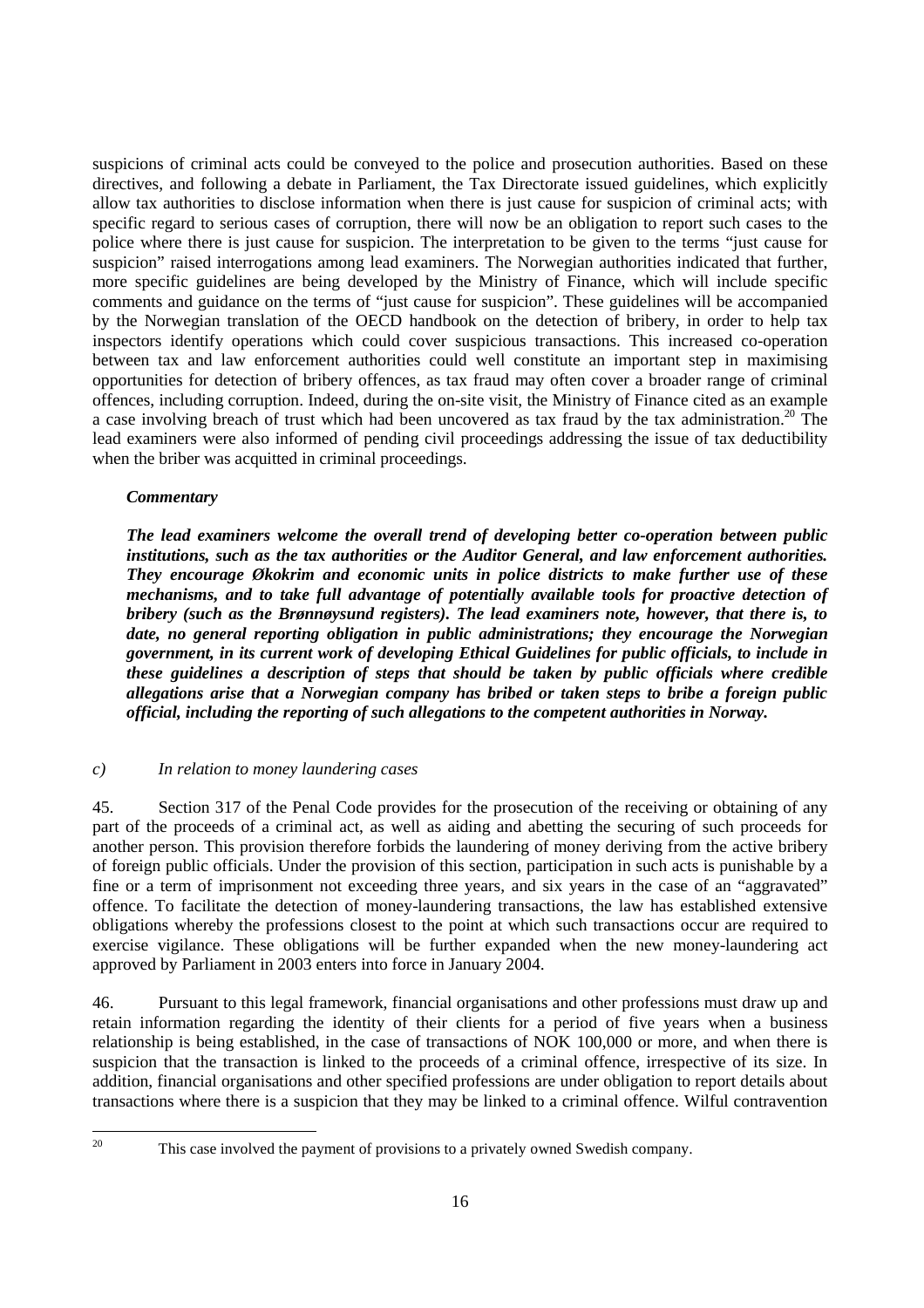suspicions of criminal acts could be conveyed to the police and prosecution authorities. Based on these directives, and following a debate in Parliament, the Tax Directorate issued guidelines, which explicitly allow tax authorities to disclose information when there is just cause for suspicion of criminal acts; with specific regard to serious cases of corruption, there will now be an obligation to report such cases to the police where there is just cause for suspicion. The interpretation to be given to the terms "just cause for suspicion" raised interrogations among lead examiners. The Norwegian authorities indicated that further, more specific guidelines are being developed by the Ministry of Finance, which will include specific comments and guidance on the terms of "just cause for suspicion". These guidelines will be accompanied by the Norwegian translation of the OECD handbook on the detection of bribery, in order to help tax inspectors identify operations which could cover suspicious transactions. This increased co-operation between tax and law enforcement authorities could well constitute an important step in maximising opportunities for detection of bribery offences, as tax fraud may often cover a broader range of criminal offences, including corruption. Indeed, during the on-site visit, the Ministry of Finance cited as an example a case involving breach of trust which had been uncovered as tax fraud by the tax administration.[20] The lead examiners were also informed of pending civil proceedings addressing the issue of tax deductibility when the briber was acquitted in criminal proceedings.

***Commentary***

***The lead examiners welcome the overall trend of developing better co-operation between public institutions, such as the tax authorities or the Auditor General, and law enforcement authorities. They encourage Økokrim and economic units in police districts to make further use of these mechanisms, and to take full advantage of potentially available tools for proactive detection of bribery (such as the Brønnøysund registers). The lead examiners note, however, that there is, to date, no general reporting obligation in public administrations; they encourage the Norwegian government, in its current work of developing Ethical Guidelines for public officials, to include in these guidelines a description of steps that should be taken by public officials where credible allegations arise that a Norwegian company has bribed or taken steps to bribe a foreign public official, including the reporting of such allegations to the competent authorities in Norway.***

*c) In relation to money laundering cases*

45. Section 317 of the Penal Code provides for the prosecution of the receiving or obtaining of any part of the proceeds of a criminal act, as well as aiding and abetting the securing of such proceeds for another person. This provision therefore forbids the laundering of money deriving from the active bribery of foreign public officials. Under the provision of this section, participation in such acts is punishable by a fine or a term of imprisonment not exceeding three years, and six years in the case of an "aggravated" offence. To facilitate the detection of money-laundering transactions, the law has established extensive obligations whereby the professions closest to the point at which such transactions occur are required to exercise vigilance. These obligations will be further expanded when the new money-laundering act approved by Parliament in 2003 enters into force in January 2004.

46. Pursuant to this legal framework, financial organisations and other professions must draw up and retain information regarding the identity of their clients for a period of five years when a business relationship is being established, in the case of transactions of NOK 100,000 or more, and when there is suspicion that the transaction is linked to the proceeds of a criminal offence, irrespective of its size. In addition, financial organisations and other specified professions are under obligation to report details about transactions where there is a suspicion that they may be linked to a criminal offence. Wilful contravention

[20] This case involved the payment of provisions to a privately owned Swedish company.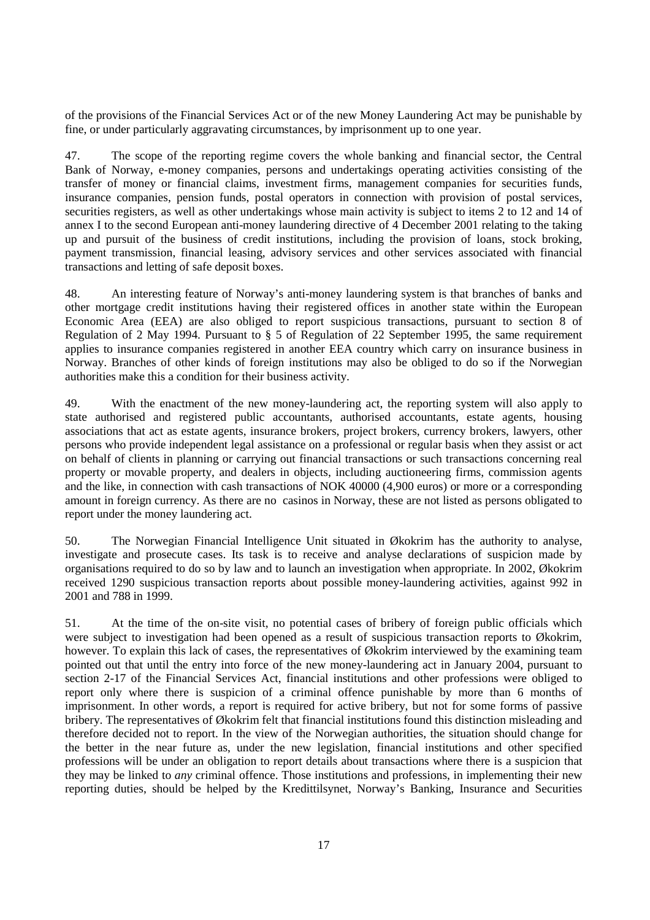of the provisions of the Financial Services Act or of the new Money Laundering Act may be punishable by fine, or under particularly aggravating circumstances, by imprisonment up to one year.

47. The scope of the reporting regime covers the whole banking and financial sector, the Central Bank of Norway, e-money companies, persons and undertakings operating activities consisting of the transfer of money or financial claims, investment firms, management companies for securities funds, insurance companies, pension funds, postal operators in connection with provision of postal services, securities registers, as well as other undertakings whose main activity is subject to items 2 to 12 and 14 of annex I to the second European anti-money laundering directive of 4 December 2001 relating to the taking up and pursuit of the business of credit institutions, including the provision of loans, stock broking, payment transmission, financial leasing, advisory services and other services associated with financial transactions and letting of safe deposit boxes.

48. An interesting feature of Norway's anti-money laundering system is that branches of banks and other mortgage credit institutions having their registered offices in another state within the European Economic Area (EEA) are also obliged to report suspicious transactions, pursuant to section 8 of Regulation of 2 May 1994. Pursuant to § 5 of Regulation of 22 September 1995, the same requirement applies to insurance companies registered in another EEA country which carry on insurance business in Norway. Branches of other kinds of foreign institutions may also be obliged to do so if the Norwegian authorities make this a condition for their business activity.

49. With the enactment of the new money-laundering act, the reporting system will also apply to state authorised and registered public accountants, authorised accountants, estate agents, housing associations that act as estate agents, insurance brokers, project brokers, currency brokers, lawyers, other persons who provide independent legal assistance on a professional or regular basis when they assist or act on behalf of clients in planning or carrying out financial transactions or such transactions concerning real property or movable property, and dealers in objects, including auctioneering firms, commission agents and the like, in connection with cash transactions of NOK 40000 (4,900 euros) or more or a corresponding amount in foreign currency. As there are no casinos in Norway, these are not listed as persons obligated to report under the money laundering act.

50. The Norwegian Financial Intelligence Unit situated in Økokrim has the authority to analyse, investigate and prosecute cases. Its task is to receive and analyse declarations of suspicion made by organisations required to do so by law and to launch an investigation when appropriate. In 2002, Økokrim received 1290 suspicious transaction reports about possible money-laundering activities, against 992 in 2001 and 788 in 1999.

51. At the time of the on-site visit, no potential cases of bribery of foreign public officials which were subject to investigation had been opened as a result of suspicious transaction reports to Økokrim, however. To explain this lack of cases, the representatives of Økokrim interviewed by the examining team pointed out that until the entry into force of the new money-laundering act in January 2004, pursuant to section 2-17 of the Financial Services Act, financial institutions and other professions were obliged to report only where there is suspicion of a criminal offence punishable by more than 6 months of imprisonment. In other words, a report is required for active bribery, but not for some forms of passive bribery. The representatives of Økokrim felt that financial institutions found this distinction misleading and therefore decided not to report. In the view of the Norwegian authorities, the situation should change for the better in the near future as, under the new legislation, financial institutions and other specified professions will be under an obligation to report details about transactions where there is a suspicion that they may be linked to *any* criminal offence. Those institutions and professions, in implementing their new reporting duties, should be helped by the Kredittilsynet, Norway's Banking, Insurance and Securities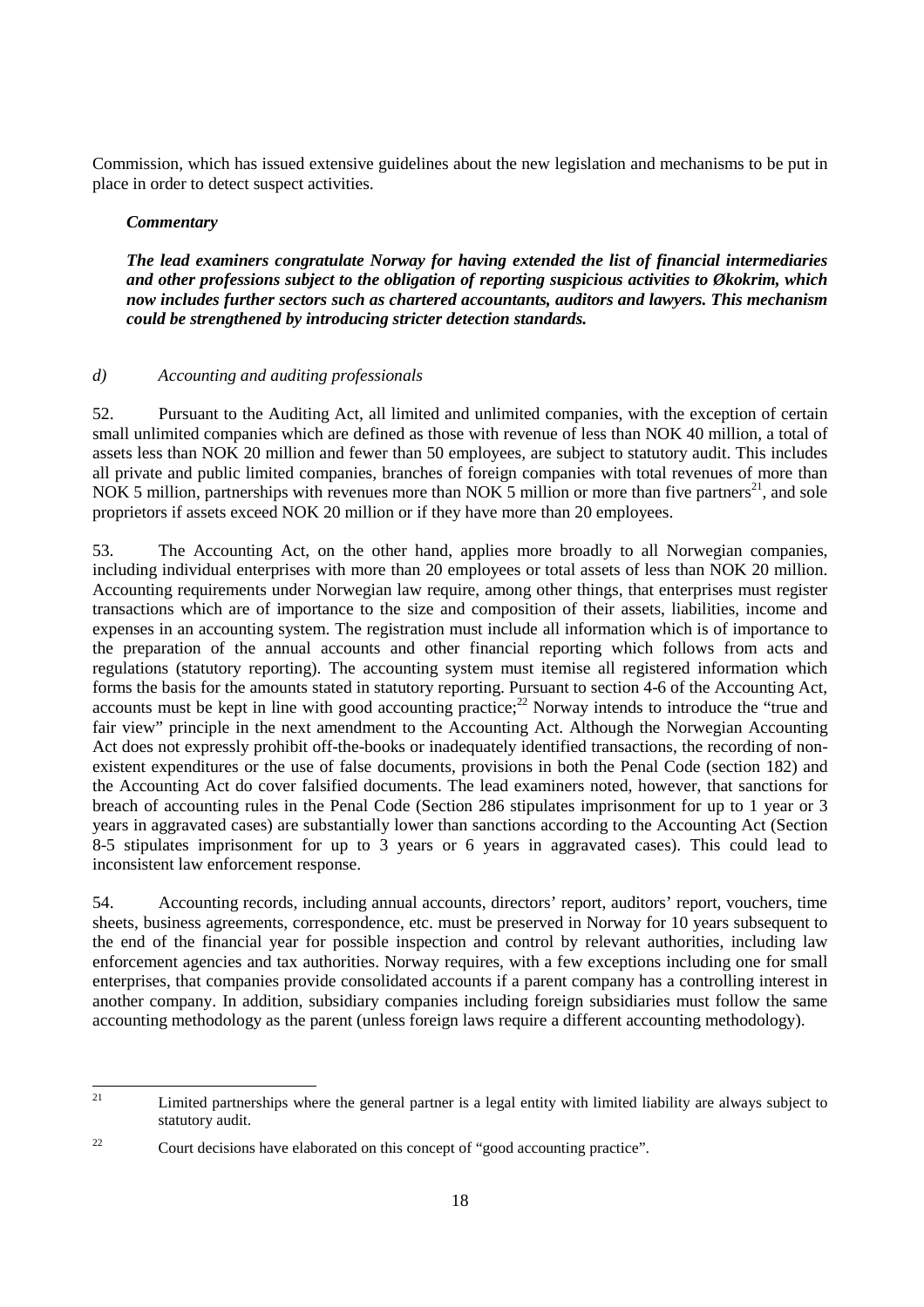Commission, which has issued extensive guidelines about the new legislation and mechanisms to be put in place in order to detect suspect activities.

***Commentary***

***The lead examiners congratulate Norway for having extended the list of financial intermediaries and other professions subject to the obligation of reporting suspicious activities to Økokrim, which now includes further sectors such as chartered accountants, auditors and lawyers. This mechanism could be strengthened by introducing stricter detection standards.***

*d) Accounting and auditing professionals*

52. Pursuant to the Auditing Act, all limited and unlimited companies, with the exception of certain small unlimited companies which are defined as those with revenue of less than NOK 40 million, a total of assets less than NOK 20 million and fewer than 50 employees, are subject to statutory audit. This includes all private and public limited companies, branches of foreign companies with total revenues of more than NOK 5 million, partnerships with revenues more than NOK 5 million or more than five partners[21], and sole proprietors if assets exceed NOK 20 million or if they have more than 20 employees.

53. The Accounting Act, on the other hand, applies more broadly to all Norwegian companies, including individual enterprises with more than 20 employees or total assets of less than NOK 20 million. Accounting requirements under Norwegian law require, among other things, that enterprises must register transactions which are of importance to the size and composition of their assets, liabilities, income and expenses in an accounting system. The registration must include all information which is of importance to the preparation of the annual accounts and other financial reporting which follows from acts and regulations (statutory reporting). The accounting system must itemise all registered information which forms the basis for the amounts stated in statutory reporting. Pursuant to section 4-6 of the Accounting Act, accounts must be kept in line with good accounting practice;[22] Norway intends to introduce the "true and fair view" principle in the next amendment to the Accounting Act. Although the Norwegian Accounting Act does not expressly prohibit off-the-books or inadequately identified transactions, the recording of non-existent expenditures or the use of false documents, provisions in both the Penal Code (section 182) and the Accounting Act do cover falsified documents. The lead examiners noted, however, that sanctions for breach of accounting rules in the Penal Code (Section 286 stipulates imprisonment for up to 1 year or 3 years in aggravated cases) are substantially lower than sanctions according to the Accounting Act (Section 8-5 stipulates imprisonment for up to 3 years or 6 years in aggravated cases). This could lead to inconsistent law enforcement response.

54. Accounting records, including annual accounts, directors' report, auditors' report, vouchers, time sheets, business agreements, correspondence, etc. must be preserved in Norway for 10 years subsequent to the end of the financial year for possible inspection and control by relevant authorities, including law enforcement agencies and tax authorities. Norway requires, with a few exceptions including one for small enterprises, that companies provide consolidated accounts if a parent company has a controlling interest in another company. In addition, subsidiary companies including foreign subsidiaries must follow the same accounting methodology as the parent (unless foreign laws require a different accounting methodology).

---

[21] Limited partnerships where the general partner is a legal entity with limited liability are always subject to statutory audit.

[22] Court decisions have elaborated on this concept of "good accounting practice".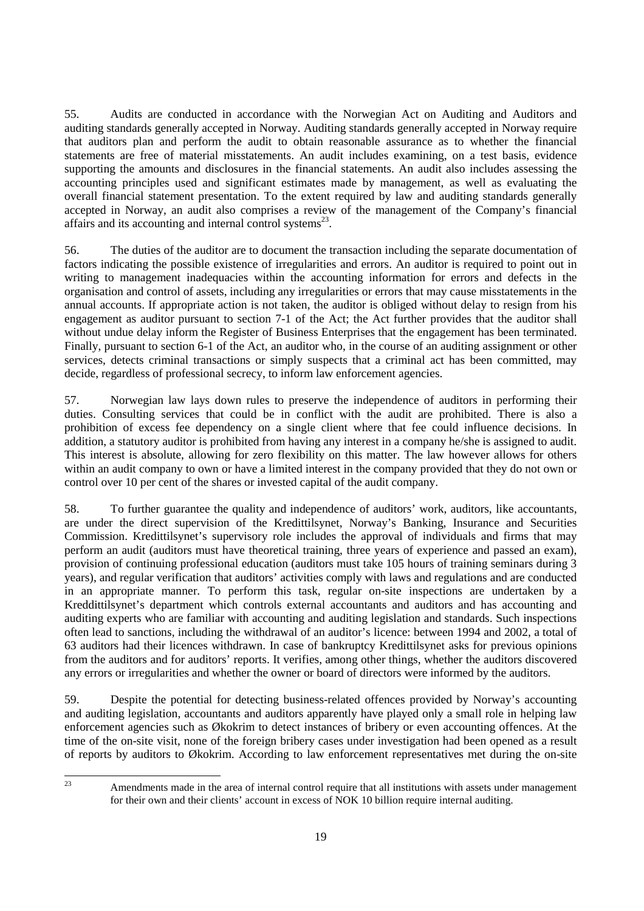55. Audits are conducted in accordance with the Norwegian Act on Auditing and Auditors and auditing standards generally accepted in Norway. Auditing standards generally accepted in Norway require that auditors plan and perform the audit to obtain reasonable assurance as to whether the financial statements are free of material misstatements. An audit includes examining, on a test basis, evidence supporting the amounts and disclosures in the financial statements. An audit also includes assessing the accounting principles used and significant estimates made by management, as well as evaluating the overall financial statement presentation. To the extent required by law and auditing standards generally accepted in Norway, an audit also comprises a review of the management of the Company's financial affairs and its accounting and internal control systems[23].

56. The duties of the auditor are to document the transaction including the separate documentation of factors indicating the possible existence of irregularities and errors. An auditor is required to point out in writing to management inadequacies within the accounting information for errors and defects in the organisation and control of assets, including any irregularities or errors that may cause misstatements in the annual accounts. If appropriate action is not taken, the auditor is obliged without delay to resign from his engagement as auditor pursuant to section 7-1 of the Act; the Act further provides that the auditor shall without undue delay inform the Register of Business Enterprises that the engagement has been terminated. Finally, pursuant to section 6-1 of the Act, an auditor who, in the course of an auditing assignment or other services, detects criminal transactions or simply suspects that a criminal act has been committed, may decide, regardless of professional secrecy, to inform law enforcement agencies.

57. Norwegian law lays down rules to preserve the independence of auditors in performing their duties. Consulting services that could be in conflict with the audit are prohibited. There is also a prohibition of excess fee dependency on a single client where that fee could influence decisions. In addition, a statutory auditor is prohibited from having any interest in a company he/she is assigned to audit. This interest is absolute, allowing for zero flexibility on this matter. The law however allows for others within an audit company to own or have a limited interest in the company provided that they do not own or control over 10 per cent of the shares or invested capital of the audit company.

58. To further guarantee the quality and independence of auditors' work, auditors, like accountants, are under the direct supervision of the Kredittilsynet, Norway's Banking, Insurance and Securities Commission. Kredittilsynet's supervisory role includes the approval of individuals and firms that may perform an audit (auditors must have theoretical training, three years of experience and passed an exam), provision of continuing professional education (auditors must take 105 hours of training seminars during 3 years), and regular verification that auditors' activities comply with laws and regulations and are conducted in an appropriate manner. To perform this task, regular on-site inspections are undertaken by a Kreddittilsynet's department which controls external accountants and auditors and has accounting and auditing experts who are familiar with accounting and auditing legislation and standards. Such inspections often lead to sanctions, including the withdrawal of an auditor's licence: between 1994 and 2002, a total of 63 auditors had their licences withdrawn. In case of bankruptcy Kredittilsynet asks for previous opinions from the auditors and for auditors' reports. It verifies, among other things, whether the auditors discovered any errors or irregularities and whether the owner or board of directors were informed by the auditors.

59. Despite the potential for detecting business-related offences provided by Norway's accounting and auditing legislation, accountants and auditors apparently have played only a small role in helping law enforcement agencies such as Økokrim to detect instances of bribery or even accounting offences. At the time of the on-site visit, none of the foreign bribery cases under investigation had been opened as a result of reports by auditors to Økokrim. According to law enforcement representatives met during the on-site

---

[23] Amendments made in the area of internal control require that all institutions with assets under management for their own and their clients' account in excess of NOK 10 billion require internal auditing.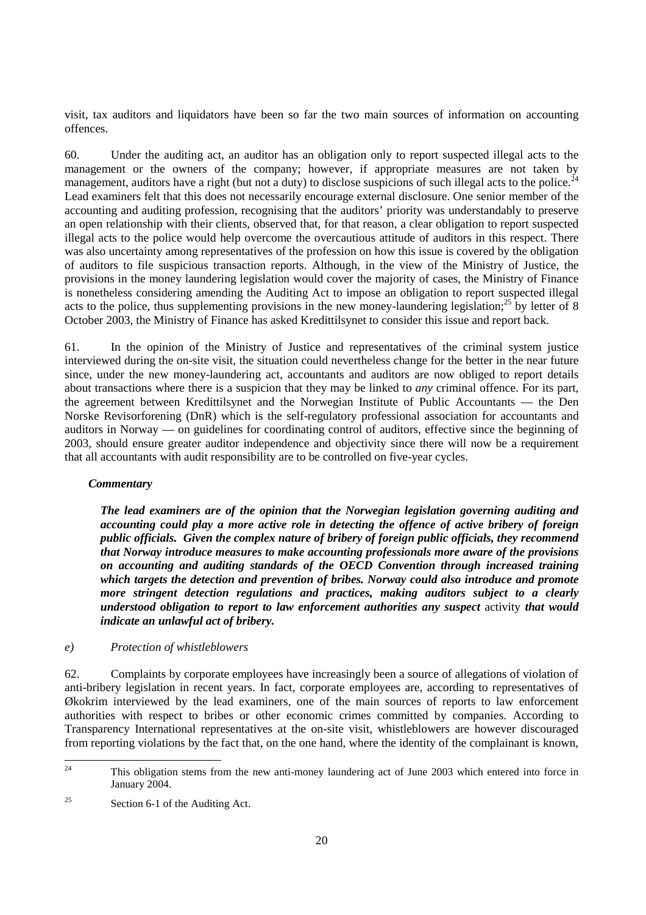visit, tax auditors and liquidators have been so far the two main sources of information on accounting offences.

60. Under the auditing act, an auditor has an obligation only to report suspected illegal acts to the management or the owners of the company; however, if appropriate measures are not taken by management, auditors have a right (but not a duty) to disclose suspicions of such illegal acts to the police.[24] Lead examiners felt that this does not necessarily encourage external disclosure. One senior member of the accounting and auditing profession, recognising that the auditors' priority was understandably to preserve an open relationship with their clients, observed that, for that reason, a clear obligation to report suspected illegal acts to the police would help overcome the overcautious attitude of auditors in this respect. There was also uncertainty among representatives of the profession on how this issue is covered by the obligation of auditors to file suspicious transaction reports. Although, in the view of the Ministry of Justice, the provisions in the money laundering legislation would cover the majority of cases, the Ministry of Finance is nonetheless considering amending the Auditing Act to impose an obligation to report suspected illegal acts to the police, thus supplementing provisions in the new money-laundering legislation;[25] by letter of 8 October 2003, the Ministry of Finance has asked Kredittilsynet to consider this issue and report back.

61. In the opinion of the Ministry of Justice and representatives of the criminal system justice interviewed during the on-site visit, the situation could nevertheless change for the better in the near future since, under the new money-laundering act, accountants and auditors are now obliged to report details about transactions where there is a suspicion that they may be linked to *any* criminal offence. For its part, the agreement between Kredittilsynet and the Norwegian Institute of Public Accountants — the Den Norske Revisorforening (DnR) which is the self-regulatory professional association for accountants and auditors in Norway — on guidelines for coordinating control of auditors, effective since the beginning of 2003, should ensure greater auditor independence and objectivity since there will now be a requirement that all accountants with audit responsibility are to be controlled on five-year cycles.

***Commentary***

***The lead examiners are of the opinion that the Norwegian legislation governing auditing and accounting could play a more active role in detecting the offence of active bribery of foreign public officials. Given the complex nature of bribery of foreign public officials, they recommend that Norway introduce measures to make accounting professionals more aware of the provisions on accounting and auditing standards of the OECD Convention through increased training which targets the detection and prevention of bribes. Norway could also introduce and promote more stringent detection regulations and practices, making auditors subject to a clearly understood obligation to report to law enforcement authorities any suspect*** *activity* ***that would indicate an unlawful act of bribery.***

*e) Protection of whistleblowers*

62. Complaints by corporate employees have increasingly been a source of allegations of violation of anti-bribery legislation in recent years. In fact, corporate employees are, according to representatives of Økokrim interviewed by the lead examiners, one of the main sources of reports to law enforcement authorities with respect to bribes or other economic crimes committed by companies. According to Transparency International representatives at the on-site visit, whistleblowers are however discouraged from reporting violations by the fact that, on the one hand, where the identity of the complainant is known,

[24] This obligation stems from the new anti-money laundering act of June 2003 which entered into force in January 2004.

[25] Section 6-1 of the Auditing Act.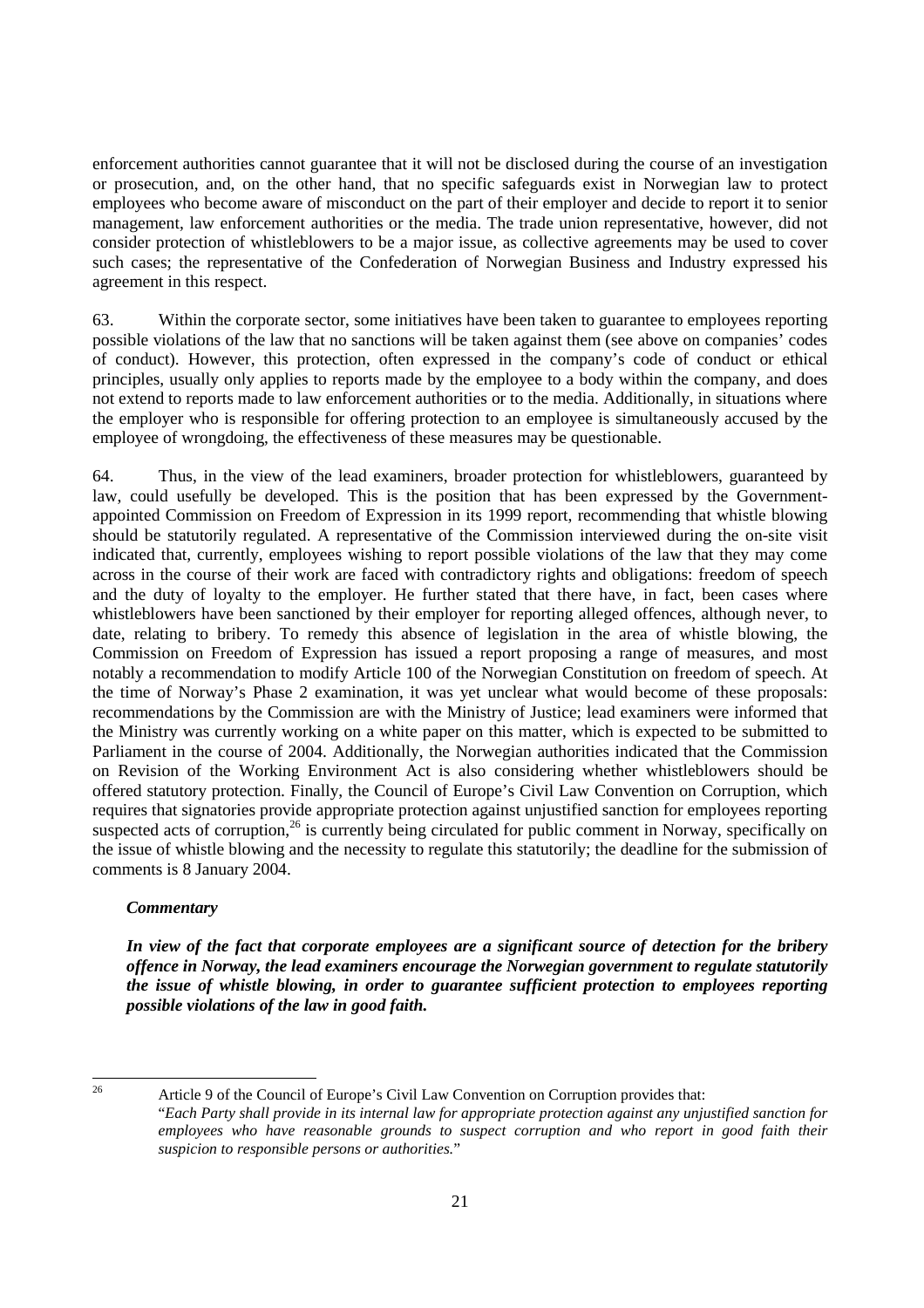enforcement authorities cannot guarantee that it will not be disclosed during the course of an investigation or prosecution, and, on the other hand, that no specific safeguards exist in Norwegian law to protect employees who become aware of misconduct on the part of their employer and decide to report it to senior management, law enforcement authorities or the media. The trade union representative, however, did not consider protection of whistleblowers to be a major issue, as collective agreements may be used to cover such cases; the representative of the Confederation of Norwegian Business and Industry expressed his agreement in this respect.

63. Within the corporate sector, some initiatives have been taken to guarantee to employees reporting possible violations of the law that no sanctions will be taken against them (see above on companies' codes of conduct). However, this protection, often expressed in the company's code of conduct or ethical principles, usually only applies to reports made by the employee to a body within the company, and does not extend to reports made to law enforcement authorities or to the media. Additionally, in situations where the employer who is responsible for offering protection to an employee is simultaneously accused by the employee of wrongdoing, the effectiveness of these measures may be questionable.

64. Thus, in the view of the lead examiners, broader protection for whistleblowers, guaranteed by law, could usefully be developed. This is the position that has been expressed by the Government-appointed Commission on Freedom of Expression in its 1999 report, recommending that whistle blowing should be statutorily regulated. A representative of the Commission interviewed during the on-site visit indicated that, currently, employees wishing to report possible violations of the law that they may come across in the course of their work are faced with contradictory rights and obligations: freedom of speech and the duty of loyalty to the employer. He further stated that there have, in fact, been cases where whistleblowers have been sanctioned by their employer for reporting alleged offences, although never, to date, relating to bribery. To remedy this absence of legislation in the area of whistle blowing, the Commission on Freedom of Expression has issued a report proposing a range of measures, and most notably a recommendation to modify Article 100 of the Norwegian Constitution on freedom of speech. At the time of Norway's Phase 2 examination, it was yet unclear what would become of these proposals: recommendations by the Commission are with the Ministry of Justice; lead examiners were informed that the Ministry was currently working on a white paper on this matter, which is expected to be submitted to Parliament in the course of 2004. Additionally, the Norwegian authorities indicated that the Commission on Revision of the Working Environment Act is also considering whether whistleblowers should be offered statutory protection. Finally, the Council of Europe's Civil Law Convention on Corruption, which requires that signatories provide appropriate protection against unjustified sanction for employees reporting suspected acts of corruption,[26] is currently being circulated for public comment in Norway, specifically on the issue of whistle blowing and the necessity to regulate this statutorily; the deadline for the submission of comments is 8 January 2004.

***Commentary***

***In view of the fact that corporate employees are a significant source of detection for the bribery offence in Norway, the lead examiners encourage the Norwegian government to regulate statutorily the issue of whistle blowing, in order to guarantee sufficient protection to employees reporting possible violations of the law in good faith.***

---

[26] Article 9 of the Council of Europe's Civil Law Convention on Corruption provides that:
"*Each Party shall provide in its internal law for appropriate protection against any unjustified sanction for employees who have reasonable grounds to suspect corruption and who report in good faith their suspicion to responsible persons or authorities.*"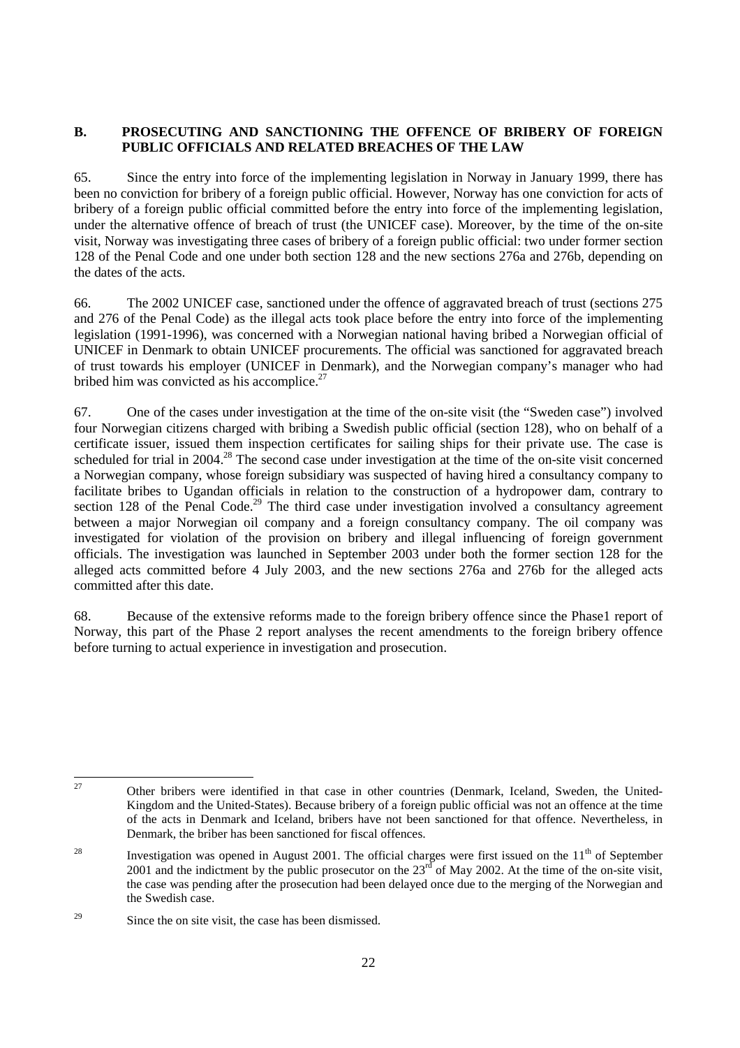## B. PROSECUTING AND SANCTIONING THE OFFENCE OF BRIBERY OF FOREIGN PUBLIC OFFICIALS AND RELATED BREACHES OF THE LAW

65. Since the entry into force of the implementing legislation in Norway in January 1999, there has been no conviction for bribery of a foreign public official. However, Norway has one conviction for acts of bribery of a foreign public official committed before the entry into force of the implementing legislation, under the alternative offence of breach of trust (the UNICEF case). Moreover, by the time of the on-site visit, Norway was investigating three cases of bribery of a foreign public official: two under former section 128 of the Penal Code and one under both section 128 and the new sections 276a and 276b, depending on the dates of the acts.

66. The 2002 UNICEF case, sanctioned under the offence of aggravated breach of trust (sections 275 and 276 of the Penal Code) as the illegal acts took place before the entry into force of the implementing legislation (1991-1996), was concerned with a Norwegian national having bribed a Norwegian official of UNICEF in Denmark to obtain UNICEF procurements. The official was sanctioned for aggravated breach of trust towards his employer (UNICEF in Denmark), and the Norwegian company's manager who had bribed him was convicted as his accomplice.[27]

67. One of the cases under investigation at the time of the on-site visit (the "Sweden case") involved four Norwegian citizens charged with bribing a Swedish public official (section 128), who on behalf of a certificate issuer, issued them inspection certificates for sailing ships for their private use. The case is scheduled for trial in 2004.[28] The second case under investigation at the time of the on-site visit concerned a Norwegian company, whose foreign subsidiary was suspected of having hired a consultancy company to facilitate bribes to Ugandan officials in relation to the construction of a hydropower dam, contrary to section 128 of the Penal Code.[29] The third case under investigation involved a consultancy agreement between a major Norwegian oil company and a foreign consultancy company. The oil company was investigated for violation of the provision on bribery and illegal influencing of foreign government officials. The investigation was launched in September 2003 under both the former section 128 for the alleged acts committed before 4 July 2003, and the new sections 276a and 276b for the alleged acts committed after this date.

68. Because of the extensive reforms made to the foreign bribery offence since the Phase1 report of Norway, this part of the Phase 2 report analyses the recent amendments to the foreign bribery offence before turning to actual experience in investigation and prosecution.

---

[27] Other bribers were identified in that case in other countries (Denmark, Iceland, Sweden, the United-Kingdom and the United-States). Because bribery of a foreign public official was not an offence at the time of the acts in Denmark and Iceland, bribers have not been sanctioned for that offence. Nevertheless, in Denmark, the briber has been sanctioned for fiscal offences.

[28] Investigation was opened in August 2001. The official charges were first issued on the 11th of September 2001 and the indictment by the public prosecutor on the 23rd of May 2002. At the time of the on-site visit, the case was pending after the prosecution had been delayed once due to the merging of the Norwegian and the Swedish case.

[29] Since the on site visit, the case has been dismissed.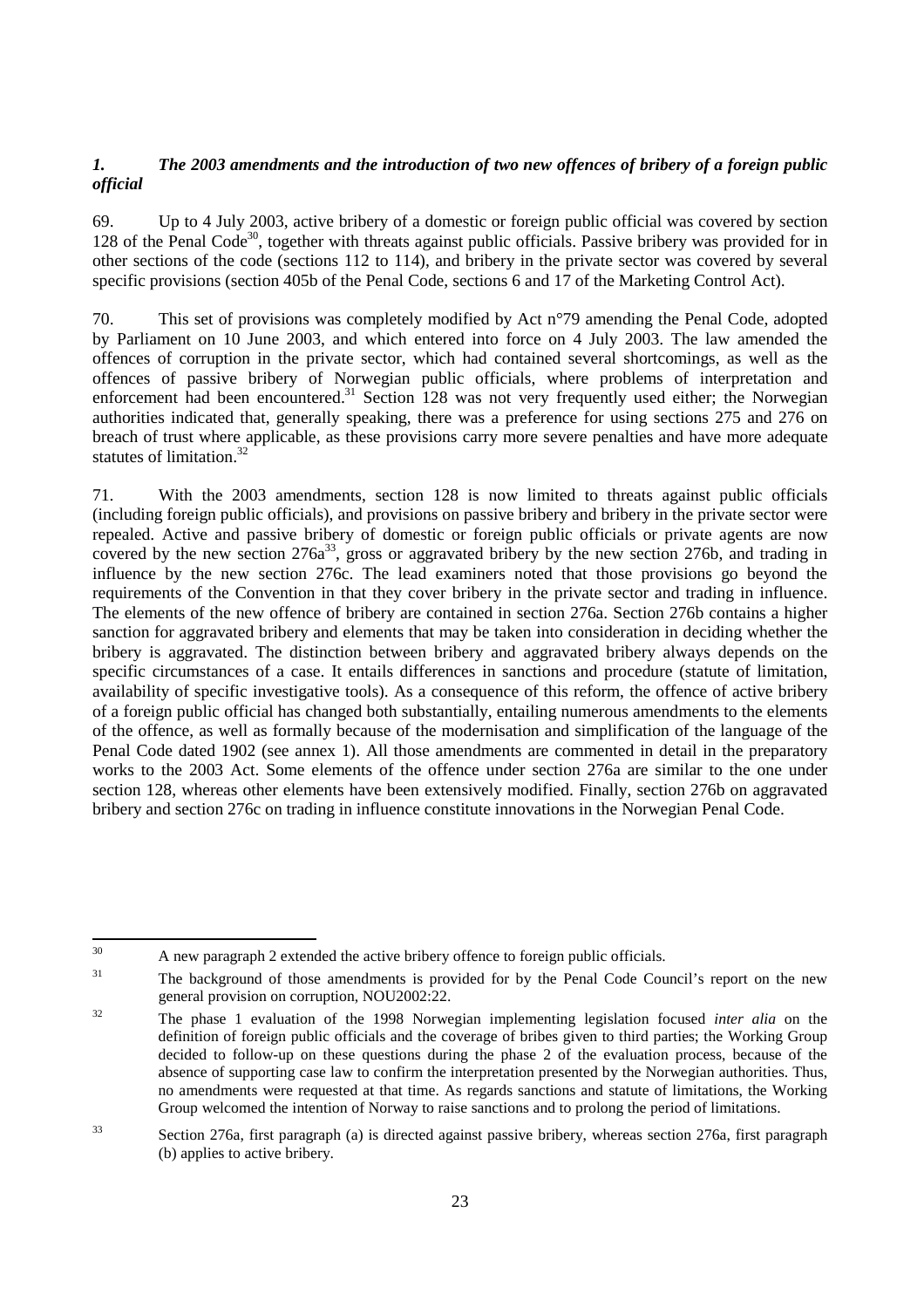### *1. The 2003 amendments and the introduction of two new offences of bribery of a foreign public official*

69. Up to 4 July 2003, active bribery of a domestic or foreign public official was covered by section 128 of the Penal Code[30], together with threats against public officials. Passive bribery was provided for in other sections of the code (sections 112 to 114), and bribery in the private sector was covered by several specific provisions (section 405b of the Penal Code, sections 6 and 17 of the Marketing Control Act).

70. This set of provisions was completely modified by Act n°79 amending the Penal Code, adopted by Parliament on 10 June 2003, and which entered into force on 4 July 2003. The law amended the offences of corruption in the private sector, which had contained several shortcomings, as well as the offences of passive bribery of Norwegian public officials, where problems of interpretation and enforcement had been encountered.[31] Section 128 was not very frequently used either; the Norwegian authorities indicated that, generally speaking, there was a preference for using sections 275 and 276 on breach of trust where applicable, as these provisions carry more severe penalties and have more adequate statutes of limitation.[32]

71. With the 2003 amendments, section 128 is now limited to threats against public officials (including foreign public officials), and provisions on passive bribery and bribery in the private sector were repealed. Active and passive bribery of domestic or foreign public officials or private agents are now covered by the new section 276a[33], gross or aggravated bribery by the new section 276b, and trading in influence by the new section 276c. The lead examiners noted that those provisions go beyond the requirements of the Convention in that they cover bribery in the private sector and trading in influence. The elements of the new offence of bribery are contained in section 276a. Section 276b contains a higher sanction for aggravated bribery and elements that may be taken into consideration in deciding whether the bribery is aggravated. The distinction between bribery and aggravated bribery always depends on the specific circumstances of a case. It entails differences in sanctions and procedure (statute of limitation, availability of specific investigative tools). As a consequence of this reform, the offence of active bribery of a foreign public official has changed both substantially, entailing numerous amendments to the elements of the offence, as well as formally because of the modernisation and simplification of the language of the Penal Code dated 1902 (see annex 1). All those amendments are commented in detail in the preparatory works to the 2003 Act. Some elements of the offence under section 276a are similar to the one under section 128, whereas other elements have been extensively modified. Finally, section 276b on aggravated bribery and section 276c on trading in influence constitute innovations in the Norwegian Penal Code.

---

[30] A new paragraph 2 extended the active bribery offence to foreign public officials.

[31] The background of those amendments is provided for by the Penal Code Council's report on the new general provision on corruption, NOU2002:22.

[32] The phase 1 evaluation of the 1998 Norwegian implementing legislation focused *inter alia* on the definition of foreign public officials and the coverage of bribes given to third parties; the Working Group decided to follow-up on these questions during the phase 2 of the evaluation process, because of the absence of supporting case law to confirm the interpretation presented by the Norwegian authorities. Thus, no amendments were requested at that time. As regards sanctions and statute of limitations, the Working Group welcomed the intention of Norway to raise sanctions and to prolong the period of limitations.

[33] Section 276a, first paragraph (a) is directed against passive bribery, whereas section 276a, first paragraph (b) applies to active bribery.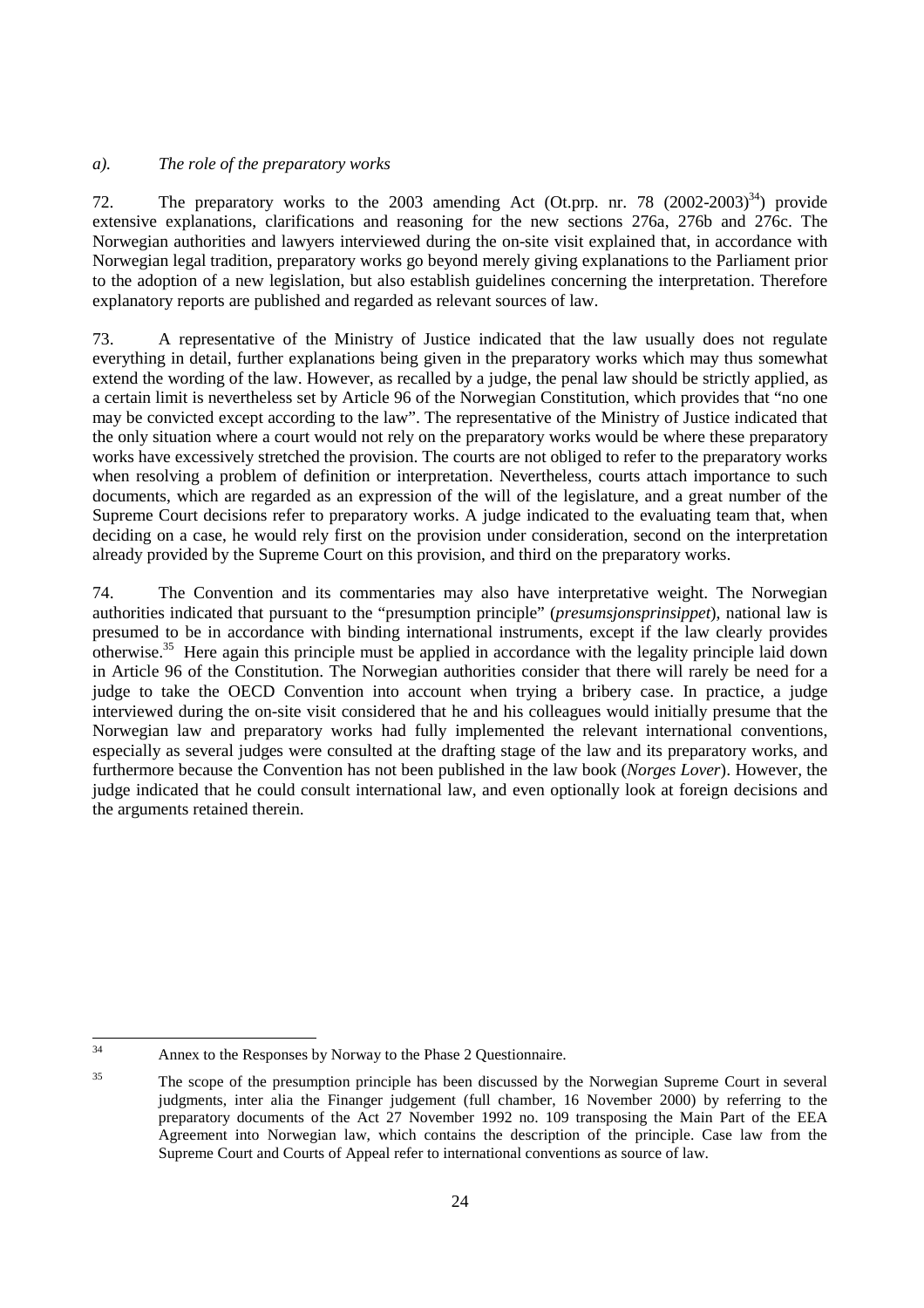*a). The role of the preparatory works*

72. The preparatory works to the 2003 amending Act (Ot.prp. nr. 78 (2002-2003)[34]) provide extensive explanations, clarifications and reasoning for the new sections 276a, 276b and 276c. The Norwegian authorities and lawyers interviewed during the on-site visit explained that, in accordance with Norwegian legal tradition, preparatory works go beyond merely giving explanations to the Parliament prior to the adoption of a new legislation, but also establish guidelines concerning the interpretation. Therefore explanatory reports are published and regarded as relevant sources of law.

73. A representative of the Ministry of Justice indicated that the law usually does not regulate everything in detail, further explanations being given in the preparatory works which may thus somewhat extend the wording of the law. However, as recalled by a judge, the penal law should be strictly applied, as a certain limit is nevertheless set by Article 96 of the Norwegian Constitution, which provides that "no one may be convicted except according to the law". The representative of the Ministry of Justice indicated that the only situation where a court would not rely on the preparatory works would be where these preparatory works have excessively stretched the provision. The courts are not obliged to refer to the preparatory works when resolving a problem of definition or interpretation. Nevertheless, courts attach importance to such documents, which are regarded as an expression of the will of the legislature, and a great number of the Supreme Court decisions refer to preparatory works. A judge indicated to the evaluating team that, when deciding on a case, he would rely first on the provision under consideration, second on the interpretation already provided by the Supreme Court on this provision, and third on the preparatory works.

74. The Convention and its commentaries may also have interpretative weight. The Norwegian authorities indicated that pursuant to the "presumption principle" (*presumsjonsprinsippet*), national law is presumed to be in accordance with binding international instruments, except if the law clearly provides otherwise.[35] Here again this principle must be applied in accordance with the legality principle laid down in Article 96 of the Constitution. The Norwegian authorities consider that there will rarely be need for a judge to take the OECD Convention into account when trying a bribery case. In practice, a judge interviewed during the on-site visit considered that he and his colleagues would initially presume that the Norwegian law and preparatory works had fully implemented the relevant international conventions, especially as several judges were consulted at the drafting stage of the law and its preparatory works, and furthermore because the Convention has not been published in the law book (*Norges Lover*). However, the judge indicated that he could consult international law, and even optionally look at foreign decisions and the arguments retained therein.

---

[34] Annex to the Responses by Norway to the Phase 2 Questionnaire.

[35] The scope of the presumption principle has been discussed by the Norwegian Supreme Court in several judgments, inter alia the Finanger judgement (full chamber, 16 November 2000) by referring to the preparatory documents of the Act 27 November 1992 no. 109 transposing the Main Part of the EEA Agreement into Norwegian law, which contains the description of the principle. Case law from the Supreme Court and Courts of Appeal refer to international conventions as source of law.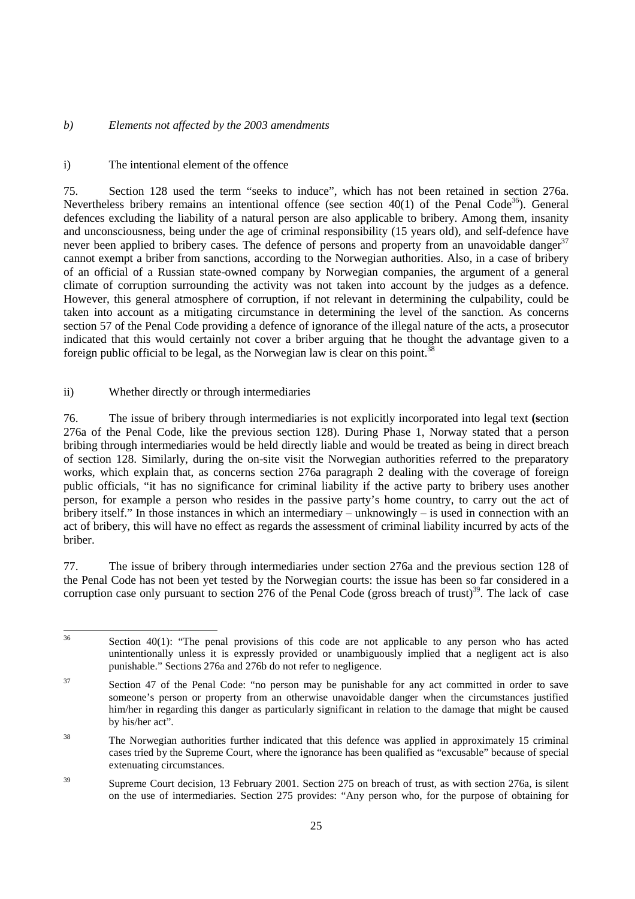*b) Elements not affected by the 2003 amendments*

i) The intentional element of the offence

75. Section 128 used the term "seeks to induce", which has not been retained in section 276a. Nevertheless bribery remains an intentional offence (see section 40(1) of the Penal Code[36]). General defences excluding the liability of a natural person are also applicable to bribery. Among them, insanity and unconsciousness, being under the age of criminal responsibility (15 years old), and self-defence have never been applied to bribery cases. The defence of persons and property from an unavoidable danger[37] cannot exempt a briber from sanctions, according to the Norwegian authorities. Also, in a case of bribery of an official of a Russian state-owned company by Norwegian companies, the argument of a general climate of corruption surrounding the activity was not taken into account by the judges as a defence. However, this general atmosphere of corruption, if not relevant in determining the culpability, could be taken into account as a mitigating circumstance in determining the level of the sanction. As concerns section 57 of the Penal Code providing a defence of ignorance of the illegal nature of the acts, a prosecutor indicated that this would certainly not cover a briber arguing that he thought the advantage given to a foreign public official to be legal, as the Norwegian law is clear on this point.[38]

ii) Whether directly or through intermediaries

76. The issue of bribery through intermediaries is not explicitly incorporated into legal text **(s**ection 276a of the Penal Code, like the previous section 128). During Phase 1, Norway stated that a person bribing through intermediaries would be held directly liable and would be treated as being in direct breach of section 128. Similarly, during the on-site visit the Norwegian authorities referred to the preparatory works, which explain that, as concerns section 276a paragraph 2 dealing with the coverage of foreign public officials, "it has no significance for criminal liability if the active party to bribery uses another person, for example a person who resides in the passive party's home country, to carry out the act of bribery itself." In those instances in which an intermediary – unknowingly – is used in connection with an act of bribery, this will have no effect as regards the assessment of criminal liability incurred by acts of the briber.

77. The issue of bribery through intermediaries under section 276a and the previous section 128 of the Penal Code has not been yet tested by the Norwegian courts: the issue has been so far considered in a corruption case only pursuant to section 276 of the Penal Code (gross breach of trust)[39]. The lack of case

---

[36] Section 40(1): "The penal provisions of this code are not applicable to any person who has acted unintentionally unless it is expressly provided or unambiguously implied that a negligent act is also punishable." Sections 276a and 276b do not refer to negligence.

[37] Section 47 of the Penal Code: "no person may be punishable for any act committed in order to save someone's person or property from an otherwise unavoidable danger when the circumstances justified him/her in regarding this danger as particularly significant in relation to the damage that might be caused by his/her act".

[38] The Norwegian authorities further indicated that this defence was applied in approximately 15 criminal cases tried by the Supreme Court, where the ignorance has been qualified as "excusable" because of special extenuating circumstances.

[39] Supreme Court decision, 13 February 2001. Section 275 on breach of trust, as with section 276a, is silent on the use of intermediaries. Section 275 provides: "Any person who, for the purpose of obtaining for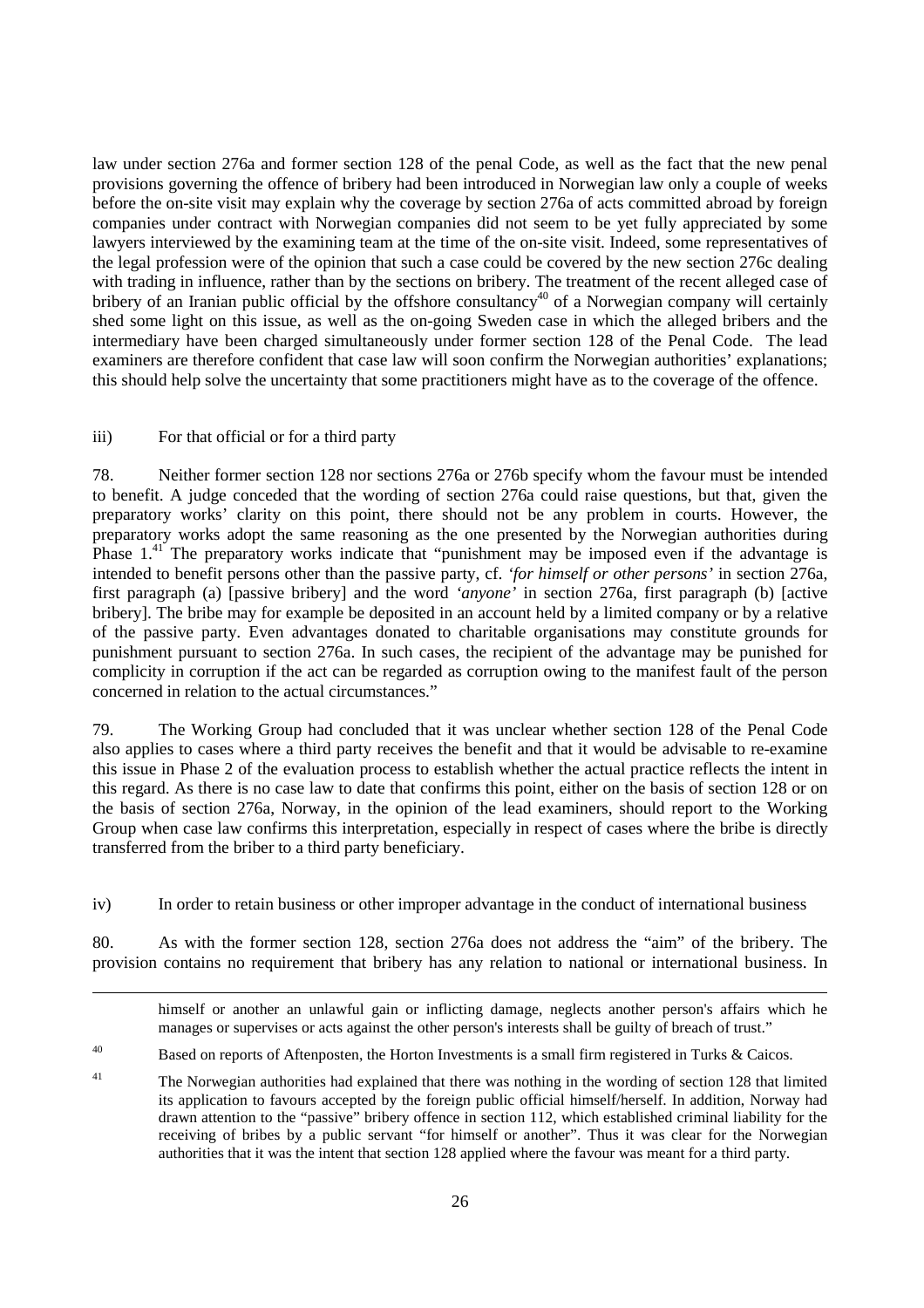law under section 276a and former section 128 of the penal Code, as well as the fact that the new penal provisions governing the offence of bribery had been introduced in Norwegian law only a couple of weeks before the on-site visit may explain why the coverage by section 276a of acts committed abroad by foreign companies under contract with Norwegian companies did not seem to be yet fully appreciated by some lawyers interviewed by the examining team at the time of the on-site visit. Indeed, some representatives of the legal profession were of the opinion that such a case could be covered by the new section 276c dealing with trading in influence, rather than by the sections on bribery. The treatment of the recent alleged case of bribery of an Iranian public official by the offshore consultancy[40] of a Norwegian company will certainly shed some light on this issue, as well as the on-going Sweden case in which the alleged bribers and the intermediary have been charged simultaneously under former section 128 of the Penal Code. The lead examiners are therefore confident that case law will soon confirm the Norwegian authorities' explanations; this should help solve the uncertainty that some practitioners might have as to the coverage of the offence.

iii) For that official or for a third party

78. Neither former section 128 nor sections 276a or 276b specify whom the favour must be intended to benefit. A judge conceded that the wording of section 276a could raise questions, but that, given the preparatory works' clarity on this point, there should not be any problem in courts. However, the preparatory works adopt the same reasoning as the one presented by the Norwegian authorities during Phase 1.[41] The preparatory works indicate that "punishment may be imposed even if the advantage is intended to benefit persons other than the passive party, cf. *'for himself or other persons'* in section 276a, first paragraph (a) [passive bribery] and the word *'anyone'* in section 276a, first paragraph (b) [active bribery]. The bribe may for example be deposited in an account held by a limited company or by a relative of the passive party. Even advantages donated to charitable organisations may constitute grounds for punishment pursuant to section 276a. In such cases, the recipient of the advantage may be punished for complicity in corruption if the act can be regarded as corruption owing to the manifest fault of the person concerned in relation to the actual circumstances."

79. The Working Group had concluded that it was unclear whether section 128 of the Penal Code also applies to cases where a third party receives the benefit and that it would be advisable to re-examine this issue in Phase 2 of the evaluation process to establish whether the actual practice reflects the intent in this regard. As there is no case law to date that confirms this point, either on the basis of section 128 or on the basis of section 276a, Norway, in the opinion of the lead examiners, should report to the Working Group when case law confirms this interpretation, especially in respect of cases where the bribe is directly transferred from the briber to a third party beneficiary.

iv) In order to retain business or other improper advantage in the conduct of international business

80. As with the former section 128, section 276a does not address the "aim" of the bribery. The provision contains no requirement that bribery has any relation to national or international business. In

---

himself or another an unlawful gain or inflicting damage, neglects another person's affairs which he manages or supervises or acts against the other person's interests shall be guilty of breach of trust."

[40] Based on reports of Aftenposten, the Horton Investments is a small firm registered in Turks & Caicos.

[41] The Norwegian authorities had explained that there was nothing in the wording of section 128 that limited its application to favours accepted by the foreign public official himself/herself. In addition, Norway had drawn attention to the "passive" bribery offence in section 112, which established criminal liability for the receiving of bribes by a public servant "for himself or another". Thus it was clear for the Norwegian authorities that it was the intent that section 128 applied where the favour was meant for a third party.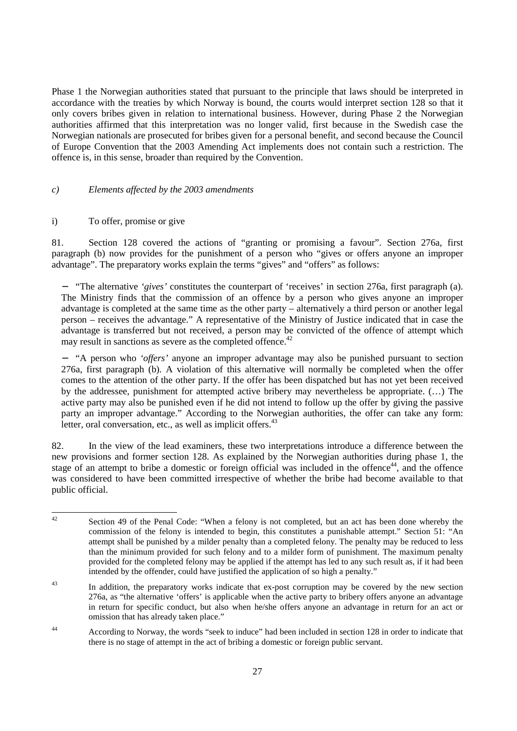Phase 1 the Norwegian authorities stated that pursuant to the principle that laws should be interpreted in accordance with the treaties by which Norway is bound, the courts would interpret section 128 so that it only covers bribes given in relation to international business. However, during Phase 2 the Norwegian authorities affirmed that this interpretation was no longer valid, first because in the Swedish case the Norwegian nationals are prosecuted for bribes given for a personal benefit, and second because the Council of Europe Convention that the 2003 Amending Act implements does not contain such a restriction. The offence is, in this sense, broader than required by the Convention.

### *c) Elements affected by the 2003 amendments*

#### i) To offer, promise or give

81. Section 128 covered the actions of "granting or promising a favour". Section 276a, first paragraph (b) now provides for the punishment of a person who "gives or offers anyone an improper advantage". The preparatory works explain the terms "gives" and "offers" as follows:

- "The alternative *'gives'* constitutes the counterpart of 'receives' in section 276a, first paragraph (a). The Ministry finds that the commission of an offence by a person who gives anyone an improper advantage is completed at the same time as the other party – alternatively a third person or another legal person – receives the advantage." A representative of the Ministry of Justice indicated that in case the advantage is transferred but not received, a person may be convicted of the offence of attempt which may result in sanctions as severe as the completed offence.[42]

- "A person who *'offers'* anyone an improper advantage may also be punished pursuant to section 276a, first paragraph (b). A violation of this alternative will normally be completed when the offer comes to the attention of the other party. If the offer has been dispatched but has not yet been received by the addressee, punishment for attempted active bribery may nevertheless be appropriate. (…) The active party may also be punished even if he did not intend to follow up the offer by giving the passive party an improper advantage." According to the Norwegian authorities, the offer can take any form: letter, oral conversation, etc., as well as implicit offers.[43]

82. In the view of the lead examiners, these two interpretations introduce a difference between the new provisions and former section 128. As explained by the Norwegian authorities during phase 1, the stage of an attempt to bribe a domestic or foreign official was included in the offence[44], and the offence was considered to have been committed irrespective of whether the bribe had become available to that public official.

---

[42] Section 49 of the Penal Code: "When a felony is not completed, but an act has been done whereby the commission of the felony is intended to begin, this constitutes a punishable attempt." Section 51: "An attempt shall be punished by a milder penalty than a completed felony. The penalty may be reduced to less than the minimum provided for such felony and to a milder form of punishment. The maximum penalty provided for the completed felony may be applied if the attempt has led to any such result as, if it had been intended by the offender, could have justified the application of so high a penalty."

[43] In addition, the preparatory works indicate that ex-post corruption may be covered by the new section 276a, as "the alternative 'offers' is applicable when the active party to bribery offers anyone an advantage in return for specific conduct, but also when he/she offers anyone an advantage in return for an act or omission that has already taken place."

[44] According to Norway, the words "seek to induce" had been included in section 128 in order to indicate that there is no stage of attempt in the act of bribing a domestic or foreign public servant.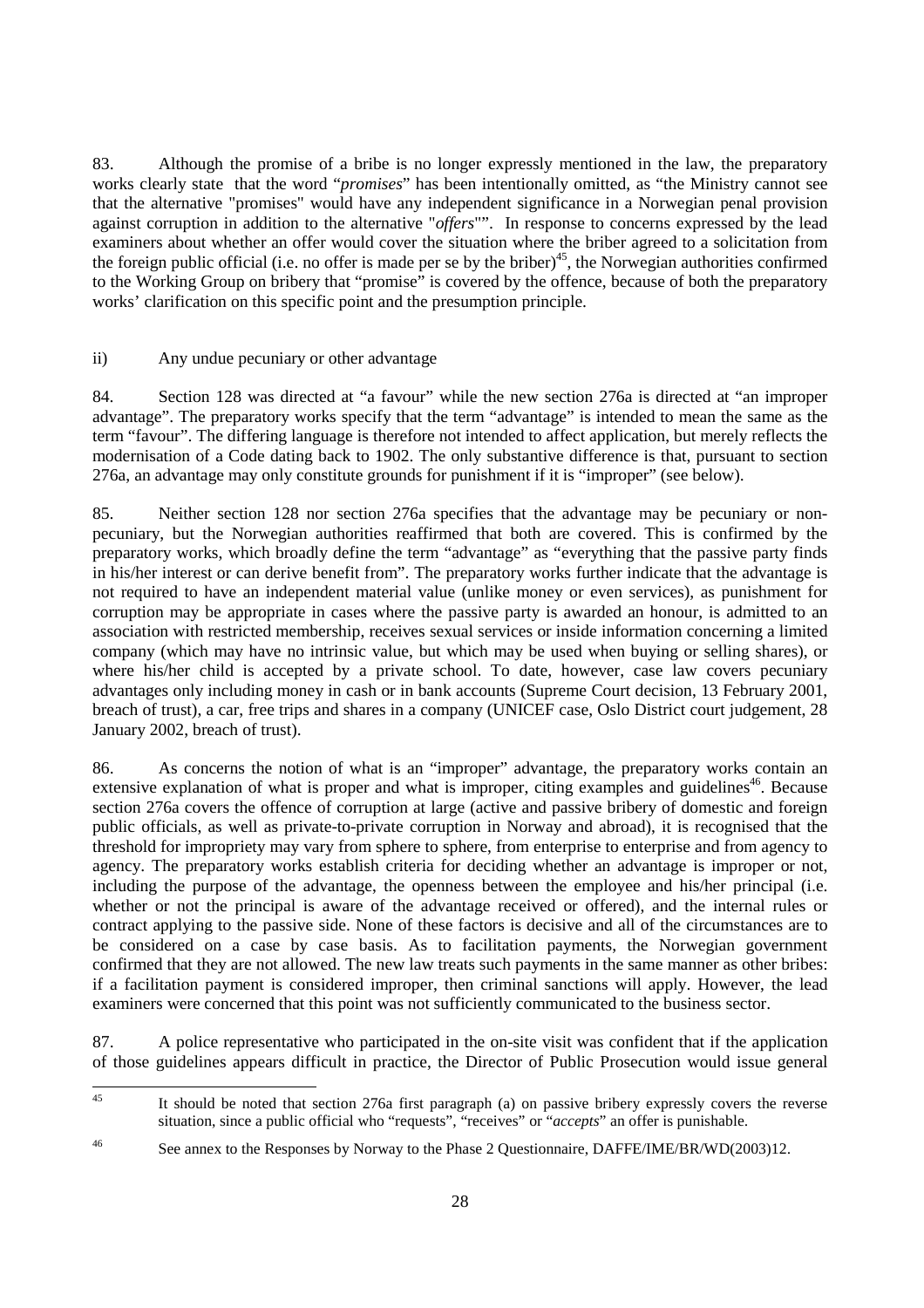83. Although the promise of a bribe is no longer expressly mentioned in the law, the preparatory works clearly state that the word "*promises*" has been intentionally omitted, as "the Ministry cannot see that the alternative "promises" would have any independent significance in a Norwegian penal provision against corruption in addition to the alternative "*offers*"". In response to concerns expressed by the lead examiners about whether an offer would cover the situation where the briber agreed to a solicitation from the foreign public official (i.e. no offer is made per se by the briber)[45], the Norwegian authorities confirmed to the Working Group on bribery that "promise" is covered by the offence, because of both the preparatory works' clarification on this specific point and the presumption principle.

ii) Any undue pecuniary or other advantage

84. Section 128 was directed at "a favour" while the new section 276a is directed at "an improper advantage". The preparatory works specify that the term "advantage" is intended to mean the same as the term "favour". The differing language is therefore not intended to affect application, but merely reflects the modernisation of a Code dating back to 1902. The only substantive difference is that, pursuant to section 276a, an advantage may only constitute grounds for punishment if it is "improper" (see below).

85. Neither section 128 nor section 276a specifies that the advantage may be pecuniary or non-pecuniary, but the Norwegian authorities reaffirmed that both are covered. This is confirmed by the preparatory works, which broadly define the term "advantage" as "everything that the passive party finds in his/her interest or can derive benefit from". The preparatory works further indicate that the advantage is not required to have an independent material value (unlike money or even services), as punishment for corruption may be appropriate in cases where the passive party is awarded an honour, is admitted to an association with restricted membership, receives sexual services or inside information concerning a limited company (which may have no intrinsic value, but which may be used when buying or selling shares), or where his/her child is accepted by a private school. To date, however, case law covers pecuniary advantages only including money in cash or in bank accounts (Supreme Court decision, 13 February 2001, breach of trust), a car, free trips and shares in a company (UNICEF case, Oslo District court judgement, 28 January 2002, breach of trust).

86. As concerns the notion of what is an "improper" advantage, the preparatory works contain an extensive explanation of what is proper and what is improper, citing examples and guidelines[46]. Because section 276a covers the offence of corruption at large (active and passive bribery of domestic and foreign public officials, as well as private-to-private corruption in Norway and abroad), it is recognised that the threshold for impropriety may vary from sphere to sphere, from enterprise to enterprise and from agency to agency. The preparatory works establish criteria for deciding whether an advantage is improper or not, including the purpose of the advantage, the openness between the employee and his/her principal (i.e. whether or not the principal is aware of the advantage received or offered), and the internal rules or contract applying to the passive side. None of these factors is decisive and all of the circumstances are to be considered on a case by case basis. As to facilitation payments, the Norwegian government confirmed that they are not allowed. The new law treats such payments in the same manner as other bribes: if a facilitation payment is considered improper, then criminal sanctions will apply. However, the lead examiners were concerned that this point was not sufficiently communicated to the business sector.

87. A police representative who participated in the on-site visit was confident that if the application of those guidelines appears difficult in practice, the Director of Public Prosecution would issue general

---

[45] It should be noted that section 276a first paragraph (a) on passive bribery expressly covers the reverse situation, since a public official who "requests", "receives" or "*accepts*" an offer is punishable.

[46] See annex to the Responses by Norway to the Phase 2 Questionnaire, DAFFE/IME/BR/WD(2003)12.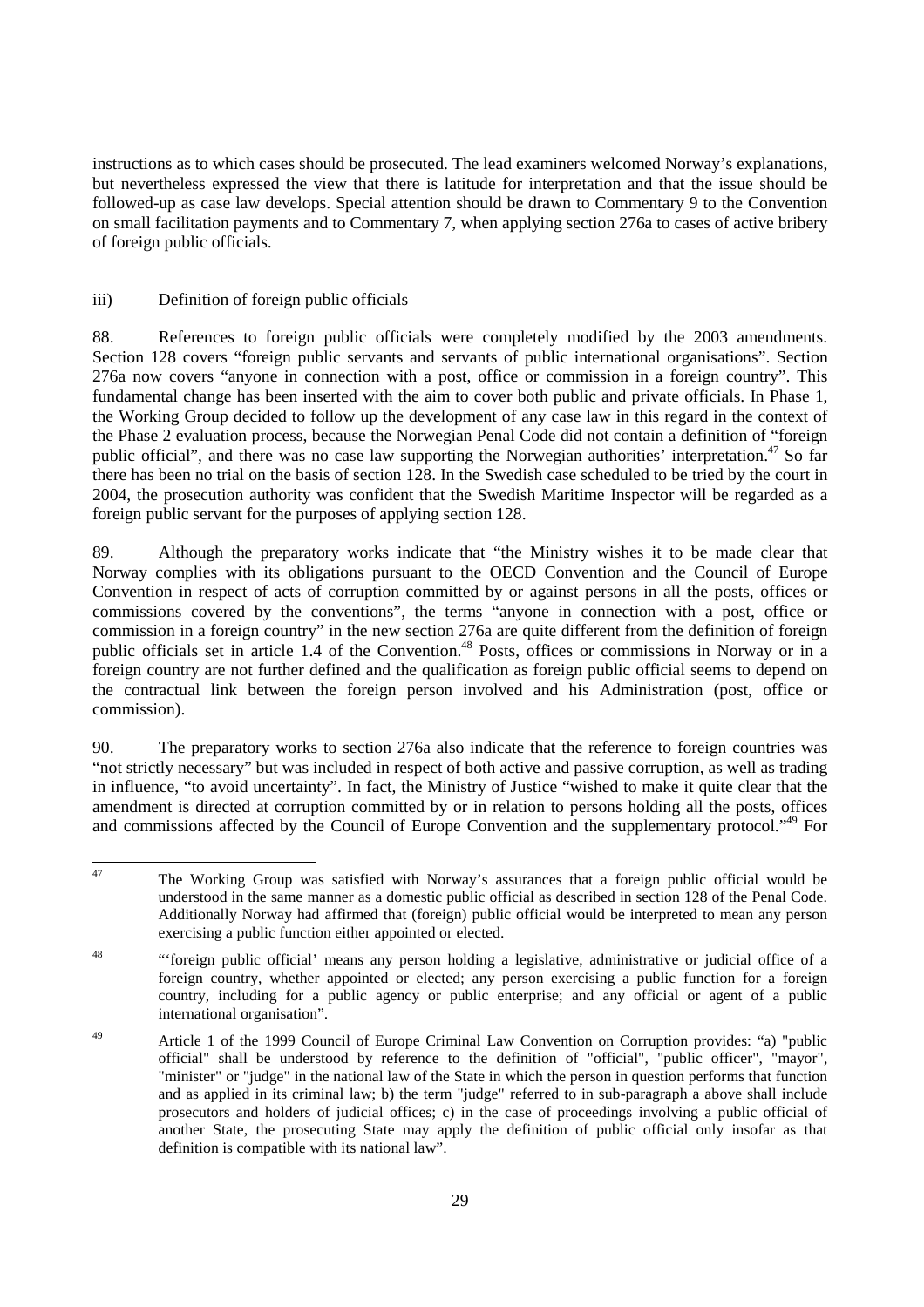instructions as to which cases should be prosecuted. The lead examiners welcomed Norway's explanations, but nevertheless expressed the view that there is latitude for interpretation and that the issue should be followed-up as case law develops. Special attention should be drawn to Commentary 9 to the Convention on small facilitation payments and to Commentary 7, when applying section 276a to cases of active bribery of foreign public officials.

### iii) Definition of foreign public officials

88. References to foreign public officials were completely modified by the 2003 amendments. Section 128 covers "foreign public servants and servants of public international organisations". Section 276a now covers "anyone in connection with a post, office or commission in a foreign country". This fundamental change has been inserted with the aim to cover both public and private officials. In Phase 1, the Working Group decided to follow up the development of any case law in this regard in the context of the Phase 2 evaluation process, because the Norwegian Penal Code did not contain a definition of "foreign public official", and there was no case law supporting the Norwegian authorities' interpretation.[47] So far there has been no trial on the basis of section 128. In the Swedish case scheduled to be tried by the court in 2004, the prosecution authority was confident that the Swedish Maritime Inspector will be regarded as a foreign public servant for the purposes of applying section 128.

89. Although the preparatory works indicate that "the Ministry wishes it to be made clear that Norway complies with its obligations pursuant to the OECD Convention and the Council of Europe Convention in respect of acts of corruption committed by or against persons in all the posts, offices or commissions covered by the conventions", the terms "anyone in connection with a post, office or commission in a foreign country" in the new section 276a are quite different from the definition of foreign public officials set in article 1.4 of the Convention.[48] Posts, offices or commissions in Norway or in a foreign country are not further defined and the qualification as foreign public official seems to depend on the contractual link between the foreign person involved and his Administration (post, office or commission).

90. The preparatory works to section 276a also indicate that the reference to foreign countries was "not strictly necessary" but was included in respect of both active and passive corruption, as well as trading in influence, "to avoid uncertainty". In fact, the Ministry of Justice "wished to make it quite clear that the amendment is directed at corruption committed by or in relation to persons holding all the posts, offices and commissions affected by the Council of Europe Convention and the supplementary protocol."[49] For

---

[47] The Working Group was satisfied with Norway's assurances that a foreign public official would be understood in the same manner as a domestic public official as described in section 128 of the Penal Code. Additionally Norway had affirmed that (foreign) public official would be interpreted to mean any person exercising a public function either appointed or elected.

[48] "'foreign public official' means any person holding a legislative, administrative or judicial office of a foreign country, whether appointed or elected; any person exercising a public function for a foreign country, including for a public agency or public enterprise; and any official or agent of a public international organisation".

[49] Article 1 of the 1999 Council of Europe Criminal Law Convention on Corruption provides: "a) "public official" shall be understood by reference to the definition of "official", "public officer", "mayor", "minister" or "judge" in the national law of the State in which the person in question performs that function and as applied in its criminal law; b) the term "judge" referred to in sub-paragraph a above shall include prosecutors and holders of judicial offices; c) in the case of proceedings involving a public official of another State, the prosecuting State may apply the definition of public official only insofar as that definition is compatible with its national law".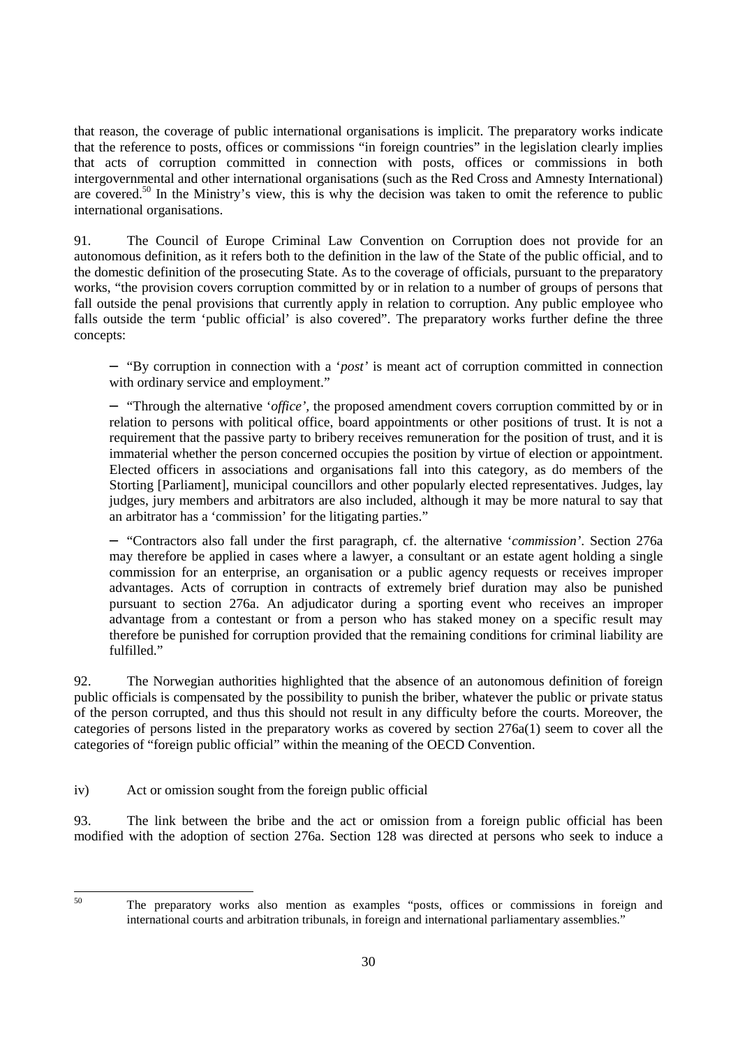that reason, the coverage of public international organisations is implicit. The preparatory works indicate that the reference to posts, offices or commissions "in foreign countries" in the legislation clearly implies that acts of corruption committed in connection with posts, offices or commissions in both intergovernmental and other international organisations (such as the Red Cross and Amnesty International) are covered.[50] In the Ministry's view, this is why the decision was taken to omit the reference to public international organisations.

91. The Council of Europe Criminal Law Convention on Corruption does not provide for an autonomous definition, as it refers both to the definition in the law of the State of the public official, and to the domestic definition of the prosecuting State. As to the coverage of officials, pursuant to the preparatory works, "the provision covers corruption committed by or in relation to a number of groups of persons that fall outside the penal provisions that currently apply in relation to corruption. Any public employee who falls outside the term 'public official' is also covered". The preparatory works further define the three concepts:

– "By corruption in connection with a '*post*' is meant act of corruption committed in connection with ordinary service and employment."

– "Through the alternative '*office*', the proposed amendment covers corruption committed by or in relation to persons with political office, board appointments or other positions of trust. It is not a requirement that the passive party to bribery receives remuneration for the position of trust, and it is immaterial whether the person concerned occupies the position by virtue of election or appointment. Elected officers in associations and organisations fall into this category, as do members of the Storting [Parliament], municipal councillors and other popularly elected representatives. Judges, lay judges, jury members and arbitrators are also included, although it may be more natural to say that an arbitrator has a 'commission' for the litigating parties."

– "Contractors also fall under the first paragraph, cf. the alternative '*commission*'. Section 276a may therefore be applied in cases where a lawyer, a consultant or an estate agent holding a single commission for an enterprise, an organisation or a public agency requests or receives improper advantages. Acts of corruption in contracts of extremely brief duration may also be punished pursuant to section 276a. An adjudicator during a sporting event who receives an improper advantage from a contestant or from a person who has staked money on a specific result may therefore be punished for corruption provided that the remaining conditions for criminal liability are fulfilled."

92. The Norwegian authorities highlighted that the absence of an autonomous definition of foreign public officials is compensated by the possibility to punish the briber, whatever the public or private status of the person corrupted, and thus this should not result in any difficulty before the courts. Moreover, the categories of persons listed in the preparatory works as covered by section 276a(1) seem to cover all the categories of "foreign public official" within the meaning of the OECD Convention.

iv) Act or omission sought from the foreign public official

93. The link between the bribe and the act or omission from a foreign public official has been modified with the adoption of section 276a. Section 128 was directed at persons who seek to induce a

[50] The preparatory works also mention as examples "posts, offices or commissions in foreign and international courts and arbitration tribunals, in foreign and international parliamentary assemblies."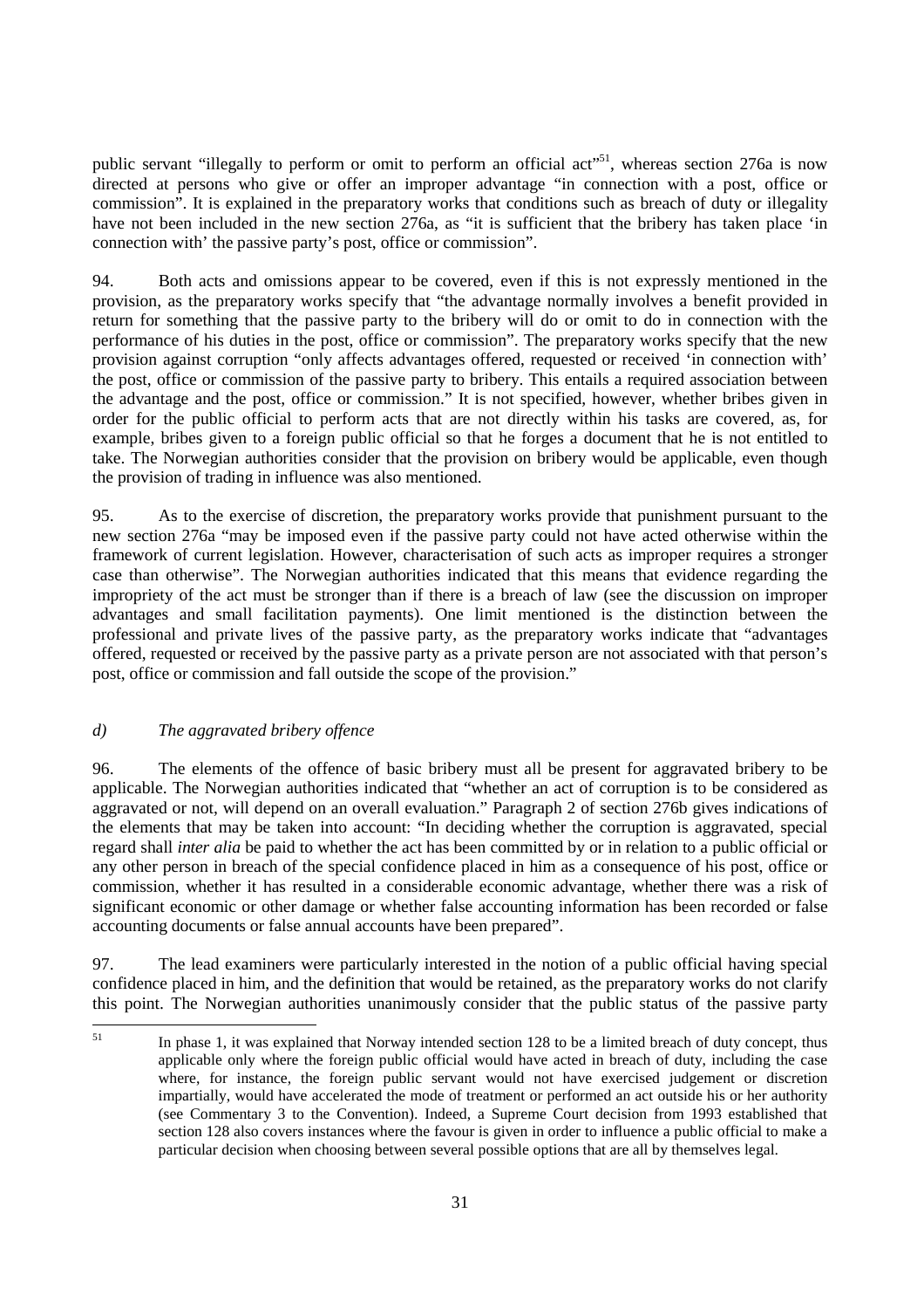public servant "illegally to perform or omit to perform an official act"[51], whereas section 276a is now directed at persons who give or offer an improper advantage "in connection with a post, office or commission". It is explained in the preparatory works that conditions such as breach of duty or illegality have not been included in the new section 276a, as "it is sufficient that the bribery has taken place 'in connection with' the passive party's post, office or commission".

94. Both acts and omissions appear to be covered, even if this is not expressly mentioned in the provision, as the preparatory works specify that "the advantage normally involves a benefit provided in return for something that the passive party to the bribery will do or omit to do in connection with the performance of his duties in the post, office or commission". The preparatory works specify that the new provision against corruption "only affects advantages offered, requested or received 'in connection with' the post, office or commission of the passive party to bribery. This entails a required association between the advantage and the post, office or commission." It is not specified, however, whether bribes given in order for the public official to perform acts that are not directly within his tasks are covered, as, for example, bribes given to a foreign public official so that he forges a document that he is not entitled to take. The Norwegian authorities consider that the provision on bribery would be applicable, even though the provision of trading in influence was also mentioned.

95. As to the exercise of discretion, the preparatory works provide that punishment pursuant to the new section 276a "may be imposed even if the passive party could not have acted otherwise within the framework of current legislation. However, characterisation of such acts as improper requires a stronger case than otherwise". The Norwegian authorities indicated that this means that evidence regarding the impropriety of the act must be stronger than if there is a breach of law (see the discussion on improper advantages and small facilitation payments). One limit mentioned is the distinction between the professional and private lives of the passive party, as the preparatory works indicate that "advantages offered, requested or received by the passive party as a private person are not associated with that person's post, office or commission and fall outside the scope of the provision."

### *d) The aggravated bribery offence*

96. The elements of the offence of basic bribery must all be present for aggravated bribery to be applicable. The Norwegian authorities indicated that "whether an act of corruption is to be considered as aggravated or not, will depend on an overall evaluation." Paragraph 2 of section 276b gives indications of the elements that may be taken into account: "In deciding whether the corruption is aggravated, special regard shall *inter alia* be paid to whether the act has been committed by or in relation to a public official or any other person in breach of the special confidence placed in him as a consequence of his post, office or commission, whether it has resulted in a considerable economic advantage, whether there was a risk of significant economic or other damage or whether false accounting information has been recorded or false accounting documents or false annual accounts have been prepared".

97. The lead examiners were particularly interested in the notion of a public official having special confidence placed in him, and the definition that would be retained, as the preparatory works do not clarify this point. The Norwegian authorities unanimously consider that the public status of the passive party

---

[51] In phase 1, it was explained that Norway intended section 128 to be a limited breach of duty concept, thus applicable only where the foreign public official would have acted in breach of duty, including the case where, for instance, the foreign public servant would not have exercised judgement or discretion impartially, would have accelerated the mode of treatment or performed an act outside his or her authority (see Commentary 3 to the Convention). Indeed, a Supreme Court decision from 1993 established that section 128 also covers instances where the favour is given in order to influence a public official to make a particular decision when choosing between several possible options that are all by themselves legal.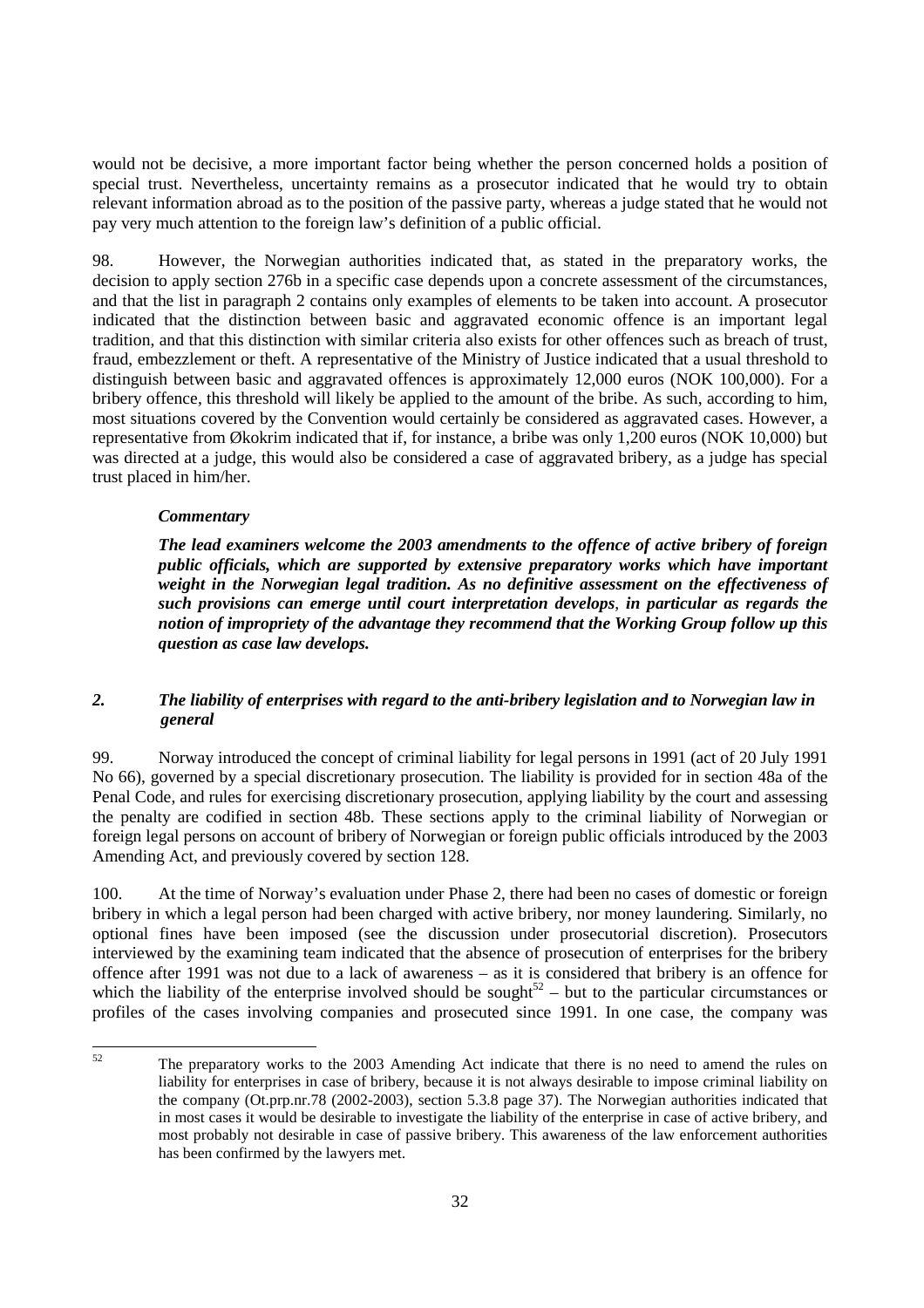would not be decisive, a more important factor being whether the person concerned holds a position of special trust. Nevertheless, uncertainty remains as a prosecutor indicated that he would try to obtain relevant information abroad as to the position of the passive party, whereas a judge stated that he would not pay very much attention to the foreign law's definition of a public official.

98. However, the Norwegian authorities indicated that, as stated in the preparatory works, the decision to apply section 276b in a specific case depends upon a concrete assessment of the circumstances, and that the list in paragraph 2 contains only examples of elements to be taken into account. A prosecutor indicated that the distinction between basic and aggravated economic offence is an important legal tradition, and that this distinction with similar criteria also exists for other offences such as breach of trust, fraud, embezzlement or theft. A representative of the Ministry of Justice indicated that a usual threshold to distinguish between basic and aggravated offences is approximately 12,000 euros (NOK 100,000). For a bribery offence, this threshold will likely be applied to the amount of the bribe. As such, according to him, most situations covered by the Convention would certainly be considered as aggravated cases. However, a representative from Økokrim indicated that if, for instance, a bribe was only 1,200 euros (NOK 10,000) but was directed at a judge, this would also be considered a case of aggravated bribery, as a judge has special trust placed in him/her.

***Commentary***

***The lead examiners welcome the 2003 amendments to the offence of active bribery of foreign public officials, which are supported by extensive preparatory works which have important weight in the Norwegian legal tradition. As no definitive assessment on the effectiveness of such provisions can emerge until court interpretation develops, in particular as regards the notion of impropriety of the advantage they recommend that the Working Group follow up this question as case law develops.***

### *2. The liability of enterprises with regard to the anti-bribery legislation and to Norwegian law in general*

99. Norway introduced the concept of criminal liability for legal persons in 1991 (act of 20 July 1991 No 66), governed by a special discretionary prosecution. The liability is provided for in section 48a of the Penal Code, and rules for exercising discretionary prosecution, applying liability by the court and assessing the penalty are codified in section 48b. These sections apply to the criminal liability of Norwegian or foreign legal persons on account of bribery of Norwegian or foreign public officials introduced by the 2003 Amending Act, and previously covered by section 128.

100. At the time of Norway's evaluation under Phase 2, there had been no cases of domestic or foreign bribery in which a legal person had been charged with active bribery, nor money laundering. Similarly, no optional fines have been imposed (see the discussion under prosecutorial discretion). Prosecutors interviewed by the examining team indicated that the absence of prosecution of enterprises for the bribery offence after 1991 was not due to a lack of awareness – as it is considered that bribery is an offence for which the liability of the enterprise involved should be sought[52] – but to the particular circumstances or profiles of the cases involving companies and prosecuted since 1991. In one case, the company was

---

[52] The preparatory works to the 2003 Amending Act indicate that there is no need to amend the rules on liability for enterprises in case of bribery, because it is not always desirable to impose criminal liability on the company (Ot.prp.nr.78 (2002-2003), section 5.3.8 page 37). The Norwegian authorities indicated that in most cases it would be desirable to investigate the liability of the enterprise in case of active bribery, and most probably not desirable in case of passive bribery. This awareness of the law enforcement authorities has been confirmed by the lawyers met.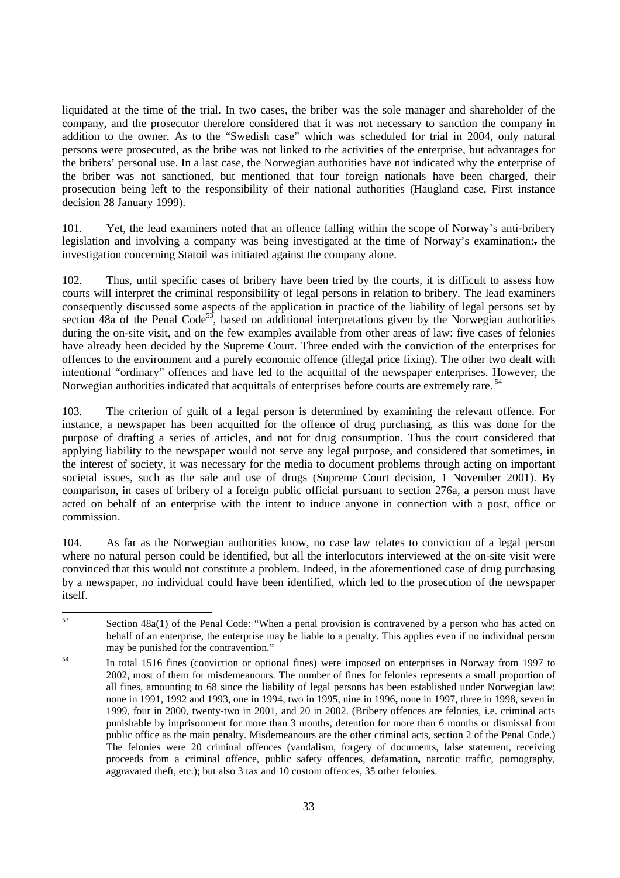liquidated at the time of the trial. In two cases, the briber was the sole manager and shareholder of the company, and the prosecutor therefore considered that it was not necessary to sanction the company in addition to the owner. As to the "Swedish case" which was scheduled for trial in 2004, only natural persons were prosecuted, as the bribe was not linked to the activities of the enterprise, but advantages for the bribers' personal use. In a last case, the Norwegian authorities have not indicated why the enterprise of the briber was not sanctioned, but mentioned that four foreign nationals have been charged, their prosecution being left to the responsibility of their national authorities (Haugland case, First instance decision 28 January 1999).

101. Yet, the lead examiners noted that an offence falling within the scope of Norway's anti-bribery legislation and involving a company was being investigated at the time of Norway's examination:. the investigation concerning Statoil was initiated against the company alone.

102. Thus, until specific cases of bribery have been tried by the courts, it is difficult to assess how courts will interpret the criminal responsibility of legal persons in relation to bribery. The lead examiners consequently discussed some aspects of the application in practice of the liability of legal persons set by section 48a of the Penal Code[53], based on additional interpretations given by the Norwegian authorities during the on-site visit, and on the few examples available from other areas of law: five cases of felonies have already been decided by the Supreme Court. Three ended with the conviction of the enterprises for offences to the environment and a purely economic offence (illegal price fixing). The other two dealt with intentional "ordinary" offences and have led to the acquittal of the newspaper enterprises. However, the Norwegian authorities indicated that acquittals of enterprises before courts are extremely rare.[54]

103. The criterion of guilt of a legal person is determined by examining the relevant offence. For instance, a newspaper has been acquitted for the offence of drug purchasing, as this was done for the purpose of drafting a series of articles, and not for drug consumption. Thus the court considered that applying liability to the newspaper would not serve any legal purpose, and considered that sometimes, in the interest of society, it was necessary for the media to document problems through acting on important societal issues, such as the sale and use of drugs (Supreme Court decision, 1 November 2001). By comparison, in cases of bribery of a foreign public official pursuant to section 276a, a person must have acted on behalf of an enterprise with the intent to induce anyone in connection with a post, office or commission.

104. As far as the Norwegian authorities know, no case law relates to conviction of a legal person where no natural person could be identified, but all the interlocutors interviewed at the on-site visit were convinced that this would not constitute a problem. Indeed, in the aforementioned case of drug purchasing by a newspaper, no individual could have been identified, which led to the prosecution of the newspaper itself.

---

[53] Section 48a(1) of the Penal Code: "When a penal provision is contravened by a person who has acted on behalf of an enterprise, the enterprise may be liable to a penalty. This applies even if no individual person may be punished for the contravention."

[54] In total 1516 fines (conviction or optional fines) were imposed on enterprises in Norway from 1997 to 2002, most of them for misdemeanours. The number of fines for felonies represents a small proportion of all fines, amounting to 68 since the liability of legal persons has been established under Norwegian law: none in 1991, 1992 and 1993, one in 1994, two in 1995, nine in 1996**,** none in 1997, three in 1998, seven in 1999, four in 2000, twenty-two in 2001, and 20 in 2002. (Bribery offences are felonies, i.e. criminal acts punishable by imprisonment for more than 3 months, detention for more than 6 months or dismissal from public office as the main penalty. Misdemeanours are the other criminal acts, section 2 of the Penal Code.) The felonies were 20 criminal offences (vandalism, forgery of documents, false statement, receiving proceeds from a criminal offence, public safety offences, defamation**,** narcotic traffic, pornography, aggravated theft, etc.); but also 3 tax and 10 custom offences, 35 other felonies.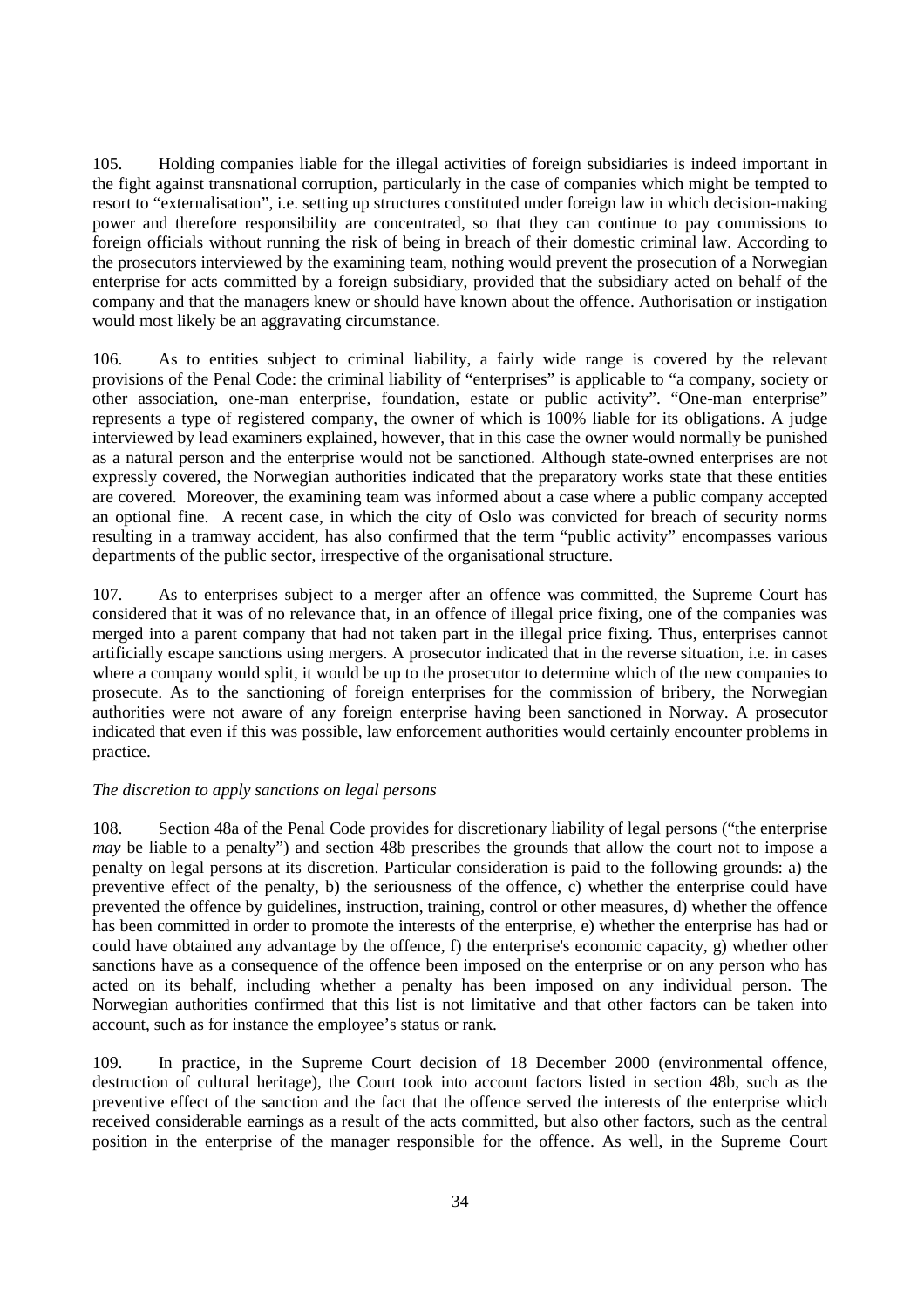105. Holding companies liable for the illegal activities of foreign subsidiaries is indeed important in the fight against transnational corruption, particularly in the case of companies which might be tempted to resort to "externalisation", i.e. setting up structures constituted under foreign law in which decision-making power and therefore responsibility are concentrated, so that they can continue to pay commissions to foreign officials without running the risk of being in breach of their domestic criminal law. According to the prosecutors interviewed by the examining team, nothing would prevent the prosecution of a Norwegian enterprise for acts committed by a foreign subsidiary, provided that the subsidiary acted on behalf of the company and that the managers knew or should have known about the offence. Authorisation or instigation would most likely be an aggravating circumstance.

106. As to entities subject to criminal liability, a fairly wide range is covered by the relevant provisions of the Penal Code: the criminal liability of "enterprises" is applicable to "a company, society or other association, one-man enterprise, foundation, estate or public activity". "One-man enterprise" represents a type of registered company, the owner of which is 100% liable for its obligations. A judge interviewed by lead examiners explained, however, that in this case the owner would normally be punished as a natural person and the enterprise would not be sanctioned. Although state-owned enterprises are not expressly covered, the Norwegian authorities indicated that the preparatory works state that these entities are covered. Moreover, the examining team was informed about a case where a public company accepted an optional fine. A recent case, in which the city of Oslo was convicted for breach of security norms resulting in a tramway accident, has also confirmed that the term "public activity" encompasses various departments of the public sector, irrespective of the organisational structure.

107. As to enterprises subject to a merger after an offence was committed, the Supreme Court has considered that it was of no relevance that, in an offence of illegal price fixing, one of the companies was merged into a parent company that had not taken part in the illegal price fixing. Thus, enterprises cannot artificially escape sanctions using mergers. A prosecutor indicated that in the reverse situation, i.e. in cases where a company would split, it would be up to the prosecutor to determine which of the new companies to prosecute. As to the sanctioning of foreign enterprises for the commission of bribery, the Norwegian authorities were not aware of any foreign enterprise having been sanctioned in Norway. A prosecutor indicated that even if this was possible, law enforcement authorities would certainly encounter problems in practice.

*The discretion to apply sanctions on legal persons*

108. Section 48a of the Penal Code provides for discretionary liability of legal persons ("the enterprise *may* be liable to a penalty") and section 48b prescribes the grounds that allow the court not to impose a penalty on legal persons at its discretion. Particular consideration is paid to the following grounds: a) the preventive effect of the penalty, b) the seriousness of the offence, c) whether the enterprise could have prevented the offence by guidelines, instruction, training, control or other measures, d) whether the offence has been committed in order to promote the interests of the enterprise, e) whether the enterprise has had or could have obtained any advantage by the offence, f) the enterprise's economic capacity, g) whether other sanctions have as a consequence of the offence been imposed on the enterprise or on any person who has acted on its behalf, including whether a penalty has been imposed on any individual person. The Norwegian authorities confirmed that this list is not limitative and that other factors can be taken into account, such as for instance the employee's status or rank.

109. In practice, in the Supreme Court decision of 18 December 2000 (environmental offence, destruction of cultural heritage), the Court took into account factors listed in section 48b, such as the preventive effect of the sanction and the fact that the offence served the interests of the enterprise which received considerable earnings as a result of the acts committed, but also other factors, such as the central position in the enterprise of the manager responsible for the offence. As well, in the Supreme Court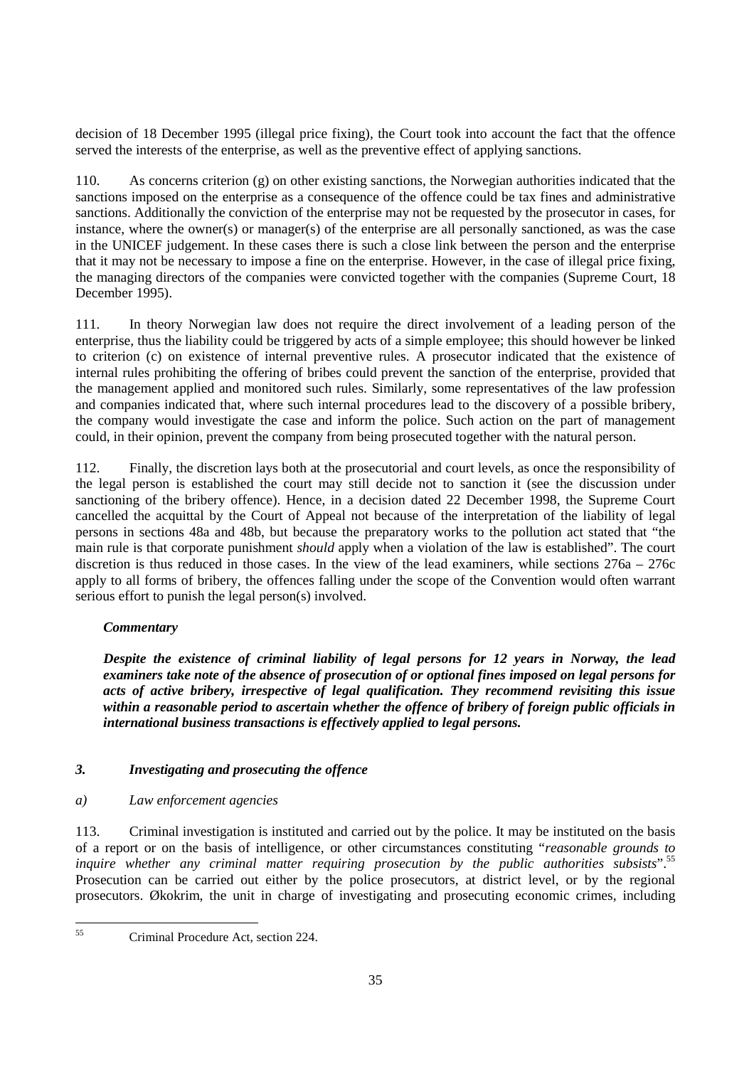decision of 18 December 1995 (illegal price fixing), the Court took into account the fact that the offence served the interests of the enterprise, as well as the preventive effect of applying sanctions.

110. As concerns criterion (g) on other existing sanctions, the Norwegian authorities indicated that the sanctions imposed on the enterprise as a consequence of the offence could be tax fines and administrative sanctions. Additionally the conviction of the enterprise may not be requested by the prosecutor in cases, for instance, where the owner(s) or manager(s) of the enterprise are all personally sanctioned, as was the case in the UNICEF judgement. In these cases there is such a close link between the person and the enterprise that it may not be necessary to impose a fine on the enterprise. However, in the case of illegal price fixing, the managing directors of the companies were convicted together with the companies (Supreme Court, 18 December 1995).

111. In theory Norwegian law does not require the direct involvement of a leading person of the enterprise, thus the liability could be triggered by acts of a simple employee; this should however be linked to criterion (c) on existence of internal preventive rules. A prosecutor indicated that the existence of internal rules prohibiting the offering of bribes could prevent the sanction of the enterprise, provided that the management applied and monitored such rules. Similarly, some representatives of the law profession and companies indicated that, where such internal procedures lead to the discovery of a possible bribery, the company would investigate the case and inform the police. Such action on the part of management could, in their opinion, prevent the company from being prosecuted together with the natural person.

112. Finally, the discretion lays both at the prosecutorial and court levels, as once the responsibility of the legal person is established the court may still decide not to sanction it (see the discussion under sanctioning of the bribery offence). Hence, in a decision dated 22 December 1998, the Supreme Court cancelled the acquittal by the Court of Appeal not because of the interpretation of the liability of legal persons in sections 48a and 48b, but because the preparatory works to the pollution act stated that "the main rule is that corporate punishment *should* apply when a violation of the law is established". The court discretion is thus reduced in those cases. In the view of the lead examiners, while sections 276a – 276c apply to all forms of bribery, the offences falling under the scope of the Convention would often warrant serious effort to punish the legal person(s) involved.

***Commentary***

***Despite the existence of criminal liability of legal persons for 12 years in Norway, the lead examiners take note of the absence of prosecution of or optional fines imposed on legal persons for acts of active bribery, irrespective of legal qualification. They recommend revisiting this issue within a reasonable period to ascertain whether the offence of bribery of foreign public officials in international business transactions is effectively applied to legal persons.***

### *3. Investigating and prosecuting the offence*

#### *a) Law enforcement agencies*

113. Criminal investigation is instituted and carried out by the police. It may be instituted on the basis of a report or on the basis of intelligence, or other circumstances constituting "*reasonable grounds to inquire whether any criminal matter requiring prosecution by the public authorities subsists*".[55] Prosecution can be carried out either by the police prosecutors, at district level, or by the regional prosecutors. Økokrim, the unit in charge of investigating and prosecuting economic crimes, including

[55] Criminal Procedure Act, section 224.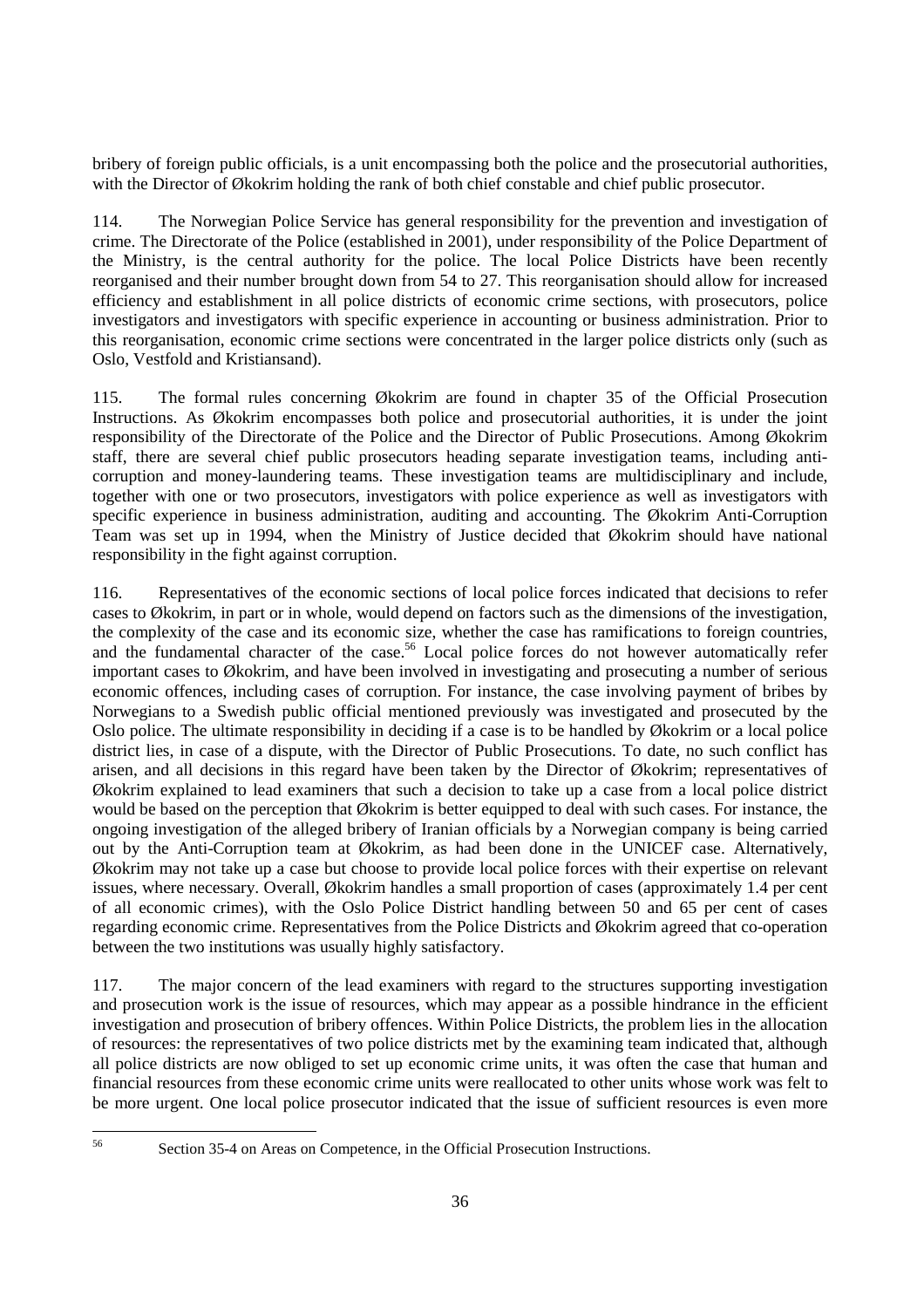bribery of foreign public officials, is a unit encompassing both the police and the prosecutorial authorities, with the Director of Økokrim holding the rank of both chief constable and chief public prosecutor.

114. The Norwegian Police Service has general responsibility for the prevention and investigation of crime. The Directorate of the Police (established in 2001), under responsibility of the Police Department of the Ministry, is the central authority for the police. The local Police Districts have been recently reorganised and their number brought down from 54 to 27. This reorganisation should allow for increased efficiency and establishment in all police districts of economic crime sections, with prosecutors, police investigators and investigators with specific experience in accounting or business administration. Prior to this reorganisation, economic crime sections were concentrated in the larger police districts only (such as Oslo, Vestfold and Kristiansand).

115. The formal rules concerning Økokrim are found in chapter 35 of the Official Prosecution Instructions. As Økokrim encompasses both police and prosecutorial authorities, it is under the joint responsibility of the Directorate of the Police and the Director of Public Prosecutions. Among Økokrim staff, there are several chief public prosecutors heading separate investigation teams, including anti-corruption and money-laundering teams. These investigation teams are multidisciplinary and include, together with one or two prosecutors, investigators with police experience as well as investigators with specific experience in business administration, auditing and accounting. The Økokrim Anti-Corruption Team was set up in 1994, when the Ministry of Justice decided that Økokrim should have national responsibility in the fight against corruption.

116. Representatives of the economic sections of local police forces indicated that decisions to refer cases to Økokrim, in part or in whole, would depend on factors such as the dimensions of the investigation, the complexity of the case and its economic size, whether the case has ramifications to foreign countries, and the fundamental character of the case.[56] Local police forces do not however automatically refer important cases to Økokrim, and have been involved in investigating and prosecuting a number of serious economic offences, including cases of corruption. For instance, the case involving payment of bribes by Norwegians to a Swedish public official mentioned previously was investigated and prosecuted by the Oslo police. The ultimate responsibility in deciding if a case is to be handled by Økokrim or a local police district lies, in case of a dispute, with the Director of Public Prosecutions. To date, no such conflict has arisen, and all decisions in this regard have been taken by the Director of Økokrim; representatives of Økokrim explained to lead examiners that such a decision to take up a case from a local police district would be based on the perception that Økokrim is better equipped to deal with such cases. For instance, the ongoing investigation of the alleged bribery of Iranian officials by a Norwegian company is being carried out by the Anti-Corruption team at Økokrim, as had been done in the UNICEF case. Alternatively, Økokrim may not take up a case but choose to provide local police forces with their expertise on relevant issues, where necessary. Overall, Økokrim handles a small proportion of cases (approximately 1.4 per cent of all economic crimes), with the Oslo Police District handling between 50 and 65 per cent of cases regarding economic crime. Representatives from the Police Districts and Økokrim agreed that co-operation between the two institutions was usually highly satisfactory.

117. The major concern of the lead examiners with regard to the structures supporting investigation and prosecution work is the issue of resources, which may appear as a possible hindrance in the efficient investigation and prosecution of bribery offences. Within Police Districts, the problem lies in the allocation of resources: the representatives of two police districts met by the examining team indicated that, although all police districts are now obliged to set up economic crime units, it was often the case that human and financial resources from these economic crime units were reallocated to other units whose work was felt to be more urgent. One local police prosecutor indicated that the issue of sufficient resources is even more

---

[56] Section 35-4 on Areas on Competence, in the Official Prosecution Instructions.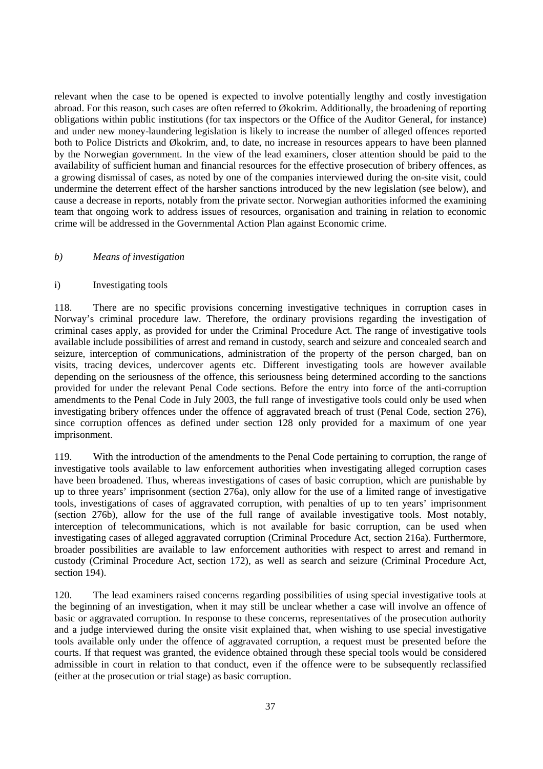relevant when the case to be opened is expected to involve potentially lengthy and costly investigation abroad. For this reason, such cases are often referred to Økokrim. Additionally, the broadening of reporting obligations within public institutions (for tax inspectors or the Office of the Auditor General, for instance) and under new money-laundering legislation is likely to increase the number of alleged offences reported both to Police Districts and Økokrim, and, to date, no increase in resources appears to have been planned by the Norwegian government. In the view of the lead examiners, closer attention should be paid to the availability of sufficient human and financial resources for the effective prosecution of bribery offences, as a growing dismissal of cases, as noted by one of the companies interviewed during the on-site visit, could undermine the deterrent effect of the harsher sanctions introduced by the new legislation (see below), and cause a decrease in reports, notably from the private sector. Norwegian authorities informed the examining team that ongoing work to address issues of resources, organisation and training in relation to economic crime will be addressed in the Governmental Action Plan against Economic crime.

### *b) Means of investigation*

#### i) Investigating tools

118. There are no specific provisions concerning investigative techniques in corruption cases in Norway's criminal procedure law. Therefore, the ordinary provisions regarding the investigation of criminal cases apply, as provided for under the Criminal Procedure Act. The range of investigative tools available include possibilities of arrest and remand in custody, search and seizure and concealed search and seizure, interception of communications, administration of the property of the person charged, ban on visits, tracing devices, undercover agents etc. Different investigating tools are however available depending on the seriousness of the offence, this seriousness being determined according to the sanctions provided for under the relevant Penal Code sections. Before the entry into force of the anti-corruption amendments to the Penal Code in July 2003, the full range of investigative tools could only be used when investigating bribery offences under the offence of aggravated breach of trust (Penal Code, section 276), since corruption offences as defined under section 128 only provided for a maximum of one year imprisonment.

119. With the introduction of the amendments to the Penal Code pertaining to corruption, the range of investigative tools available to law enforcement authorities when investigating alleged corruption cases have been broadened. Thus, whereas investigations of cases of basic corruption, which are punishable by up to three years' imprisonment (section 276a), only allow for the use of a limited range of investigative tools, investigations of cases of aggravated corruption, with penalties of up to ten years' imprisonment (section 276b), allow for the use of the full range of available investigative tools. Most notably, interception of telecommunications, which is not available for basic corruption, can be used when investigating cases of alleged aggravated corruption (Criminal Procedure Act, section 216a). Furthermore, broader possibilities are available to law enforcement authorities with respect to arrest and remand in custody (Criminal Procedure Act, section 172), as well as search and seizure (Criminal Procedure Act, section 194).

120. The lead examiners raised concerns regarding possibilities of using special investigative tools at the beginning of an investigation, when it may still be unclear whether a case will involve an offence of basic or aggravated corruption. In response to these concerns, representatives of the prosecution authority and a judge interviewed during the onsite visit explained that, when wishing to use special investigative tools available only under the offence of aggravated corruption, a request must be presented before the courts. If that request was granted, the evidence obtained through these special tools would be considered admissible in court in relation to that conduct, even if the offence were to be subsequently reclassified (either at the prosecution or trial stage) as basic corruption.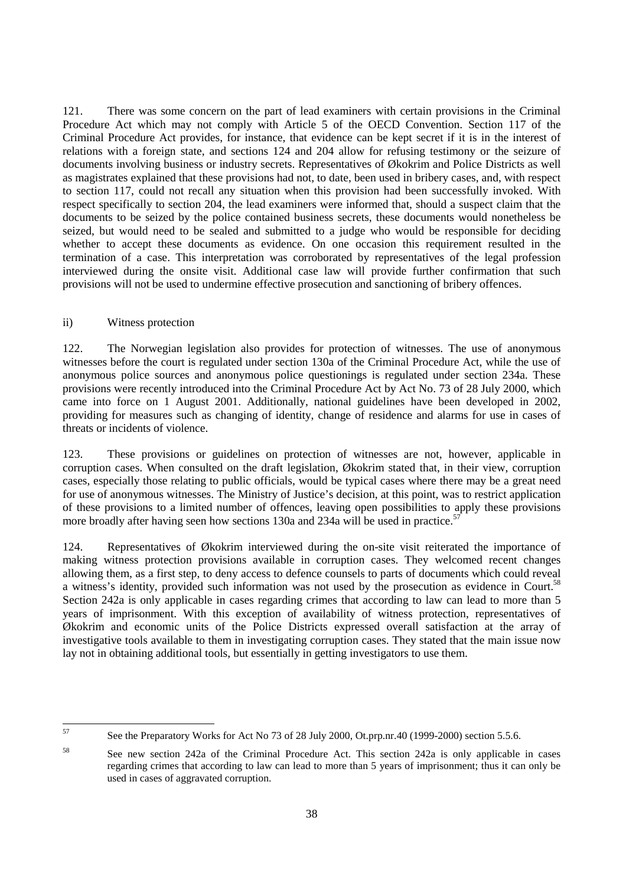121. There was some concern on the part of lead examiners with certain provisions in the Criminal Procedure Act which may not comply with Article 5 of the OECD Convention. Section 117 of the Criminal Procedure Act provides, for instance, that evidence can be kept secret if it is in the interest of relations with a foreign state, and sections 124 and 204 allow for refusing testimony or the seizure of documents involving business or industry secrets. Representatives of Økokrim and Police Districts as well as magistrates explained that these provisions had not, to date, been used in bribery cases, and, with respect to section 117, could not recall any situation when this provision had been successfully invoked. With respect specifically to section 204, the lead examiners were informed that, should a suspect claim that the documents to be seized by the police contained business secrets, these documents would nonetheless be seized, but would need to be sealed and submitted to a judge who would be responsible for deciding whether to accept these documents as evidence. On one occasion this requirement resulted in the termination of a case. This interpretation was corroborated by representatives of the legal profession interviewed during the onsite visit. Additional case law will provide further confirmation that such provisions will not be used to undermine effective prosecution and sanctioning of bribery offences.

ii) Witness protection

122. The Norwegian legislation also provides for protection of witnesses. The use of anonymous witnesses before the court is regulated under section 130a of the Criminal Procedure Act, while the use of anonymous police sources and anonymous police questionings is regulated under section 234a. These provisions were recently introduced into the Criminal Procedure Act by Act No. 73 of 28 July 2000, which came into force on 1 August 2001. Additionally, national guidelines have been developed in 2002, providing for measures such as changing of identity, change of residence and alarms for use in cases of threats or incidents of violence.

123. These provisions or guidelines on protection of witnesses are not, however, applicable in corruption cases. When consulted on the draft legislation, Økokrim stated that, in their view, corruption cases, especially those relating to public officials, would be typical cases where there may be a great need for use of anonymous witnesses. The Ministry of Justice's decision, at this point, was to restrict application of these provisions to a limited number of offences, leaving open possibilities to apply these provisions more broadly after having seen how sections 130a and 234a will be used in practice.[57]

124. Representatives of Økokrim interviewed during the on-site visit reiterated the importance of making witness protection provisions available in corruption cases. They welcomed recent changes allowing them, as a first step, to deny access to defence counsels to parts of documents which could reveal a witness's identity, provided such information was not used by the prosecution as evidence in Court.[58] Section 242a is only applicable in cases regarding crimes that according to law can lead to more than 5 years of imprisonment. With this exception of availability of witness protection, representatives of Økokrim and economic units of the Police Districts expressed overall satisfaction at the array of investigative tools available to them in investigating corruption cases. They stated that the main issue now lay not in obtaining additional tools, but essentially in getting investigators to use them.

---

[57] See the Preparatory Works for Act No 73 of 28 July 2000, Ot.prp.nr.40 (1999-2000) section 5.5.6.

[58] See new section 242a of the Criminal Procedure Act. This section 242a is only applicable in cases regarding crimes that according to law can lead to more than 5 years of imprisonment; thus it can only be used in cases of aggravated corruption.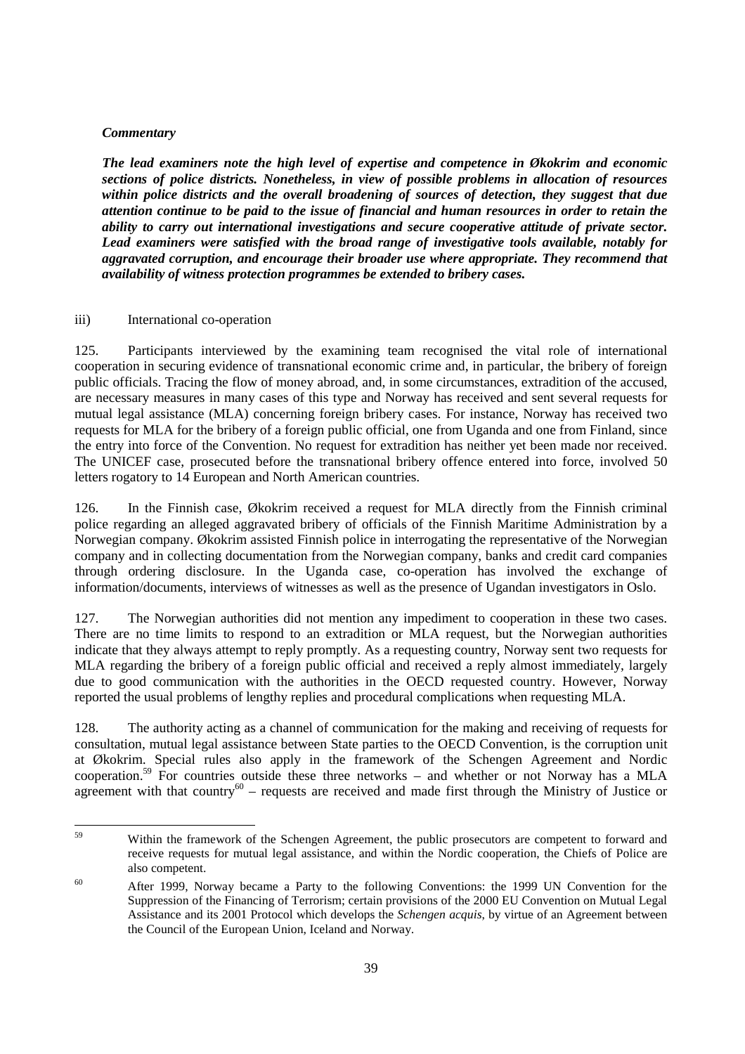***Commentary***

***The lead examiners note the high level of expertise and competence in Økokrim and economic sections of police districts. Nonetheless, in view of possible problems in allocation of resources within police districts and the overall broadening of sources of detection, they suggest that due attention continue to be paid to the issue of financial and human resources in order to retain the ability to carry out international investigations and secure cooperative attitude of private sector. Lead examiners were satisfied with the broad range of investigative tools available, notably for aggravated corruption, and encourage their broader use where appropriate. They recommend that availability of witness protection programmes be extended to bribery cases.***

iii) International co-operation

125. Participants interviewed by the examining team recognised the vital role of international cooperation in securing evidence of transnational economic crime and, in particular, the bribery of foreign public officials. Tracing the flow of money abroad, and, in some circumstances, extradition of the accused, are necessary measures in many cases of this type and Norway has received and sent several requests for mutual legal assistance (MLA) concerning foreign bribery cases. For instance, Norway has received two requests for MLA for the bribery of a foreign public official, one from Uganda and one from Finland, since the entry into force of the Convention. No request for extradition has neither yet been made nor received. The UNICEF case, prosecuted before the transnational bribery offence entered into force, involved 50 letters rogatory to 14 European and North American countries.

126. In the Finnish case, Økokrim received a request for MLA directly from the Finnish criminal police regarding an alleged aggravated bribery of officials of the Finnish Maritime Administration by a Norwegian company. Økokrim assisted Finnish police in interrogating the representative of the Norwegian company and in collecting documentation from the Norwegian company, banks and credit card companies through ordering disclosure. In the Uganda case, co-operation has involved the exchange of information/documents, interviews of witnesses as well as the presence of Ugandan investigators in Oslo.

127. The Norwegian authorities did not mention any impediment to cooperation in these two cases. There are no time limits to respond to an extradition or MLA request, but the Norwegian authorities indicate that they always attempt to reply promptly. As a requesting country, Norway sent two requests for MLA regarding the bribery of a foreign public official and received a reply almost immediately, largely due to good communication with the authorities in the OECD requested country. However, Norway reported the usual problems of lengthy replies and procedural complications when requesting MLA.

128. The authority acting as a channel of communication for the making and receiving of requests for consultation, mutual legal assistance between State parties to the OECD Convention, is the corruption unit at Økokrim. Special rules also apply in the framework of the Schengen Agreement and Nordic cooperation.[59] For countries outside these three networks – and whether or not Norway has a MLA agreement with that country[60] – requests are received and made first through the Ministry of Justice or

[59] Within the framework of the Schengen Agreement, the public prosecutors are competent to forward and receive requests for mutual legal assistance, and within the Nordic cooperation, the Chiefs of Police are also competent.

[60] After 1999, Norway became a Party to the following Conventions: the 1999 UN Convention for the Suppression of the Financing of Terrorism; certain provisions of the 2000 EU Convention on Mutual Legal Assistance and its 2001 Protocol which develops the *Schengen acquis*, by virtue of an Agreement between the Council of the European Union, Iceland and Norway.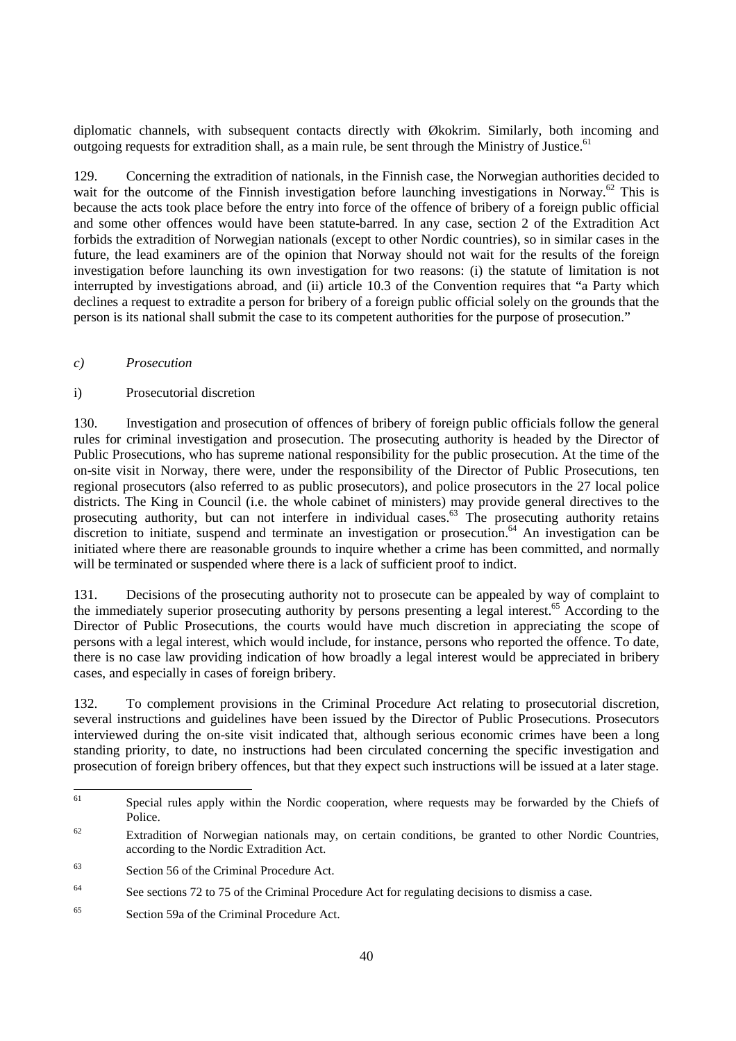diplomatic channels, with subsequent contacts directly with Økokrim. Similarly, both incoming and outgoing requests for extradition shall, as a main rule, be sent through the Ministry of Justice.[61]

129. Concerning the extradition of nationals, in the Finnish case, the Norwegian authorities decided to wait for the outcome of the Finnish investigation before launching investigations in Norway.[62] This is because the acts took place before the entry into force of the offence of bribery of a foreign public official and some other offences would have been statute-barred. In any case, section 2 of the Extradition Act forbids the extradition of Norwegian nationals (except to other Nordic countries), so in similar cases in the future, the lead examiners are of the opinion that Norway should not wait for the results of the foreign investigation before launching its own investigation for two reasons: (i) the statute of limitation is not interrupted by investigations abroad, and (ii) article 10.3 of the Convention requires that "a Party which declines a request to extradite a person for bribery of a foreign public official solely on the grounds that the person is its national shall submit the case to its competent authorities for the purpose of prosecution."

### *c) Prosecution*

#### i) Prosecutorial discretion

130. Investigation and prosecution of offences of bribery of foreign public officials follow the general rules for criminal investigation and prosecution. The prosecuting authority is headed by the Director of Public Prosecutions, who has supreme national responsibility for the public prosecution. At the time of the on-site visit in Norway, there were, under the responsibility of the Director of Public Prosecutions, ten regional prosecutors (also referred to as public prosecutors), and police prosecutors in the 27 local police districts. The King in Council (i.e. the whole cabinet of ministers) may provide general directives to the prosecuting authority, but can not interfere in individual cases.[63] The prosecuting authority retains discretion to initiate, suspend and terminate an investigation or prosecution.[64] An investigation can be initiated where there are reasonable grounds to inquire whether a crime has been committed, and normally will be terminated or suspended where there is a lack of sufficient proof to indict.

131. Decisions of the prosecuting authority not to prosecute can be appealed by way of complaint to the immediately superior prosecuting authority by persons presenting a legal interest.[65] According to the Director of Public Prosecutions, the courts would have much discretion in appreciating the scope of persons with a legal interest, which would include, for instance, persons who reported the offence. To date, there is no case law providing indication of how broadly a legal interest would be appreciated in bribery cases, and especially in cases of foreign bribery.

132. To complement provisions in the Criminal Procedure Act relating to prosecutorial discretion, several instructions and guidelines have been issued by the Director of Public Prosecutions. Prosecutors interviewed during the on-site visit indicated that, although serious economic crimes have been a long standing priority, to date, no instructions had been circulated concerning the specific investigation and prosecution of foreign bribery offences, but that they expect such instructions will be issued at a later stage.

---

[61] Special rules apply within the Nordic cooperation, where requests may be forwarded by the Chiefs of Police.

[62] Extradition of Norwegian nationals may, on certain conditions, be granted to other Nordic Countries, according to the Nordic Extradition Act.

[63] Section 56 of the Criminal Procedure Act.

[64] See sections 72 to 75 of the Criminal Procedure Act for regulating decisions to dismiss a case.

[65] Section 59a of the Criminal Procedure Act.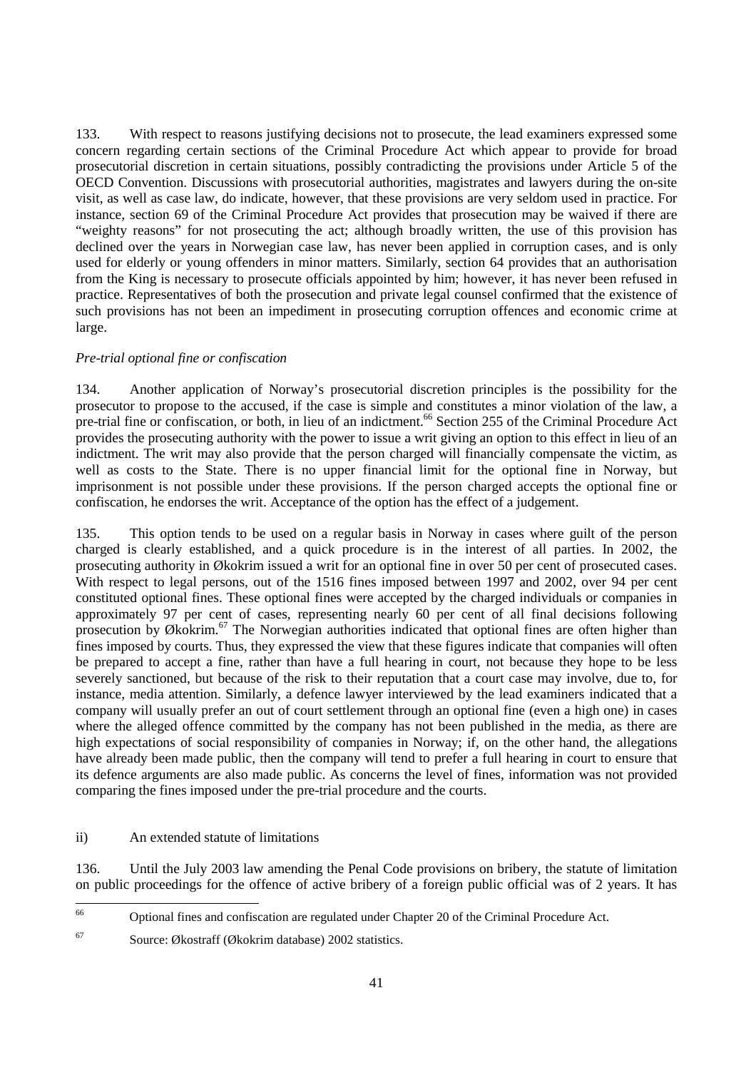133. With respect to reasons justifying decisions not to prosecute, the lead examiners expressed some concern regarding certain sections of the Criminal Procedure Act which appear to provide for broad prosecutorial discretion in certain situations, possibly contradicting the provisions under Article 5 of the OECD Convention. Discussions with prosecutorial authorities, magistrates and lawyers during the on-site visit, as well as case law, do indicate, however, that these provisions are very seldom used in practice. For instance, section 69 of the Criminal Procedure Act provides that prosecution may be waived if there are "weighty reasons" for not prosecuting the act; although broadly written, the use of this provision has declined over the years in Norwegian case law, has never been applied in corruption cases, and is only used for elderly or young offenders in minor matters. Similarly, section 64 provides that an authorisation from the King is necessary to prosecute officials appointed by him; however, it has never been refused in practice. Representatives of both the prosecution and private legal counsel confirmed that the existence of such provisions has not been an impediment in prosecuting corruption offences and economic crime at large.

*Pre-trial optional fine or confiscation*

134. Another application of Norway's prosecutorial discretion principles is the possibility for the prosecutor to propose to the accused, if the case is simple and constitutes a minor violation of the law, a pre-trial fine or confiscation, or both, in lieu of an indictment.[66] Section 255 of the Criminal Procedure Act provides the prosecuting authority with the power to issue a writ giving an option to this effect in lieu of an indictment. The writ may also provide that the person charged will financially compensate the victim, as well as costs to the State. There is no upper financial limit for the optional fine in Norway, but imprisonment is not possible under these provisions. If the person charged accepts the optional fine or confiscation, he endorses the writ. Acceptance of the option has the effect of a judgement.

135. This option tends to be used on a regular basis in Norway in cases where guilt of the person charged is clearly established, and a quick procedure is in the interest of all parties. In 2002, the prosecuting authority in Økokrim issued a writ for an optional fine in over 50 per cent of prosecuted cases. With respect to legal persons, out of the 1516 fines imposed between 1997 and 2002, over 94 per cent constituted optional fines. These optional fines were accepted by the charged individuals or companies in approximately 97 per cent of cases, representing nearly 60 per cent of all final decisions following prosecution by Økokrim.[67] The Norwegian authorities indicated that optional fines are often higher than fines imposed by courts. Thus, they expressed the view that these figures indicate that companies will often be prepared to accept a fine, rather than have a full hearing in court, not because they hope to be less severely sanctioned, but because of the risk to their reputation that a court case may involve, due to, for instance, media attention. Similarly, a defence lawyer interviewed by the lead examiners indicated that a company will usually prefer an out of court settlement through an optional fine (even a high one) in cases where the alleged offence committed by the company has not been published in the media, as there are high expectations of social responsibility of companies in Norway; if, on the other hand, the allegations have already been made public, then the company will tend to prefer a full hearing in court to ensure that its defence arguments are also made public. As concerns the level of fines, information was not provided comparing the fines imposed under the pre-trial procedure and the courts.

ii) An extended statute of limitations

136. Until the July 2003 law amending the Penal Code provisions on bribery, the statute of limitation on public proceedings for the offence of active bribery of a foreign public official was of 2 years. It has

---

[66] Optional fines and confiscation are regulated under Chapter 20 of the Criminal Procedure Act.

[67] Source: Økostraff (Økokrim database) 2002 statistics.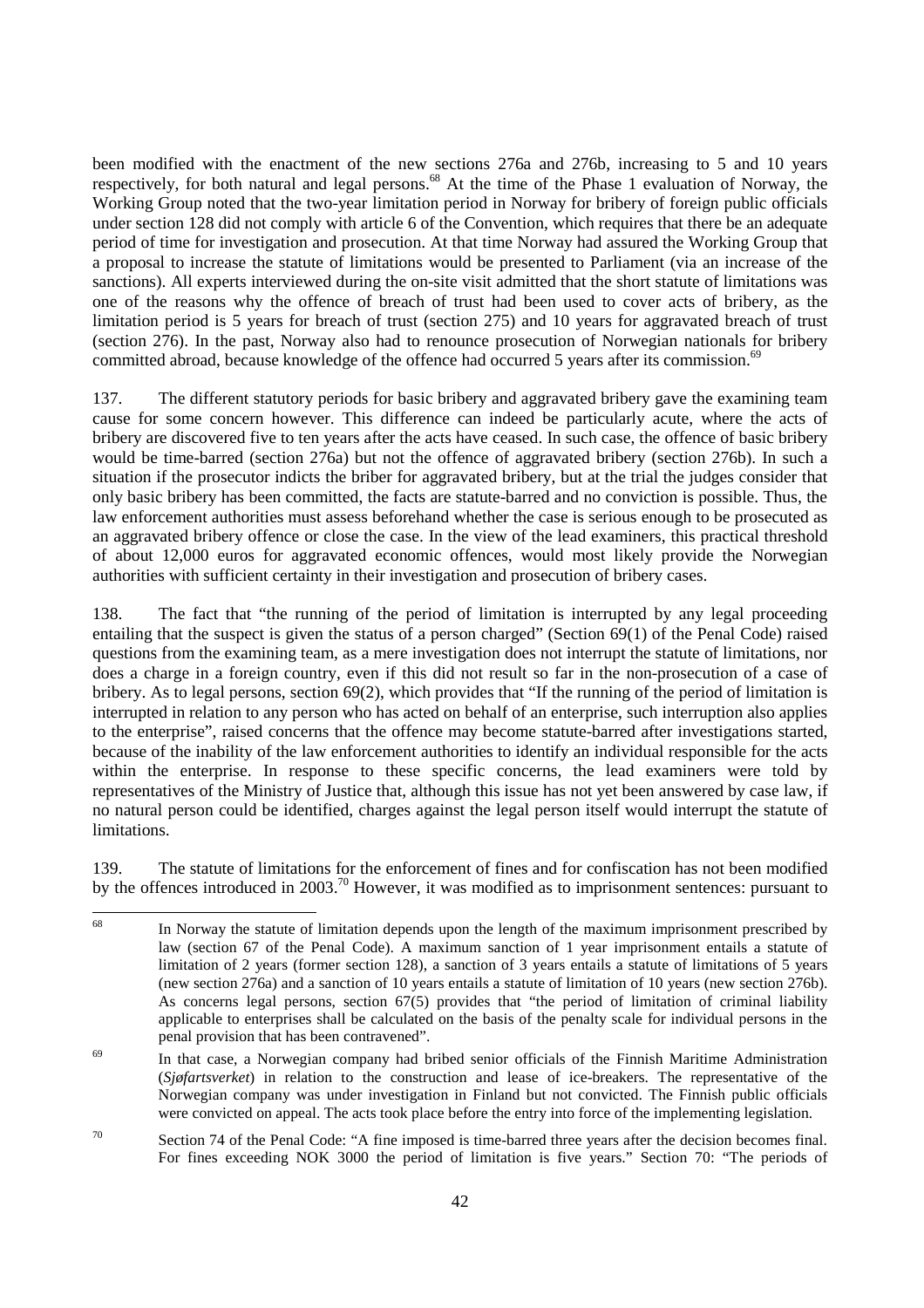been modified with the enactment of the new sections 276a and 276b, increasing to 5 and 10 years respectively, for both natural and legal persons.[68] At the time of the Phase 1 evaluation of Norway, the Working Group noted that the two-year limitation period in Norway for bribery of foreign public officials under section 128 did not comply with article 6 of the Convention, which requires that there be an adequate period of time for investigation and prosecution. At that time Norway had assured the Working Group that a proposal to increase the statute of limitations would be presented to Parliament (via an increase of the sanctions). All experts interviewed during the on-site visit admitted that the short statute of limitations was one of the reasons why the offence of breach of trust had been used to cover acts of bribery, as the limitation period is 5 years for breach of trust (section 275) and 10 years for aggravated breach of trust (section 276). In the past, Norway also had to renounce prosecution of Norwegian nationals for bribery committed abroad, because knowledge of the offence had occurred 5 years after its commission.[69]

137. The different statutory periods for basic bribery and aggravated bribery gave the examining team cause for some concern however. This difference can indeed be particularly acute, where the acts of bribery are discovered five to ten years after the acts have ceased. In such case, the offence of basic bribery would be time-barred (section 276a) but not the offence of aggravated bribery (section 276b). In such a situation if the prosecutor indicts the briber for aggravated bribery, but at the trial the judges consider that only basic bribery has been committed, the facts are statute-barred and no conviction is possible. Thus, the law enforcement authorities must assess beforehand whether the case is serious enough to be prosecuted as an aggravated bribery offence or close the case. In the view of the lead examiners, this practical threshold of about 12,000 euros for aggravated economic offences, would most likely provide the Norwegian authorities with sufficient certainty in their investigation and prosecution of bribery cases.

138. The fact that "the running of the period of limitation is interrupted by any legal proceeding entailing that the suspect is given the status of a person charged" (Section 69(1) of the Penal Code) raised questions from the examining team, as a mere investigation does not interrupt the statute of limitations, nor does a charge in a foreign country, even if this did not result so far in the non-prosecution of a case of bribery. As to legal persons, section 69(2), which provides that "If the running of the period of limitation is interrupted in relation to any person who has acted on behalf of an enterprise, such interruption also applies to the enterprise", raised concerns that the offence may become statute-barred after investigations started, because of the inability of the law enforcement authorities to identify an individual responsible for the acts within the enterprise. In response to these specific concerns, the lead examiners were told by representatives of the Ministry of Justice that, although this issue has not yet been answered by case law, if no natural person could be identified, charges against the legal person itself would interrupt the statute of limitations.

139. The statute of limitations for the enforcement of fines and for confiscation has not been modified by the offences introduced in 2003.[70] However, it was modified as to imprisonment sentences: pursuant to

---

[68] In Norway the statute of limitation depends upon the length of the maximum imprisonment prescribed by law (section 67 of the Penal Code). A maximum sanction of 1 year imprisonment entails a statute of limitation of 2 years (former section 128), a sanction of 3 years entails a statute of limitations of 5 years (new section 276a) and a sanction of 10 years entails a statute of limitation of 10 years (new section 276b). As concerns legal persons, section 67(5) provides that "the period of limitation of criminal liability applicable to enterprises shall be calculated on the basis of the penalty scale for individual persons in the penal provision that has been contravened".

[69] In that case, a Norwegian company had bribed senior officials of the Finnish Maritime Administration (*Sjøfartsverket*) in relation to the construction and lease of ice-breakers. The representative of the Norwegian company was under investigation in Finland but not convicted. The Finnish public officials were convicted on appeal. The acts took place before the entry into force of the implementing legislation.

[70] Section 74 of the Penal Code: "A fine imposed is time-barred three years after the decision becomes final. For fines exceeding NOK 3000 the period of limitation is five years." Section 70: "The periods of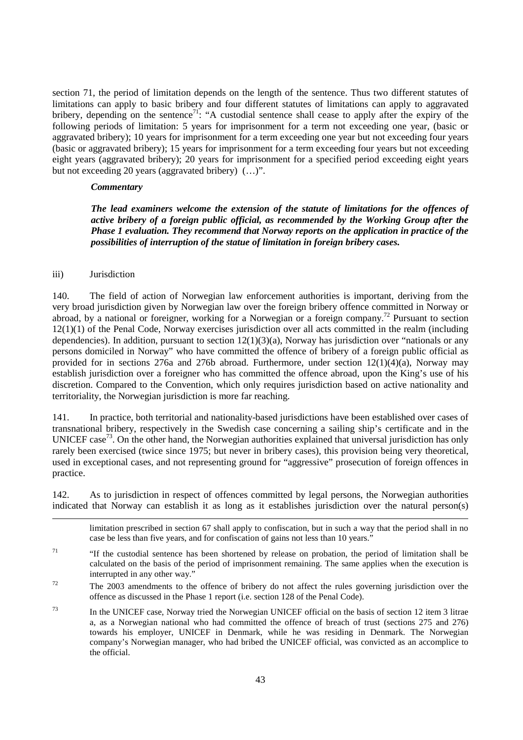section 71, the period of limitation depends on the length of the sentence. Thus two different statutes of limitations can apply to basic bribery and four different statutes of limitations can apply to aggravated bribery, depending on the sentence[71]: "A custodial sentence shall cease to apply after the expiry of the following periods of limitation: 5 years for imprisonment for a term not exceeding one year, (basic or aggravated bribery); 10 years for imprisonment for a term exceeding one year but not exceeding four years (basic or aggravated bribery); 15 years for imprisonment for a term exceeding four years but not exceeding eight years (aggravated bribery); 20 years for imprisonment for a specified period exceeding eight years but not exceeding 20 years (aggravated bribery) (…)".

> ***Commentary***
>
> ***The lead examiners welcome the extension of the statute of limitations for the offences of active bribery of a foreign public official, as recommended by the Working Group after the Phase 1 evaluation. They recommend that Norway reports on the application in practice of the possibilities of interruption of the statue of limitation in foreign bribery cases.***

iii) Jurisdiction

140. The field of action of Norwegian law enforcement authorities is important, deriving from the very broad jurisdiction given by Norwegian law over the foreign bribery offence committed in Norway or abroad, by a national or foreigner, working for a Norwegian or a foreign company.[72] Pursuant to section 12(1)(1) of the Penal Code, Norway exercises jurisdiction over all acts committed in the realm (including dependencies). In addition, pursuant to section 12(1)(3)(a), Norway has jurisdiction over "nationals or any persons domiciled in Norway" who have committed the offence of bribery of a foreign public official as provided for in sections 276a and 276b abroad. Furthermore, under section 12(1)(4)(a), Norway may establish jurisdiction over a foreigner who has committed the offence abroad, upon the King's use of his discretion. Compared to the Convention, which only requires jurisdiction based on active nationality and territoriality, the Norwegian jurisdiction is more far reaching.

141. In practice, both territorial and nationality-based jurisdictions have been established over cases of transnational bribery, respectively in the Swedish case concerning a sailing ship's certificate and in the UNICEF case[73]. On the other hand, the Norwegian authorities explained that universal jurisdiction has only rarely been exercised (twice since 1975; but never in bribery cases), this provision being very theoretical, used in exceptional cases, and not representing ground for "aggressive" prosecution of foreign offences in practice.

142. As to jurisdiction in respect of offences committed by legal persons, the Norwegian authorities indicated that Norway can establish it as long as it establishes jurisdiction over the natural person(s)

---

limitation prescribed in section 67 shall apply to confiscation, but in such a way that the period shall in no case be less than five years, and for confiscation of gains not less than 10 years."

[71] "If the custodial sentence has been shortened by release on probation, the period of limitation shall be calculated on the basis of the period of imprisonment remaining. The same applies when the execution is interrupted in any other way."

[72] The 2003 amendments to the offence of bribery do not affect the rules governing jurisdiction over the offence as discussed in the Phase 1 report (i.e. section 128 of the Penal Code).

[73] In the UNICEF case, Norway tried the Norwegian UNICEF official on the basis of section 12 item 3 litrae a, as a Norwegian national who had committed the offence of breach of trust (sections 275 and 276) towards his employer, UNICEF in Denmark, while he was residing in Denmark. The Norwegian company's Norwegian manager, who had bribed the UNICEF official, was convicted as an accomplice to the official.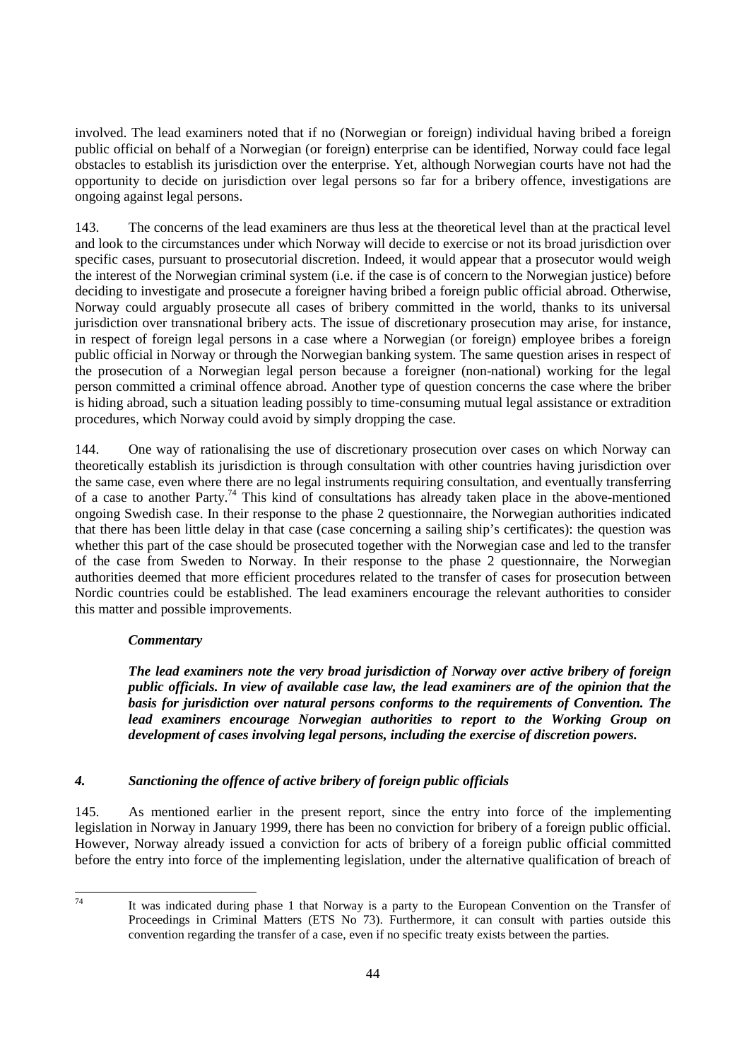involved. The lead examiners noted that if no (Norwegian or foreign) individual having bribed a foreign public official on behalf of a Norwegian (or foreign) enterprise can be identified, Norway could face legal obstacles to establish its jurisdiction over the enterprise. Yet, although Norwegian courts have not had the opportunity to decide on jurisdiction over legal persons so far for a bribery offence, investigations are ongoing against legal persons.

143. The concerns of the lead examiners are thus less at the theoretical level than at the practical level and look to the circumstances under which Norway will decide to exercise or not its broad jurisdiction over specific cases, pursuant to prosecutorial discretion. Indeed, it would appear that a prosecutor would weigh the interest of the Norwegian criminal system (i.e. if the case is of concern to the Norwegian justice) before deciding to investigate and prosecute a foreigner having bribed a foreign public official abroad. Otherwise, Norway could arguably prosecute all cases of bribery committed in the world, thanks to its universal jurisdiction over transnational bribery acts. The issue of discretionary prosecution may arise, for instance, in respect of foreign legal persons in a case where a Norwegian (or foreign) employee bribes a foreign public official in Norway or through the Norwegian banking system. The same question arises in respect of the prosecution of a Norwegian legal person because a foreigner (non-national) working for the legal person committed a criminal offence abroad. Another type of question concerns the case where the briber is hiding abroad, such a situation leading possibly to time-consuming mutual legal assistance or extradition procedures, which Norway could avoid by simply dropping the case.

144. One way of rationalising the use of discretionary prosecution over cases on which Norway can theoretically establish its jurisdiction is through consultation with other countries having jurisdiction over the same case, even where there are no legal instruments requiring consultation, and eventually transferring of a case to another Party.[74] This kind of consultations has already taken place in the above-mentioned ongoing Swedish case. In their response to the phase 2 questionnaire, the Norwegian authorities indicated that there has been little delay in that case (case concerning a sailing ship's certificates): the question was whether this part of the case should be prosecuted together with the Norwegian case and led to the transfer of the case from Sweden to Norway. In their response to the phase 2 questionnaire, the Norwegian authorities deemed that more efficient procedures related to the transfer of cases for prosecution between Nordic countries could be established. The lead examiners encourage the relevant authorities to consider this matter and possible improvements.

***Commentary***

***The lead examiners note the very broad jurisdiction of Norway over active bribery of foreign public officials. In view of available case law, the lead examiners are of the opinion that the basis for jurisdiction over natural persons conforms to the requirements of Convention. The lead examiners encourage Norwegian authorities to report to the Working Group on development of cases involving legal persons, including the exercise of discretion powers.***

### *4. Sanctioning the offence of active bribery of foreign public officials*

145. As mentioned earlier in the present report, since the entry into force of the implementing legislation in Norway in January 1999, there has been no conviction for bribery of a foreign public official. However, Norway already issued a conviction for acts of bribery of a foreign public official committed before the entry into force of the implementing legislation, under the alternative qualification of breach of

---

[74] It was indicated during phase 1 that Norway is a party to the European Convention on the Transfer of Proceedings in Criminal Matters (ETS No 73). Furthermore, it can consult with parties outside this convention regarding the transfer of a case, even if no specific treaty exists between the parties.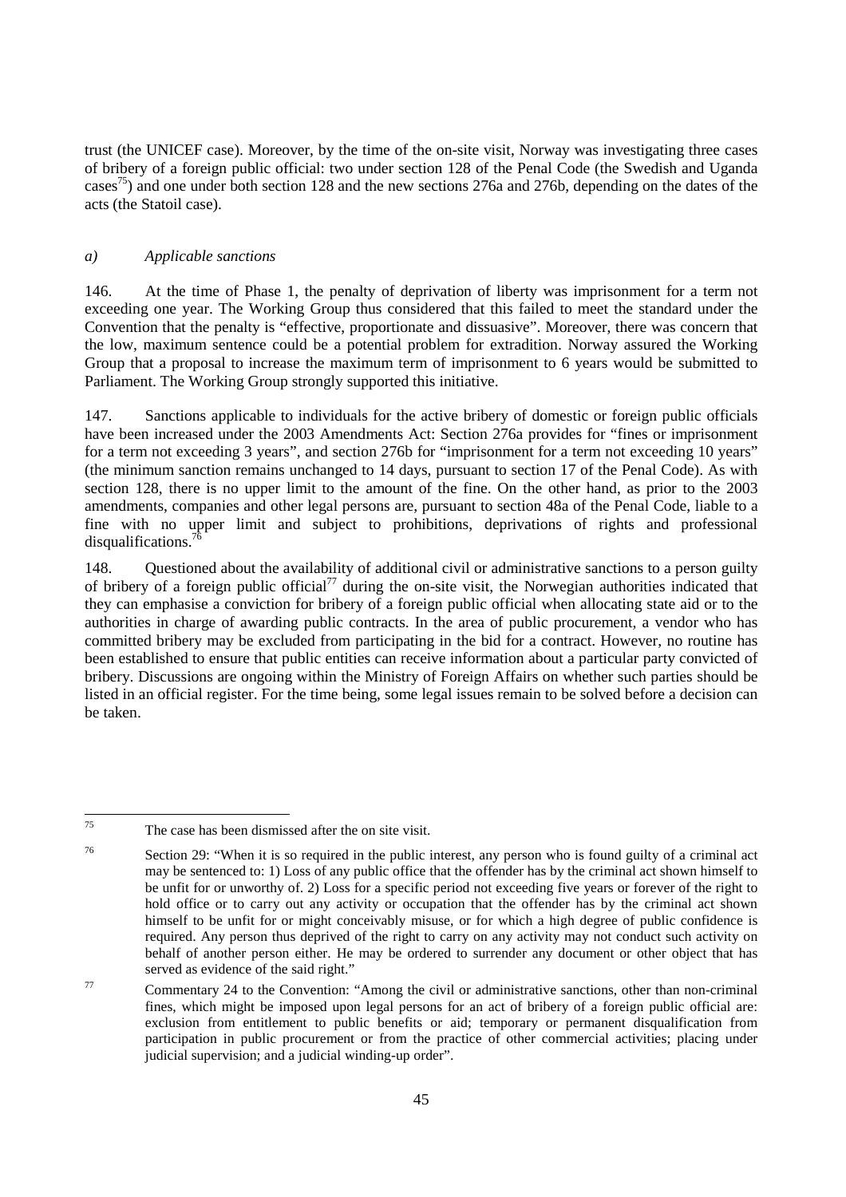trust (the UNICEF case). Moreover, by the time of the on-site visit, Norway was investigating three cases of bribery of a foreign public official: two under section 128 of the Penal Code (the Swedish and Uganda cases[75]) and one under both section 128 and the new sections 276a and 276b, depending on the dates of the acts (the Statoil case).

### *a) Applicable sanctions*

146. At the time of Phase 1, the penalty of deprivation of liberty was imprisonment for a term not exceeding one year. The Working Group thus considered that this failed to meet the standard under the Convention that the penalty is "effective, proportionate and dissuasive". Moreover, there was concern that the low, maximum sentence could be a potential problem for extradition. Norway assured the Working Group that a proposal to increase the maximum term of imprisonment to 6 years would be submitted to Parliament. The Working Group strongly supported this initiative.

147. Sanctions applicable to individuals for the active bribery of domestic or foreign public officials have been increased under the 2003 Amendments Act: Section 276a provides for "fines or imprisonment for a term not exceeding 3 years", and section 276b for "imprisonment for a term not exceeding 10 years" (the minimum sanction remains unchanged to 14 days, pursuant to section 17 of the Penal Code). As with section 128, there is no upper limit to the amount of the fine. On the other hand, as prior to the 2003 amendments, companies and other legal persons are, pursuant to section 48a of the Penal Code, liable to a fine with no upper limit and subject to prohibitions, deprivations of rights and professional disqualifications.[76]

148. Questioned about the availability of additional civil or administrative sanctions to a person guilty of bribery of a foreign public official[77] during the on-site visit, the Norwegian authorities indicated that they can emphasise a conviction for bribery of a foreign public official when allocating state aid or to the authorities in charge of awarding public contracts. In the area of public procurement, a vendor who has committed bribery may be excluded from participating in the bid for a contract. However, no routine has been established to ensure that public entities can receive information about a particular party convicted of bribery. Discussions are ongoing within the Ministry of Foreign Affairs on whether such parties should be listed in an official register. For the time being, some legal issues remain to be solved before a decision can be taken.

---

[75] The case has been dismissed after the on site visit.

[76] Section 29: "When it is so required in the public interest, any person who is found guilty of a criminal act may be sentenced to: 1) Loss of any public office that the offender has by the criminal act shown himself to be unfit for or unworthy of. 2) Loss for a specific period not exceeding five years or forever of the right to hold office or to carry out any activity or occupation that the offender has by the criminal act shown himself to be unfit for or might conceivably misuse, or for which a high degree of public confidence is required. Any person thus deprived of the right to carry on any activity may not conduct such activity on behalf of another person either. He may be ordered to surrender any document or other object that has served as evidence of the said right."

[77] Commentary 24 to the Convention: "Among the civil or administrative sanctions, other than non-criminal fines, which might be imposed upon legal persons for an act of bribery of a foreign public official are: exclusion from entitlement to public benefits or aid; temporary or permanent disqualification from participation in public procurement or from the practice of other commercial activities; placing under judicial supervision; and a judicial winding-up order".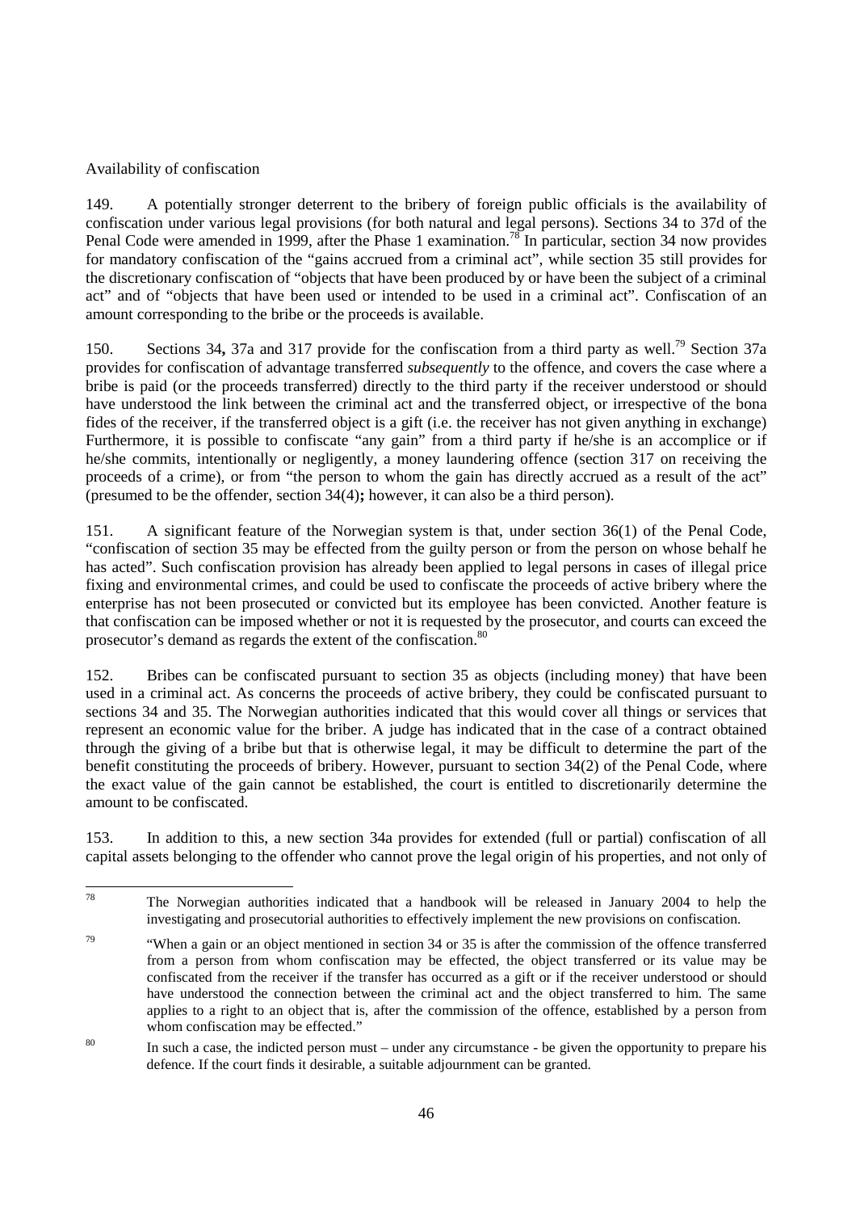Availability of confiscation

149. A potentially stronger deterrent to the bribery of foreign public officials is the availability of confiscation under various legal provisions (for both natural and legal persons). Sections 34 to 37d of the Penal Code were amended in 1999, after the Phase 1 examination.[78] In particular, section 34 now provides for mandatory confiscation of the "gains accrued from a criminal act", while section 35 still provides for the discretionary confiscation of "objects that have been produced by or have been the subject of a criminal act" and of "objects that have been used or intended to be used in a criminal act". Confiscation of an amount corresponding to the bribe or the proceeds is available.

150. Sections 34**,** 37a and 317 provide for the confiscation from a third party as well.[79] Section 37a provides for confiscation of advantage transferred *subsequently* to the offence, and covers the case where a bribe is paid (or the proceeds transferred) directly to the third party if the receiver understood or should have understood the link between the criminal act and the transferred object, or irrespective of the bona fides of the receiver, if the transferred object is a gift (i.e. the receiver has not given anything in exchange) Furthermore, it is possible to confiscate "any gain" from a third party if he/she is an accomplice or if he/she commits, intentionally or negligently, a money laundering offence (section 317 on receiving the proceeds of a crime), or from "the person to whom the gain has directly accrued as a result of the act" (presumed to be the offender, section 34(4)**;** however, it can also be a third person).

151. A significant feature of the Norwegian system is that, under section 36(1) of the Penal Code, "confiscation of section 35 may be effected from the guilty person or from the person on whose behalf he has acted". Such confiscation provision has already been applied to legal persons in cases of illegal price fixing and environmental crimes, and could be used to confiscate the proceeds of active bribery where the enterprise has not been prosecuted or convicted but its employee has been convicted. Another feature is that confiscation can be imposed whether or not it is requested by the prosecutor, and courts can exceed the prosecutor's demand as regards the extent of the confiscation.[80]

152. Bribes can be confiscated pursuant to section 35 as objects (including money) that have been used in a criminal act. As concerns the proceeds of active bribery, they could be confiscated pursuant to sections 34 and 35. The Norwegian authorities indicated that this would cover all things or services that represent an economic value for the briber. A judge has indicated that in the case of a contract obtained through the giving of a bribe but that is otherwise legal, it may be difficult to determine the part of the benefit constituting the proceeds of bribery. However, pursuant to section 34(2) of the Penal Code, where the exact value of the gain cannot be established, the court is entitled to discretionarily determine the amount to be confiscated.

153. In addition to this, a new section 34a provides for extended (full or partial) confiscation of all capital assets belonging to the offender who cannot prove the legal origin of his properties, and not only of

---

[78] The Norwegian authorities indicated that a handbook will be released in January 2004 to help the investigating and prosecutorial authorities to effectively implement the new provisions on confiscation.

[79] "When a gain or an object mentioned in section 34 or 35 is after the commission of the offence transferred from a person from whom confiscation may be effected, the object transferred or its value may be confiscated from the receiver if the transfer has occurred as a gift or if the receiver understood or should have understood the connection between the criminal act and the object transferred to him. The same applies to a right to an object that is, after the commission of the offence, established by a person from whom confiscation may be effected."

[80] In such a case, the indicted person must – under any circumstance - be given the opportunity to prepare his defence. If the court finds it desirable, a suitable adjournment can be granted.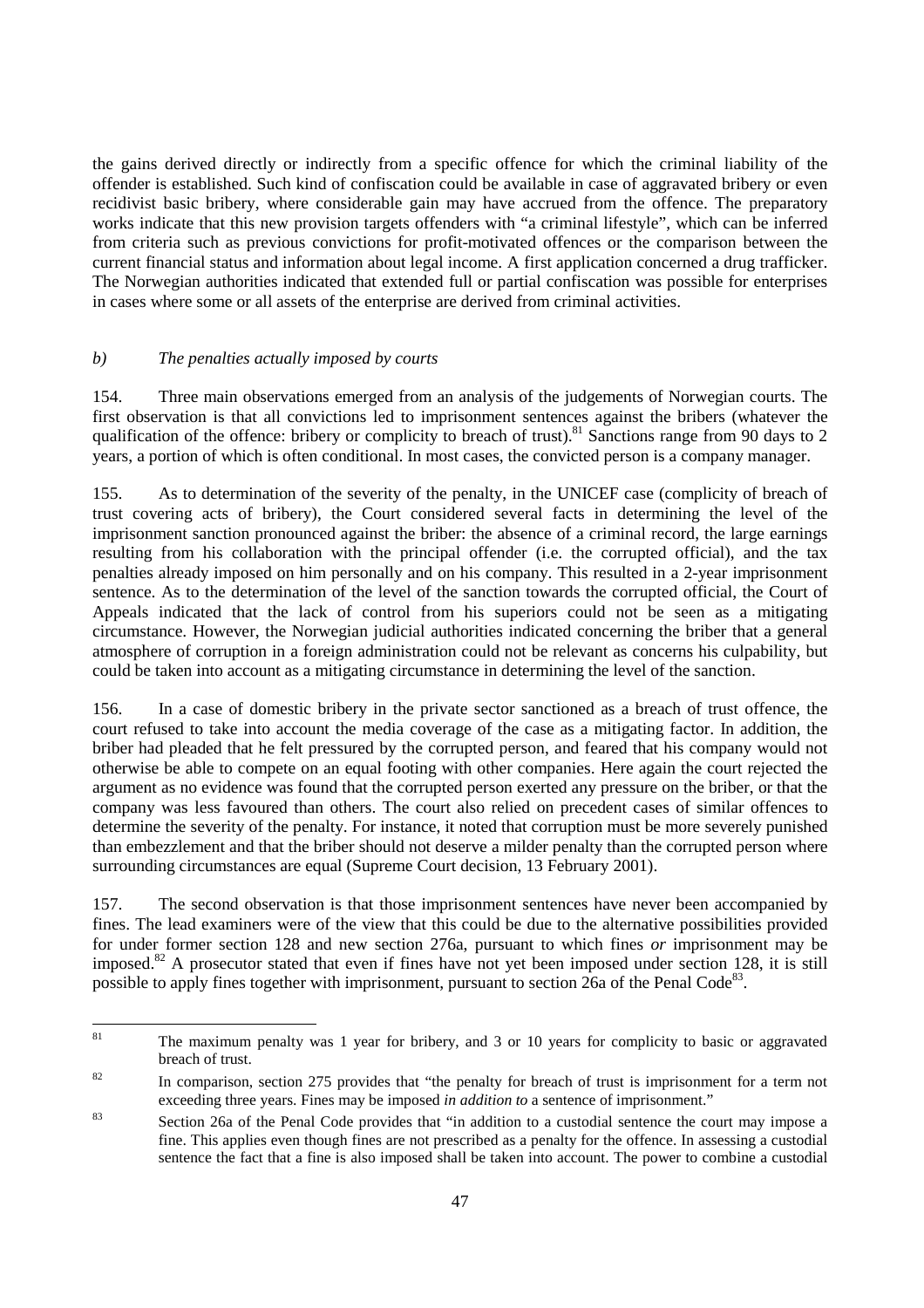the gains derived directly or indirectly from a specific offence for which the criminal liability of the offender is established. Such kind of confiscation could be available in case of aggravated bribery or even recidivist basic bribery, where considerable gain may have accrued from the offence. The preparatory works indicate that this new provision targets offenders with "a criminal lifestyle", which can be inferred from criteria such as previous convictions for profit-motivated offences or the comparison between the current financial status and information about legal income. A first application concerned a drug trafficker. The Norwegian authorities indicated that extended full or partial confiscation was possible for enterprises in cases where some or all assets of the enterprise are derived from criminal activities.

### *b) The penalties actually imposed by courts*

154. Three main observations emerged from an analysis of the judgements of Norwegian courts. The first observation is that all convictions led to imprisonment sentences against the bribers (whatever the qualification of the offence: bribery or complicity to breach of trust).[81] Sanctions range from 90 days to 2 years, a portion of which is often conditional. In most cases, the convicted person is a company manager.

155. As to determination of the severity of the penalty, in the UNICEF case (complicity of breach of trust covering acts of bribery), the Court considered several facts in determining the level of the imprisonment sanction pronounced against the briber: the absence of a criminal record, the large earnings resulting from his collaboration with the principal offender (i.e. the corrupted official), and the tax penalties already imposed on him personally and on his company. This resulted in a 2-year imprisonment sentence. As to the determination of the level of the sanction towards the corrupted official, the Court of Appeals indicated that the lack of control from his superiors could not be seen as a mitigating circumstance. However, the Norwegian judicial authorities indicated concerning the briber that a general atmosphere of corruption in a foreign administration could not be relevant as concerns his culpability, but could be taken into account as a mitigating circumstance in determining the level of the sanction.

156. In a case of domestic bribery in the private sector sanctioned as a breach of trust offence, the court refused to take into account the media coverage of the case as a mitigating factor. In addition, the briber had pleaded that he felt pressured by the corrupted person, and feared that his company would not otherwise be able to compete on an equal footing with other companies. Here again the court rejected the argument as no evidence was found that the corrupted person exerted any pressure on the briber, or that the company was less favoured than others. The court also relied on precedent cases of similar offences to determine the severity of the penalty. For instance, it noted that corruption must be more severely punished than embezzlement and that the briber should not deserve a milder penalty than the corrupted person where surrounding circumstances are equal (Supreme Court decision, 13 February 2001).

157. The second observation is that those imprisonment sentences have never been accompanied by fines. The lead examiners were of the view that this could be due to the alternative possibilities provided for under former section 128 and new section 276a, pursuant to which fines *or* imprisonment may be imposed.[82] A prosecutor stated that even if fines have not yet been imposed under section 128, it is still possible to apply fines together with imprisonment, pursuant to section 26a of the Penal Code[83].

---

[81] The maximum penalty was 1 year for bribery, and 3 or 10 years for complicity to basic or aggravated breach of trust.

[82] In comparison, section 275 provides that "the penalty for breach of trust is imprisonment for a term not exceeding three years. Fines may be imposed *in addition to* a sentence of imprisonment."

[83] Section 26a of the Penal Code provides that "in addition to a custodial sentence the court may impose a fine. This applies even though fines are not prescribed as a penalty for the offence. In assessing a custodial sentence the fact that a fine is also imposed shall be taken into account. The power to combine a custodial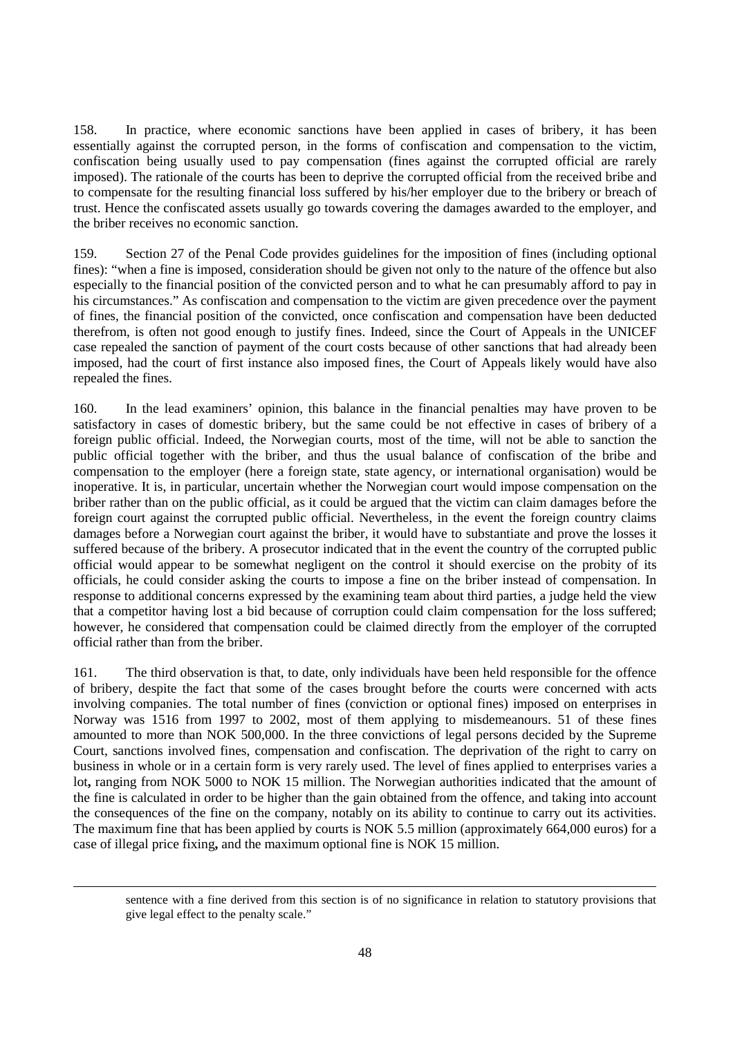158. In practice, where economic sanctions have been applied in cases of bribery, it has been essentially against the corrupted person, in the forms of confiscation and compensation to the victim, confiscation being usually used to pay compensation (fines against the corrupted official are rarely imposed). The rationale of the courts has been to deprive the corrupted official from the received bribe and to compensate for the resulting financial loss suffered by his/her employer due to the bribery or breach of trust. Hence the confiscated assets usually go towards covering the damages awarded to the employer, and the briber receives no economic sanction.

159. Section 27 of the Penal Code provides guidelines for the imposition of fines (including optional fines): "when a fine is imposed, consideration should be given not only to the nature of the offence but also especially to the financial position of the convicted person and to what he can presumably afford to pay in his circumstances." As confiscation and compensation to the victim are given precedence over the payment of fines, the financial position of the convicted, once confiscation and compensation have been deducted therefrom, is often not good enough to justify fines. Indeed, since the Court of Appeals in the UNICEF case repealed the sanction of payment of the court costs because of other sanctions that had already been imposed, had the court of first instance also imposed fines, the Court of Appeals likely would have also repealed the fines.

160. In the lead examiners' opinion, this balance in the financial penalties may have proven to be satisfactory in cases of domestic bribery, but the same could be not effective in cases of bribery of a foreign public official. Indeed, the Norwegian courts, most of the time, will not be able to sanction the public official together with the briber, and thus the usual balance of confiscation of the bribe and compensation to the employer (here a foreign state, state agency, or international organisation) would be inoperative. It is, in particular, uncertain whether the Norwegian court would impose compensation on the briber rather than on the public official, as it could be argued that the victim can claim damages before the foreign court against the corrupted public official. Nevertheless, in the event the foreign country claims damages before a Norwegian court against the briber, it would have to substantiate and prove the losses it suffered because of the bribery. A prosecutor indicated that in the event the country of the corrupted public official would appear to be somewhat negligent on the control it should exercise on the probity of its officials, he could consider asking the courts to impose a fine on the briber instead of compensation. In response to additional concerns expressed by the examining team about third parties, a judge held the view that a competitor having lost a bid because of corruption could claim compensation for the loss suffered; however, he considered that compensation could be claimed directly from the employer of the corrupted official rather than from the briber.

161. The third observation is that, to date, only individuals have been held responsible for the offence of bribery, despite the fact that some of the cases brought before the courts were concerned with acts involving companies. The total number of fines (conviction or optional fines) imposed on enterprises in Norway was 1516 from 1997 to 2002, most of them applying to misdemeanours. 51 of these fines amounted to more than NOK 500,000. In the three convictions of legal persons decided by the Supreme Court, sanctions involved fines, compensation and confiscation. The deprivation of the right to carry on business in whole or in a certain form is very rarely used. The level of fines applied to enterprises varies a lot**,** ranging from NOK 5000 to NOK 15 million. The Norwegian authorities indicated that the amount of the fine is calculated in order to be higher than the gain obtained from the offence, and taking into account the consequences of the fine on the company, notably on its ability to continue to carry out its activities. The maximum fine that has been applied by courts is NOK 5.5 million (approximately 664,000 euros) for a case of illegal price fixing**,** and the maximum optional fine is NOK 15 million.

---

sentence with a fine derived from this section is of no significance in relation to statutory provisions that give legal effect to the penalty scale."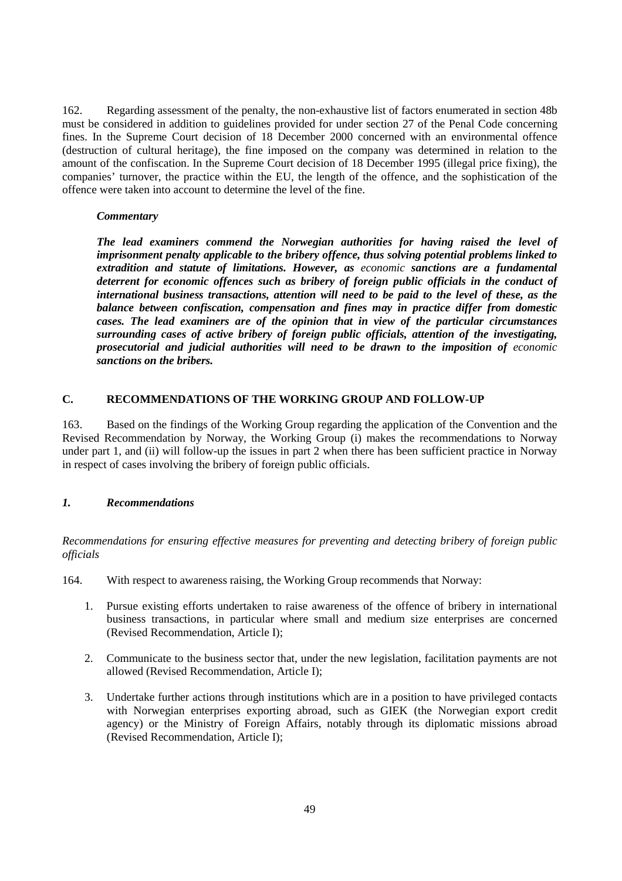162. Regarding assessment of the penalty, the non-exhaustive list of factors enumerated in section 48b must be considered in addition to guidelines provided for under section 27 of the Penal Code concerning fines. In the Supreme Court decision of 18 December 2000 concerned with an environmental offence (destruction of cultural heritage), the fine imposed on the company was determined in relation to the amount of the confiscation. In the Supreme Court decision of 18 December 1995 (illegal price fixing), the companies' turnover, the practice within the EU, the length of the offence, and the sophistication of the offence were taken into account to determine the level of the fine.

***Commentary***

***The lead examiners commend the Norwegian authorities for having raised the level of imprisonment penalty applicable to the bribery offence, thus solving potential problems linked to extradition and statute of limitations. However, as*** *economic* ***sanctions are a fundamental deterrent for economic offences such as bribery of foreign public officials in the conduct of international business transactions, attention will need to be paid to the level of these, as the balance between confiscation, compensation and fines may in practice differ from domestic cases. The lead examiners are of the opinion that in view of the particular circumstances surrounding cases of active bribery of foreign public officials, attention of the investigating, prosecutorial and judicial authorities will need to be drawn to the imposition of*** *economic* ***sanctions on the bribers.***

## C. RECOMMENDATIONS OF THE WORKING GROUP AND FOLLOW-UP

163. Based on the findings of the Working Group regarding the application of the Convention and the Revised Recommendation by Norway, the Working Group (i) makes the recommendations to Norway under part 1, and (ii) will follow-up the issues in part 2 when there has been sufficient practice in Norway in respect of cases involving the bribery of foreign public officials.

### *1. Recommendations*

*Recommendations for ensuring effective measures for preventing and detecting bribery of foreign public officials*

164. With respect to awareness raising, the Working Group recommends that Norway:

1. Pursue existing efforts undertaken to raise awareness of the offence of bribery in international business transactions, in particular where small and medium size enterprises are concerned (Revised Recommendation, Article I);
2. Communicate to the business sector that, under the new legislation, facilitation payments are not allowed (Revised Recommendation, Article I);
3. Undertake further actions through institutions which are in a position to have privileged contacts with Norwegian enterprises exporting abroad, such as GIEK (the Norwegian export credit agency) or the Ministry of Foreign Affairs, notably through its diplomatic missions abroad (Revised Recommendation, Article I);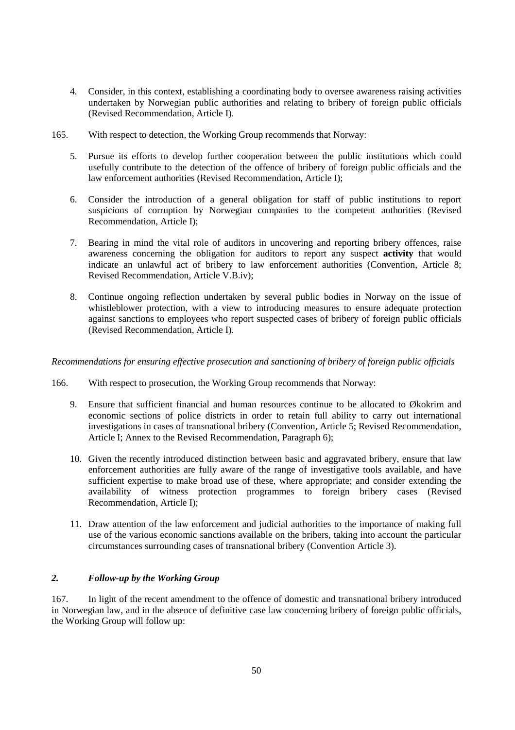4. Consider, in this context, establishing a coordinating body to oversee awareness raising activities undertaken by Norwegian public authorities and relating to bribery of foreign public officials (Revised Recommendation, Article I).

165. With respect to detection, the Working Group recommends that Norway:

5. Pursue its efforts to develop further cooperation between the public institutions which could usefully contribute to the detection of the offence of bribery of foreign public officials and the law enforcement authorities (Revised Recommendation, Article I);

6. Consider the introduction of a general obligation for staff of public institutions to report suspicions of corruption by Norwegian companies to the competent authorities (Revised Recommendation, Article I);

7. Bearing in mind the vital role of auditors in uncovering and reporting bribery offences, raise awareness concerning the obligation for auditors to report any suspect **activity** that would indicate an unlawful act of bribery to law enforcement authorities (Convention, Article 8; Revised Recommendation, Article V.B.iv);

8. Continue ongoing reflection undertaken by several public bodies in Norway on the issue of whistleblower protection, with a view to introducing measures to ensure adequate protection against sanctions to employees who report suspected cases of bribery of foreign public officials (Revised Recommendation, Article I).

*Recommendations for ensuring effective prosecution and sanctioning of bribery of foreign public officials*

166. With respect to prosecution, the Working Group recommends that Norway:

9. Ensure that sufficient financial and human resources continue to be allocated to Økokrim and economic sections of police districts in order to retain full ability to carry out international investigations in cases of transnational bribery (Convention, Article 5; Revised Recommendation, Article I; Annex to the Revised Recommendation, Paragraph 6);

10. Given the recently introduced distinction between basic and aggravated bribery, ensure that law enforcement authorities are fully aware of the range of investigative tools available, and have sufficient expertise to make broad use of these, where appropriate; and consider extending the availability of witness protection programmes to foreign bribery cases (Revised Recommendation, Article I);

11. Draw attention of the law enforcement and judicial authorities to the importance of making full use of the various economic sanctions available on the bribers, taking into account the particular circumstances surrounding cases of transnational bribery (Convention Article 3).

### *2. Follow-up by the Working Group*

167. In light of the recent amendment to the offence of domestic and transnational bribery introduced in Norwegian law, and in the absence of definitive case law concerning bribery of foreign public officials, the Working Group will follow up: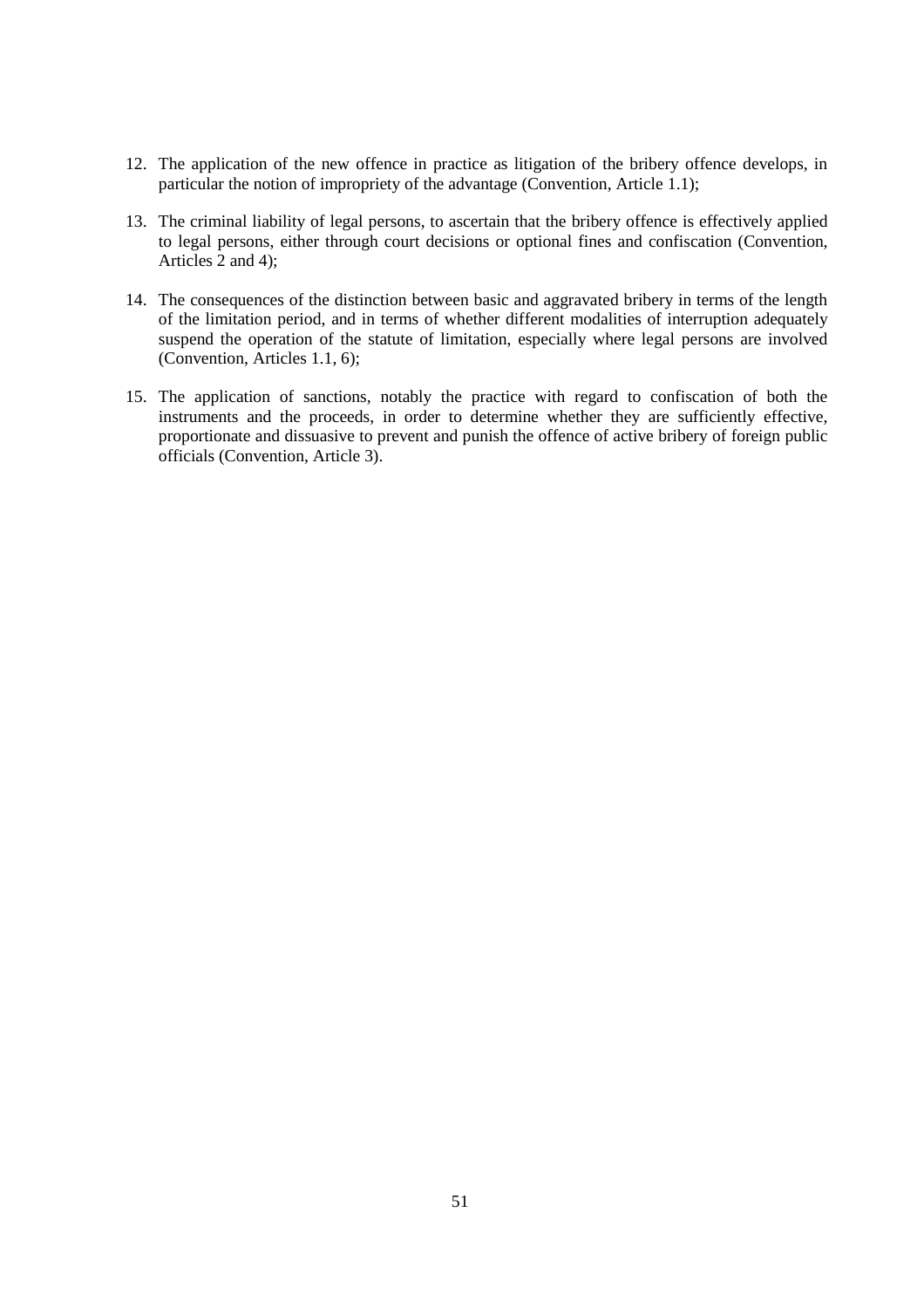12. The application of the new offence in practice as litigation of the bribery offence develops, in particular the notion of impropriety of the advantage (Convention, Article 1.1);

13. The criminal liability of legal persons, to ascertain that the bribery offence is effectively applied to legal persons, either through court decisions or optional fines and confiscation (Convention, Articles 2 and 4);

14. The consequences of the distinction between basic and aggravated bribery in terms of the length of the limitation period, and in terms of whether different modalities of interruption adequately suspend the operation of the statute of limitation, especially where legal persons are involved (Convention, Articles 1.1, 6);

15. The application of sanctions, notably the practice with regard to confiscation of both the instruments and the proceeds, in order to determine whether they are sufficiently effective, proportionate and dissuasive to prevent and punish the offence of active bribery of foreign public officials (Convention, Article 3).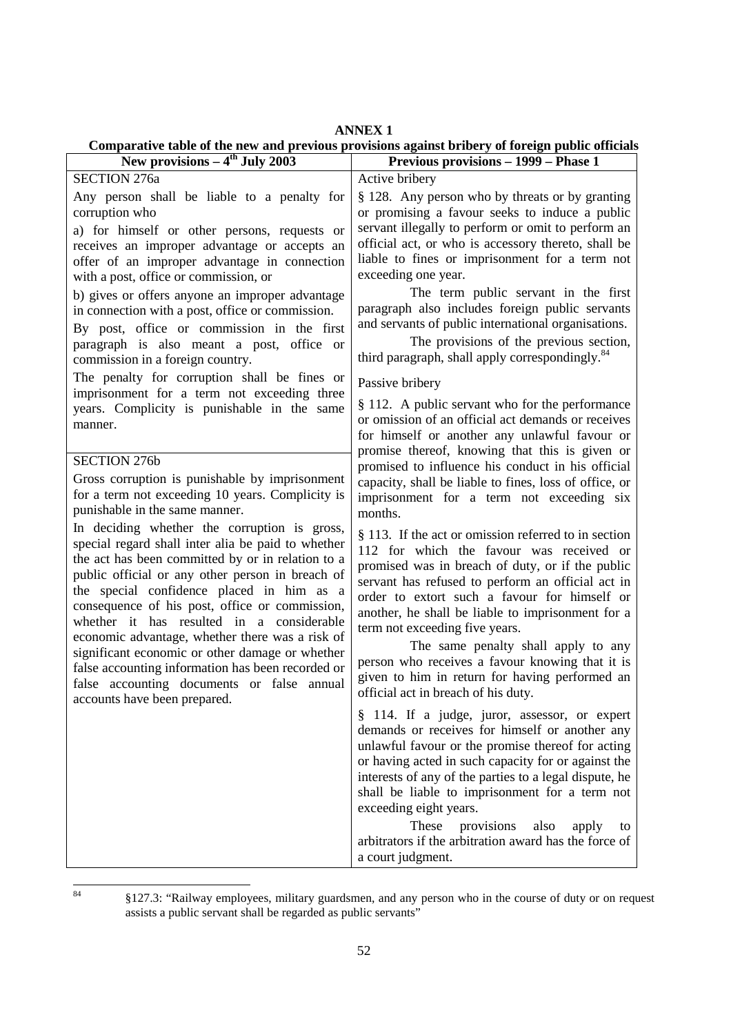**ANNEX 1**

**Comparative table of the new and previous provisions against bribery of foreign public officials**

| New provisions – 4th July 2003 | Previous provisions – 1999 – Phase 1 |
| --- | --- |
| SECTION 276a<br><br>Any person shall be liable to a penalty for corruption who<br><br>a) for himself or other persons, requests or receives an improper advantage or accepts an offer of an improper advantage in connection with a post, office or commission, or<br><br>b) gives or offers anyone an improper advantage in connection with a post, office or commission.<br><br>By post, office or commission in the first paragraph is also meant a post, office or commission in a foreign country.<br><br>The penalty for corruption shall be fines or imprisonment for a term not exceeding three years. Complicity is punishable in the same manner.<br><br>SECTION 276b<br><br>Gross corruption is punishable by imprisonment for a term not exceeding 10 years. Complicity is punishable in the same manner.<br><br>In deciding whether the corruption is gross, special regard shall inter alia be paid to whether the act has been committed by or in relation to a public official or any other person in breach of the special confidence placed in him as a consequence of his post, office or commission, whether it has resulted in a considerable economic advantage, whether there was a risk of significant economic or other damage or whether false accounting information has been recorded or false accounting documents or false annual accounts have been prepared. | Active bribery<br><br>§ 128. Any person who by threats or by granting or promising a favour seeks to induce a public servant illegally to perform or omit to perform an official act, or who is accessory thereto, shall be liable to fines or imprisonment for a term not exceeding one year.<br><br>The term public servant in the first paragraph also includes foreign public servants and servants of public international organisations.<br><br>The provisions of the previous section, third paragraph, shall apply correspondingly.[84]<br><br>Passive bribery<br><br>§ 112. A public servant who for the performance or omission of an official act demands or receives for himself or another any unlawful favour or promise thereof, knowing that this is given or promised to influence his conduct in his official capacity, shall be liable to fines, loss of office, or imprisonment for a term not exceeding six months.<br><br>§ 113. If the act or omission referred to in section 112 for which the favour was received or promised was in breach of duty, or if the public servant has refused to perform an official act in order to extort such a favour for himself or another, he shall be liable to imprisonment for a term not exceeding five years.<br><br>The same penalty shall apply to any person who receives a favour knowing that it is given to him in return for having performed an official act in breach of his duty.<br><br>§ 114. If a judge, juror, assessor, or expert demands or receives for himself or another any unlawful favour or the promise thereof for acting or having acted in such capacity for or against the interests of any of the parties to a legal dispute, he shall be liable to imprisonment for a term not exceeding eight years.<br><br>These provisions also apply to arbitrators if the arbitration award has the force of a court judgment. |

[84] §127.3: "Railway employees, military guardsmen, and any person who in the course of duty or on request assists a public servant shall be regarded as public servants"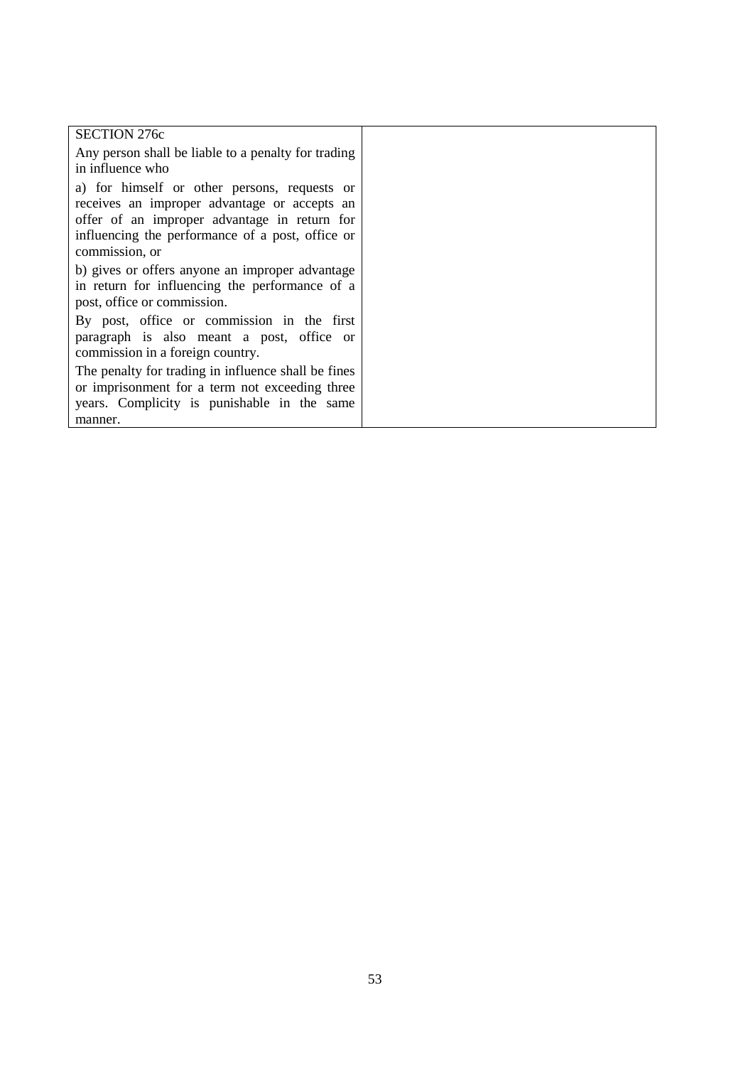| SECTION 276c<br>Any person shall be liable to a penalty for trading in influence who<br>a) for himself or other persons, requests or receives an improper advantage or accepts an offer of an improper advantage in return for influencing the performance of a post, office or commission, or<br>b) gives or offers anyone an improper advantage in return for influencing the performance of a post, office or commission.<br>By post, office or commission in the first paragraph is also meant a post, office or commission in a foreign country.<br>The penalty for trading in influence shall be fines or imprisonment for a term not exceeding three years. Complicity is punishable in the same manner. | |
|---|---|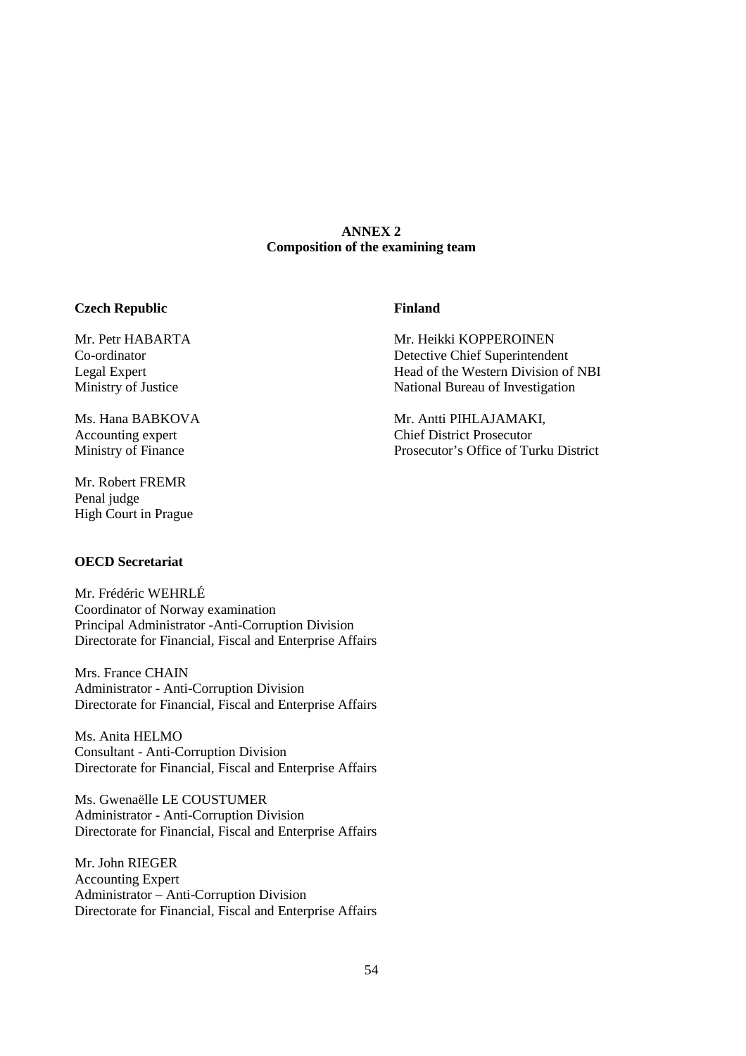**ANNEX 2**
**Composition of the examining team**

**Czech Republic**

Mr. Petr HABARTA
Co-ordinator
Legal Expert
Ministry of Justice

Ms. Hana BABKOVA
Accounting expert
Ministry of Finance

Mr. Robert FREMR
Penal judge
High Court in Prague

**Finland**

Mr. Heikki KOPPEROINEN
Detective Chief Superintendent
Head of the Western Division of NBI
National Bureau of Investigation

Mr. Antti PIHLAJAMAKI,
Chief District Prosecutor
Prosecutor's Office of Turku District

**OECD Secretariat**

Mr. Frédéric WEHRLÉ
Coordinator of Norway examination
Principal Administrator -Anti-Corruption Division
Directorate for Financial, Fiscal and Enterprise Affairs

Mrs. France CHAIN
Administrator - Anti-Corruption Division
Directorate for Financial, Fiscal and Enterprise Affairs

Ms. Anita HELMO
Consultant - Anti-Corruption Division
Directorate for Financial, Fiscal and Enterprise Affairs

Ms. Gwenaëlle LE COUSTUMER
Administrator - Anti-Corruption Division
Directorate for Financial, Fiscal and Enterprise Affairs

Mr. John RIEGER
Accounting Expert
Administrator – Anti-Corruption Division
Directorate for Financial, Fiscal and Enterprise Affairs